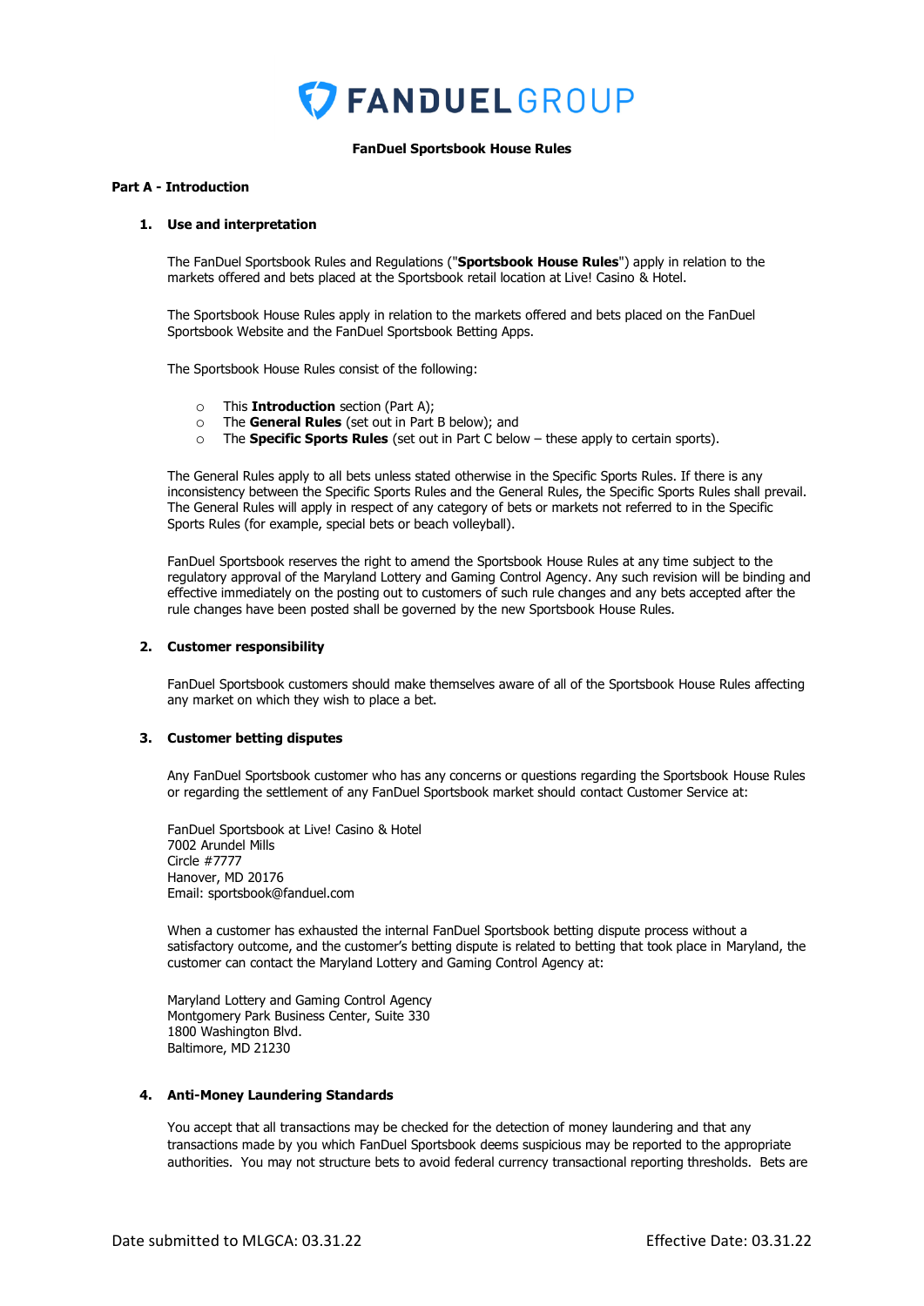FANDUEL GROUP

**FanDuel Sportsbook House Rules**

## Part A - Introduction

### 1. Use and interpretation

The FanDuel Sportsbook Rules and Regulations ("**Sportsbook House Rules**") apply in relation to the markets offered and bets placed at the Sportsbook retail location at Live! Casino & Hotel.

The Sportsbook House Rules apply in relation to the markets offered and bets placed on the FanDuel Sportsbook Website and the FanDuel Sportsbook Betting Apps.

The Sportsbook House Rules consist of the following:

- This **Introduction** section (Part A);
- The **General Rules** (set out in Part B below); and
- The **Specific Sports Rules** (set out in Part C below – these apply to certain sports).

The General Rules apply to all bets unless stated otherwise in the Specific Sports Rules. If there is any inconsistency between the Specific Sports Rules and the General Rules, the Specific Sports Rules shall prevail. The General Rules will apply in respect of any category of bets or markets not referred to in the Specific Sports Rules (for example, special bets or beach volleyball).

FanDuel Sportsbook reserves the right to amend the Sportsbook House Rules at any time subject to the regulatory approval of the Maryland Lottery and Gaming Control Agency. Any such revision will be binding and effective immediately on the posting out to customers of such rule changes and any bets accepted after the rule changes have been posted shall be governed by the new Sportsbook House Rules.

### 2. Customer responsibility

FanDuel Sportsbook customers should make themselves aware of all of the Sportsbook House Rules affecting any market on which they wish to place a bet.

### 3. Customer betting disputes

Any FanDuel Sportsbook customer who has any concerns or questions regarding the Sportsbook House Rules or regarding the settlement of any FanDuel Sportsbook market should contact Customer Service at:

FanDuel Sportsbook at Live! Casino & Hotel
7002 Arundel Mills
Circle #7777
Hanover, MD 20176
Email: sportsbook@fanduel.com

When a customer has exhausted the internal FanDuel Sportsbook betting dispute process without a satisfactory outcome, and the customer's betting dispute is related to betting that took place in Maryland, the customer can contact the Maryland Lottery and Gaming Control Agency at:

Maryland Lottery and Gaming Control Agency
Montgomery Park Business Center, Suite 330
1800 Washington Blvd.
Baltimore, MD 21230

### 4. Anti-Money Laundering Standards

You accept that all transactions may be checked for the detection of money laundering and that any transactions made by you which FanDuel Sportsbook deems suspicious may be reported to the appropriate authorities. You may not structure bets to avoid federal currency transactional reporting thresholds. Bets are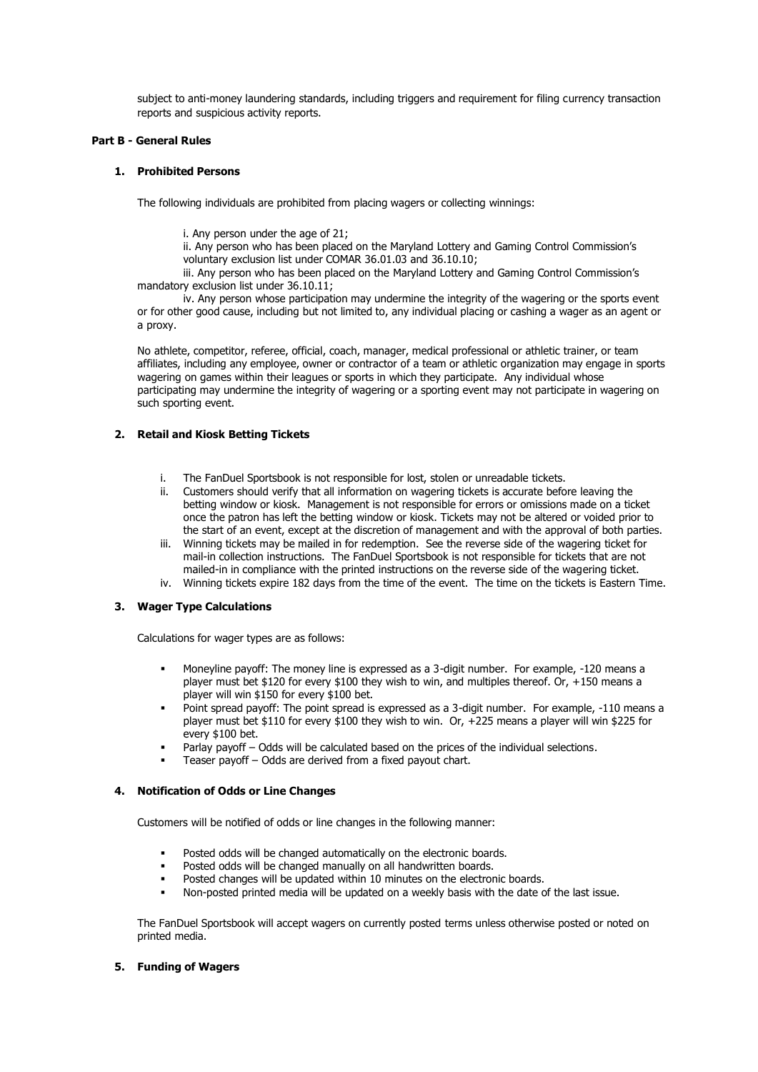subject to anti-money laundering standards, including triggers and requirement for filing currency transaction reports and suspicious activity reports.

**Part B - General Rules**

**1. Prohibited Persons**

The following individuals are prohibited from placing wagers or collecting winnings:

i. Any person under the age of 21;
ii. Any person who has been placed on the Maryland Lottery and Gaming Control Commission's voluntary exclusion list under COMAR 36.01.03 and 36.10.10;
iii. Any person who has been placed on the Maryland Lottery and Gaming Control Commission's mandatory exclusion list under 36.10.11;
iv. Any person whose participation may undermine the integrity of the wagering or the sports event or for other good cause, including but not limited to, any individual placing or cashing a wager as an agent or a proxy.

No athlete, competitor, referee, official, coach, manager, medical professional or athletic trainer, or team affiliates, including any employee, owner or contractor of a team or athletic organization may engage in sports wagering on games within their leagues or sports in which they participate. Any individual whose participating may undermine the integrity of wagering or a sporting event may not participate in wagering on such sporting event.

**2. Retail and Kiosk Betting Tickets**

i. The FanDuel Sportsbook is not responsible for lost, stolen or unreadable tickets.
ii. Customers should verify that all information on wagering tickets is accurate before leaving the betting window or kiosk. Management is not responsible for errors or omissions made on a ticket once the patron has left the betting window or kiosk. Tickets may not be altered or voided prior to the start of an event, except at the discretion of management and with the approval of both parties.
iii. Winning tickets may be mailed in for redemption. See the reverse side of the wagering ticket for mail-in collection instructions. The FanDuel Sportsbook is not responsible for tickets that are not mailed-in in compliance with the printed instructions on the reverse side of the wagering ticket.
iv. Winning tickets expire 182 days from the time of the event. The time on the tickets is Eastern Time.

**3. Wager Type Calculations**

Calculations for wager types are as follows:

- Moneyline payoff: The money line is expressed as a 3-digit number. For example, -120 means a player must bet $120 for every $100 they wish to win, and multiples thereof. Or, +150 means a player will win $150 for every $100 bet.
- Point spread payoff: The point spread is expressed as a 3-digit number. For example, -110 means a player must bet $110 for every $100 they wish to win. Or, +225 means a player will win $225 for every $100 bet.
- Parlay payoff – Odds will be calculated based on the prices of the individual selections.
- Teaser payoff – Odds are derived from a fixed payout chart.

**4. Notification of Odds or Line Changes**

Customers will be notified of odds or line changes in the following manner:

- Posted odds will be changed automatically on the electronic boards.
- Posted odds will be changed manually on all handwritten boards.
- Posted changes will be updated within 10 minutes on the electronic boards.
- Non-posted printed media will be updated on a weekly basis with the date of the last issue.

The FanDuel Sportsbook will accept wagers on currently posted terms unless otherwise posted or noted on printed media.

**5. Funding of Wagers**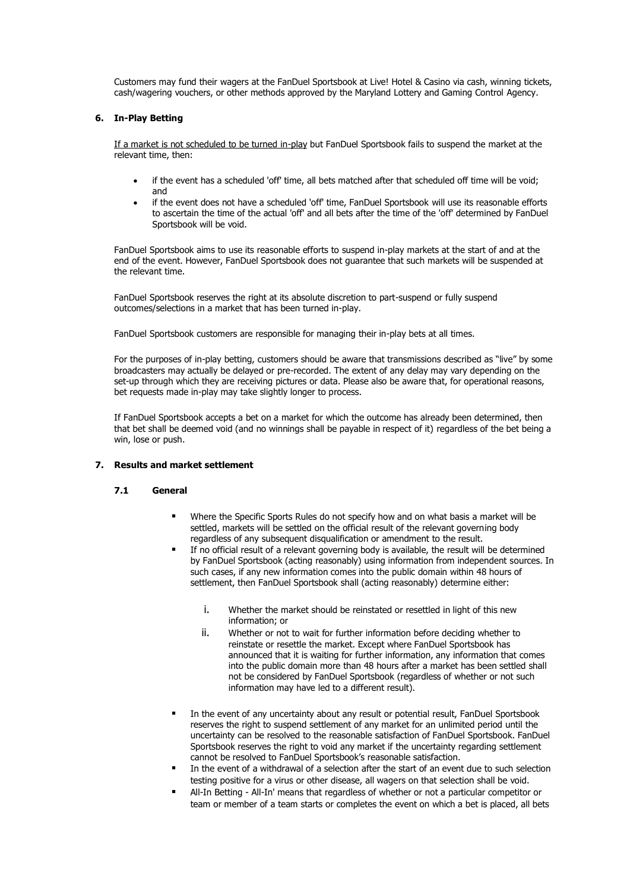Customers may fund their wagers at the FanDuel Sportsbook at Live! Hotel & Casino via cash, winning tickets, cash/wagering vouchers, or other methods approved by the Maryland Lottery and Gaming Control Agency.

## 6. In-Play Betting

<u>If a market is not scheduled to be turned in-play</u> but FanDuel Sportsbook fails to suspend the market at the relevant time, then:

- if the event has a scheduled 'off' time, all bets matched after that scheduled off time will be void; and
- if the event does not have a scheduled 'off' time, FanDuel Sportsbook will use its reasonable efforts to ascertain the time of the actual 'off' and all bets after the time of the 'off' determined by FanDuel Sportsbook will be void.

FanDuel Sportsbook aims to use its reasonable efforts to suspend in-play markets at the start of and at the end of the event. However, FanDuel Sportsbook does not guarantee that such markets will be suspended at the relevant time.

FanDuel Sportsbook reserves the right at its absolute discretion to part-suspend or fully suspend outcomes/selections in a market that has been turned in-play.

FanDuel Sportsbook customers are responsible for managing their in-play bets at all times.

For the purposes of in-play betting, customers should be aware that transmissions described as "live" by some broadcasters may actually be delayed or pre-recorded. The extent of any delay may vary depending on the set-up through which they are receiving pictures or data. Please also be aware that, for operational reasons, bet requests made in-play may take slightly longer to process.

If FanDuel Sportsbook accepts a bet on a market for which the outcome has already been determined, then that bet shall be deemed void (and no winnings shall be payable in respect of it) regardless of the bet being a win, lose or push.

## 7. Results and market settlement

### 7.1 General

- Where the Specific Sports Rules do not specify how and on what basis a market will be settled, markets will be settled on the official result of the relevant governing body regardless of any subsequent disqualification or amendment to the result.
- If no official result of a relevant governing body is available, the result will be determined by FanDuel Sportsbook (acting reasonably) using information from independent sources. In such cases, if any new information comes into the public domain within 48 hours of settlement, then FanDuel Sportsbook shall (acting reasonably) determine either:
  - i. Whether the market should be reinstated or resettled in light of this new information; or
  - ii. Whether or not to wait for further information before deciding whether to reinstate or resettle the market. Except where FanDuel Sportsbook has announced that it is waiting for further information, any information that comes into the public domain more than 48 hours after a market has been settled shall not be considered by FanDuel Sportsbook (regardless of whether or not such information may have led to a different result).
- In the event of any uncertainty about any result or potential result, FanDuel Sportsbook reserves the right to suspend settlement of any market for an unlimited period until the uncertainty can be resolved to the reasonable satisfaction of FanDuel Sportsbook. FanDuel Sportsbook reserves the right to void any market if the uncertainty regarding settlement cannot be resolved to FanDuel Sportsbook's reasonable satisfaction.
- In the event of a withdrawal of a selection after the start of an event due to such selection testing positive for a virus or other disease, all wagers on that selection shall be void.
- All-In Betting - All-In' means that regardless of whether or not a particular competitor or team or member of a team starts or completes the event on which a bet is placed, all bets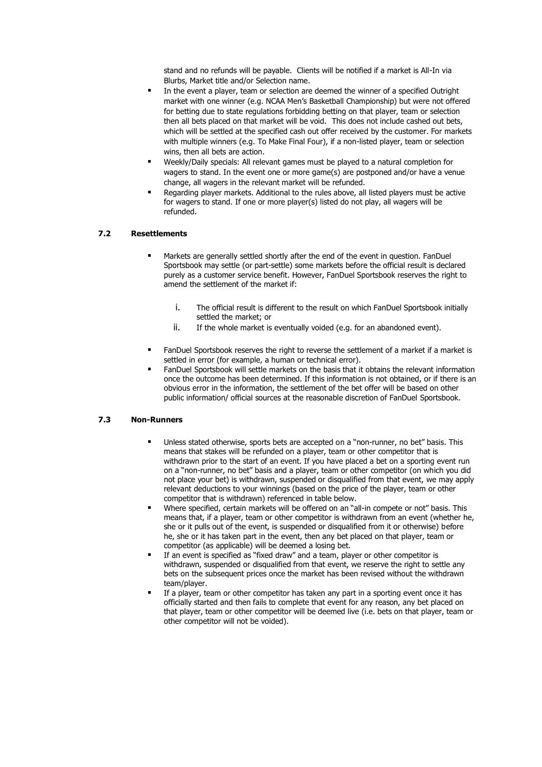stand and no refunds will be payable. Clients will be notified if a market is All-In via Blurbs, Market title and/or Selection name.

- In the event a player, team or selection are deemed the winner of a specified Outright market with one winner (e.g. NCAA Men's Basketball Championship) but were not offered for betting due to state regulations forbidding betting on that player, team or selection then all bets placed on that market will be void. This does not include cashed out bets, which will be settled at the specified cash out offer received by the customer. For markets with multiple winners (e.g. To Make Final Four), if a non-listed player, team or selection wins, then all bets are action.
- Weekly/Daily specials: All relevant games must be played to a natural completion for wagers to stand. In the event one or more game(s) are postponed and/or have a venue change, all wagers in the relevant market will be refunded.
- Regarding player markets. Additional to the rules above, all listed players must be active for wagers to stand. If one or more player(s) listed do not play, all wagers will be refunded.

### 7.2 Resettlements

- Markets are generally settled shortly after the end of the event in question. FanDuel Sportsbook may settle (or part-settle) some markets before the official result is declared purely as a customer service benefit. However, FanDuel Sportsbook reserves the right to amend the settlement of the market if:

  i. The official result is different to the result on which FanDuel Sportsbook initially settled the market; or
  ii. If the whole market is eventually voided (e.g. for an abandoned event).

- FanDuel Sportsbook reserves the right to reverse the settlement of a market if a market is settled in error (for example, a human or technical error).
- FanDuel Sportsbook will settle markets on the basis that it obtains the relevant information once the outcome has been determined. If this information is not obtained, or if there is an obvious error in the information, the settlement of the bet offer will be based on other public information/ official sources at the reasonable discretion of FanDuel Sportsbook.

### 7.3 Non-Runners

- Unless stated otherwise, sports bets are accepted on a "non-runner, no bet" basis. This means that stakes will be refunded on a player, team or other competitor that is withdrawn prior to the start of an event. If you have placed a bet on a sporting event run on a "non-runner, no bet" basis and a player, team or other competitor (on which you did not place your bet) is withdrawn, suspended or disqualified from that event, we may apply relevant deductions to your winnings (based on the price of the player, team or other competitor that is withdrawn) referenced in table below.
- Where specified, certain markets will be offered on an "all-in compete or not" basis. This means that, if a player, team or other competitor is withdrawn from an event (whether he, she or it pulls out of the event, is suspended or disqualified from it or otherwise) before he, she or it has taken part in the event, then any bet placed on that player, team or competitor (as applicable) will be deemed a losing bet.
- If an event is specified as "fixed draw" and a team, player or other competitor is withdrawn, suspended or disqualified from that event, we reserve the right to settle any bets on the subsequent prices once the market has been revised without the withdrawn team/player.
- If a player, team or other competitor has taken any part in a sporting event once it has officially started and then fails to complete that event for any reason, any bet placed on that player, team or other competitor will be deemed live (i.e. bets on that player, team or other competitor will not be voided).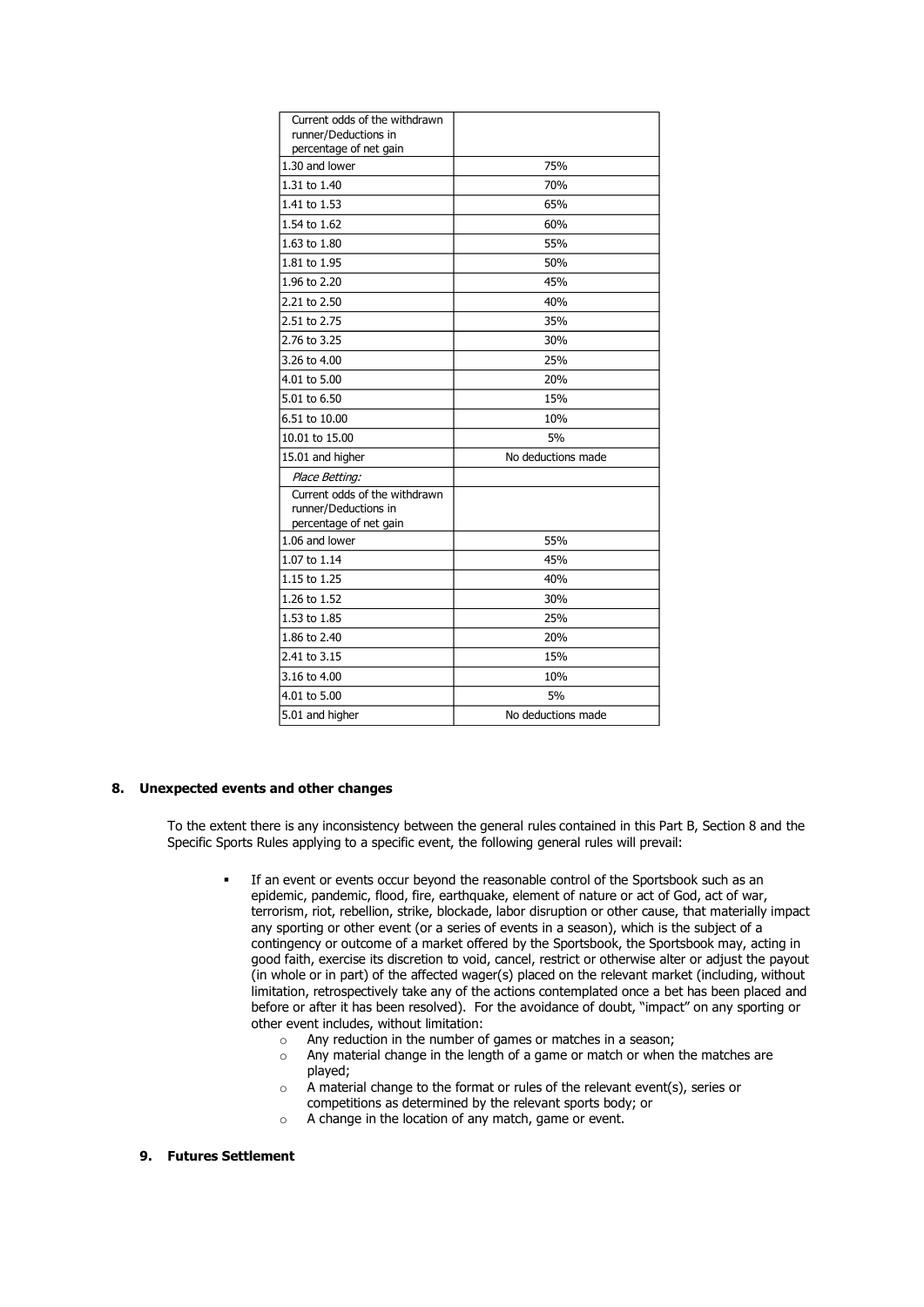| Current odds of the withdrawn runner/Deductions in percentage of net gain | |
|---|---|
| 1.30 and lower | 75% |
| 1.31 to 1.40 | 70% |
| 1.41 to 1.53 | 65% |
| 1.54 to 1.62 | 60% |
| 1.63 to 1.80 | 55% |
| 1.81 to 1.95 | 50% |
| 1.96 to 2.20 | 45% |
| 2.21 to 2.50 | 40% |
| 2.51 to 2.75 | 35% |
| 2.76 to 3.25 | 30% |
| 3.26 to 4.00 | 25% |
| 4.01 to 5.00 | 20% |
| 5.01 to 6.50 | 15% |
| 6.51 to 10.00 | 10% |
| 10.01 to 15.00 | 5% |
| 15.01 and higher | No deductions made |
| *Place Betting:* | |
| Current odds of the withdrawn runner/Deductions in percentage of net gain | |
| 1.06 and lower | 55% |
| 1.07 to 1.14 | 45% |
| 1.15 to 1.25 | 40% |
| 1.26 to 1.52 | 30% |
| 1.53 to 1.85 | 25% |
| 1.86 to 2.40 | 20% |
| 2.41 to 3.15 | 15% |
| 3.16 to 4.00 | 10% |
| 4.01 to 5.00 | 5% |
| 5.01 and higher | No deductions made |

## 8. Unexpected events and other changes

To the extent there is any inconsistency between the general rules contained in this Part B, Section 8 and the Specific Sports Rules applying to a specific event, the following general rules will prevail:

- If an event or events occur beyond the reasonable control of the Sportsbook such as an epidemic, pandemic, flood, fire, earthquake, element of nature or act of God, act of war, terrorism, riot, rebellion, strike, blockade, labor disruption or other cause, that materially impact any sporting or other event (or a series of events in a season), which is the subject of a contingency or outcome of a market offered by the Sportsbook, the Sportsbook may, acting in good faith, exercise its discretion to void, cancel, restrict or otherwise alter or adjust the payout (in whole or in part) of the affected wager(s) placed on the relevant market (including, without limitation, retrospectively take any of the actions contemplated once a bet has been placed and before or after it has been resolved). For the avoidance of doubt, "impact" on any sporting or other event includes, without limitation:
  - Any reduction in the number of games or matches in a season;
  - Any material change in the length of a game or match or when the matches are played;
  - A material change to the format or rules of the relevant event(s), series or competitions as determined by the relevant sports body; or
  - A change in the location of any match, game or event.

## 9. Futures Settlement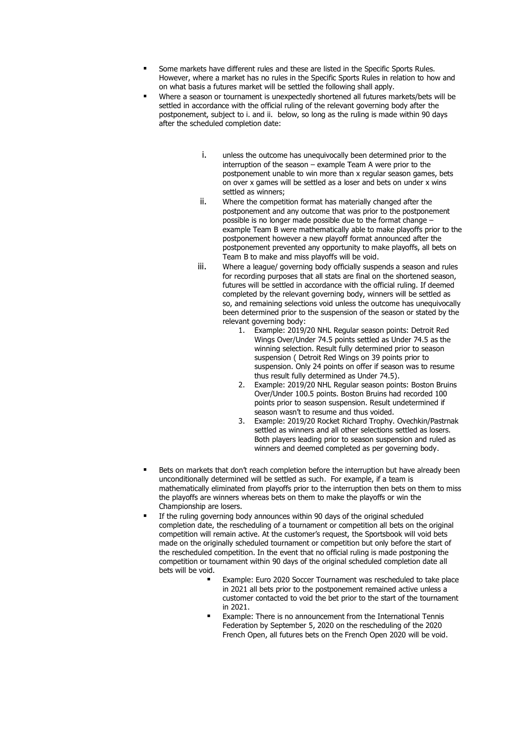- Some markets have different rules and these are listed in the Specific Sports Rules. However, where a market has no rules in the Specific Sports Rules in relation to how and on what basis a futures market will be settled the following shall apply.
- Where a season or tournament is unexpectedly shortened all futures markets/bets will be settled in accordance with the official ruling of the relevant governing body after the postponement, subject to i. and ii. below, so long as the ruling is made within 90 days after the scheduled completion date:

    i. unless the outcome has unequivocally been determined prior to the interruption of the season – example Team A were prior to the postponement unable to win more than x regular season games, bets on over x games will be settled as a loser and bets on under x wins settled as winners;

    ii. Where the competition format has materially changed after the postponement and any outcome that was prior to the postponement possible is no longer made possible due to the format change – example Team B were mathematically able to make playoffs prior to the postponement however a new playoff format announced after the postponement prevented any opportunity to make playoffs, all bets on Team B to make and miss playoffs will be void.

    iii. Where a league/ governing body officially suspends a season and rules for recording purposes that all stats are final on the shortened season, futures will be settled in accordance with the official ruling. If deemed completed by the relevant governing body, winners will be settled as so, and remaining selections void unless the outcome has unequivocally been determined prior to the suspension of the season or stated by the relevant governing body:

        1. Example: 2019/20 NHL Regular season points: Detroit Red Wings Over/Under 74.5 points settled as Under 74.5 as the winning selection. Result fully determined prior to season suspension ( Detroit Red Wings on 39 points prior to suspension. Only 24 points on offer if season was to resume thus result fully determined as Under 74.5).
        2. Example: 2019/20 NHL Regular season points: Boston Bruins Over/Under 100.5 points. Boston Bruins had recorded 100 points prior to season suspension. Result undetermined if season wasn't to resume and thus voided.
        3. Example: 2019/20 Rocket Richard Trophy. Ovechkin/Pastrnak settled as winners and all other selections settled as losers. Both players leading prior to season suspension and ruled as winners and deemed completed as per governing body.

- Bets on markets that don't reach completion before the interruption but have already been unconditionally determined will be settled as such. For example, if a team is mathematically eliminated from playoffs prior to the interruption then bets on them to miss the playoffs are winners whereas bets on them to make the playoffs or win the Championship are losers.
- If the ruling governing body announces within 90 days of the original scheduled completion date, the rescheduling of a tournament or competition all bets on the original competition will remain active. At the customer's request, the Sportsbook will void bets made on the originally scheduled tournament or competition but only before the start of the rescheduled competition. In the event that no official ruling is made postponing the competition or tournament within 90 days of the original scheduled completion date all bets will be void.
    - Example: Euro 2020 Soccer Tournament was rescheduled to take place in 2021 all bets prior to the postponement remained active unless a customer contacted to void the bet prior to the start of the tournament in 2021.
    - Example: There is no announcement from the International Tennis Federation by September 5, 2020 on the rescheduling of the 2020 French Open, all futures bets on the French Open 2020 will be void.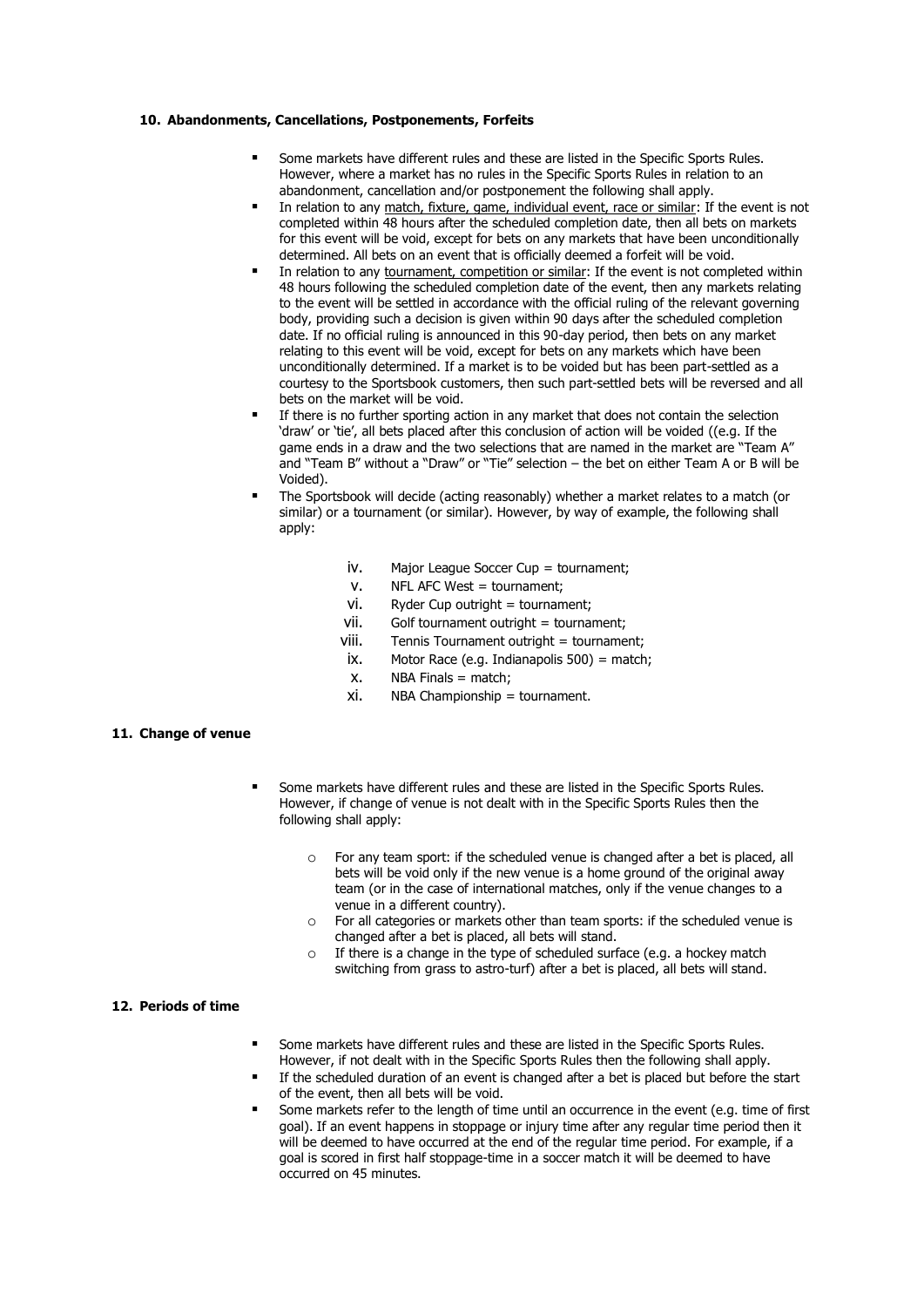## 10. Abandonments, Cancellations, Postponements, Forfeits

- Some markets have different rules and these are listed in the Specific Sports Rules. However, where a market has no rules in the Specific Sports Rules in relation to an abandonment, cancellation and/or postponement the following shall apply.
- In relation to any match, fixture, game, individual event, race or similar: If the event is not completed within 48 hours after the scheduled completion date, then all bets on markets for this event will be void, except for bets on any markets that have been unconditionally determined. All bets on an event that is officially deemed a forfeit will be void.
- In relation to any tournament, competition or similar: If the event is not completed within 48 hours following the scheduled completion date of the event, then any markets relating to the event will be settled in accordance with the official ruling of the relevant governing body, providing such a decision is given within 90 days after the scheduled completion date. If no official ruling is announced in this 90-day period, then bets on any market relating to this event will be void, except for bets on any markets which have been unconditionally determined. If a market is to be voided but has been part-settled as a courtesy to the Sportsbook customers, then such part-settled bets will be reversed and all bets on the market will be void.
- If there is no further sporting action in any market that does not contain the selection 'draw' or 'tie', all bets placed after this conclusion of action will be voided ((e.g. If the game ends in a draw and the two selections that are named in the market are "Team A" and "Team B" without a "Draw" or "Tie" selection – the bet on either Team A or B will be Voided).
- The Sportsbook will decide (acting reasonably) whether a market relates to a match (or similar) or a tournament (or similar). However, by way of example, the following shall apply:

  iv. Major League Soccer Cup = tournament;
  v. NFL AFC West = tournament;
  vi. Ryder Cup outright = tournament;
  vii. Golf tournament outright = tournament;
  viii. Tennis Tournament outright = tournament;
  ix. Motor Race (e.g. Indianapolis 500) = match;
  x. NBA Finals = match;
  xi. NBA Championship = tournament.

## 11. Change of venue

- Some markets have different rules and these are listed in the Specific Sports Rules. However, if change of venue is not dealt with in the Specific Sports Rules then the following shall apply:
  - For any team sport: if the scheduled venue is changed after a bet is placed, all bets will be void only if the new venue is a home ground of the original away team (or in the case of international matches, only if the venue changes to a venue in a different country).
  - For all categories or markets other than team sports: if the scheduled venue is changed after a bet is placed, all bets will stand.
  - If there is a change in the type of scheduled surface (e.g. a hockey match switching from grass to astro-turf) after a bet is placed, all bets will stand.

## 12. Periods of time

- Some markets have different rules and these are listed in the Specific Sports Rules. However, if not dealt with in the Specific Sports Rules then the following shall apply.
- If the scheduled duration of an event is changed after a bet is placed but before the start of the event, then all bets will be void.
- Some markets refer to the length of time until an occurrence in the event (e.g. time of first goal). If an event happens in stoppage or injury time after any regular time period then it will be deemed to have occurred at the end of the regular time period. For example, if a goal is scored in first half stoppage-time in a soccer match it will be deemed to have occurred on 45 minutes.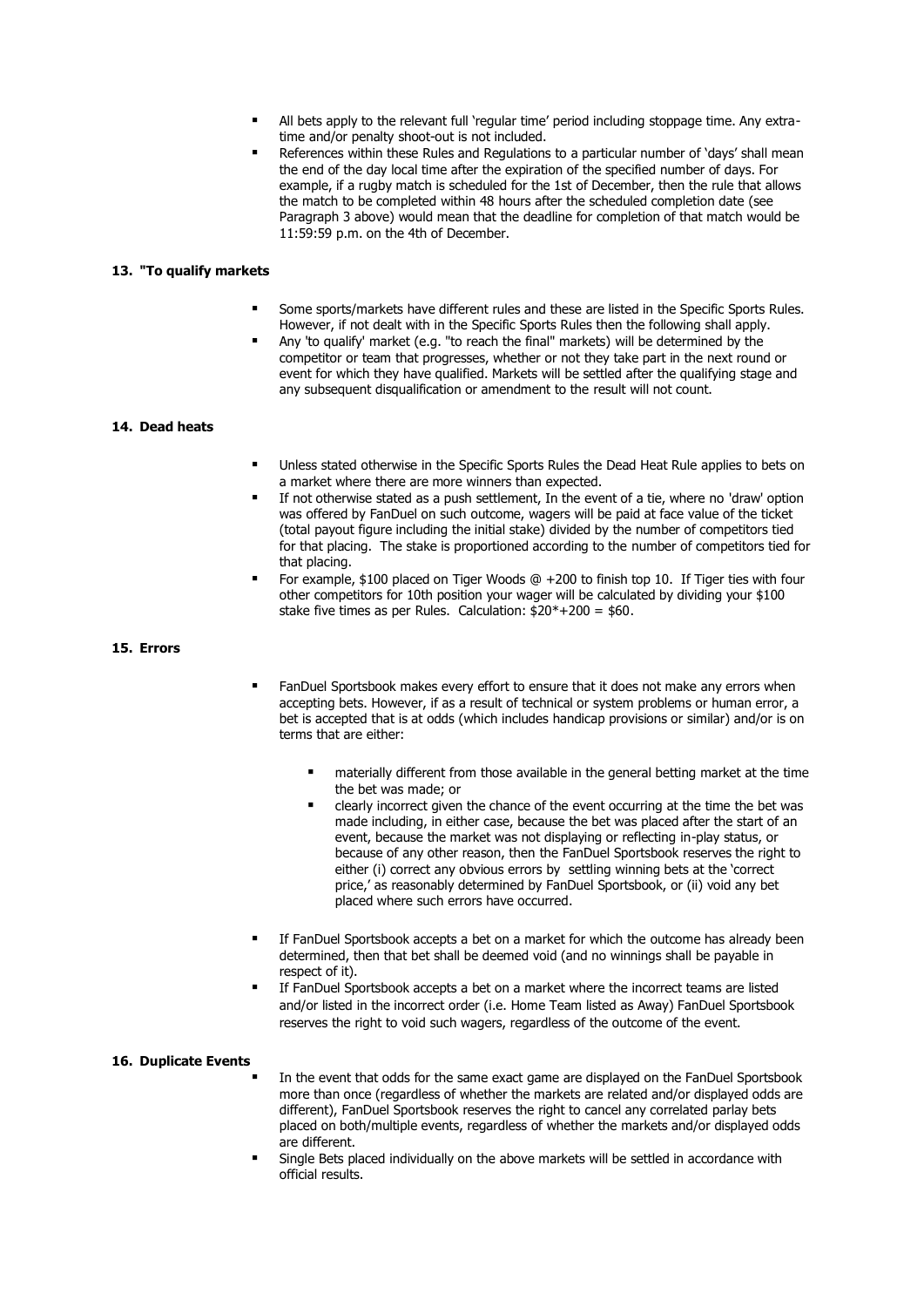- All bets apply to the relevant full 'regular time' period including stoppage time. Any extra-time and/or penalty shoot-out is not included.
- References within these Rules and Regulations to a particular number of 'days' shall mean the end of the day local time after the expiration of the specified number of days. For example, if a rugby match is scheduled for the 1st of December, then the rule that allows the match to be completed within 48 hours after the scheduled completion date (see Paragraph 3 above) would mean that the deadline for completion of that match would be 11:59:59 p.m. on the 4th of December.

### 13. "To qualify markets

- Some sports/markets have different rules and these are listed in the Specific Sports Rules. However, if not dealt with in the Specific Sports Rules then the following shall apply.
- Any 'to qualify' market (e.g. "to reach the final" markets) will be determined by the competitor or team that progresses, whether or not they take part in the next round or event for which they have qualified. Markets will be settled after the qualifying stage and any subsequent disqualification or amendment to the result will not count.

### 14. Dead heats

- Unless stated otherwise in the Specific Sports Rules the Dead Heat Rule applies to bets on a market where there are more winners than expected.
- If not otherwise stated as a push settlement, In the event of a tie, where no 'draw' option was offered by FanDuel on such outcome, wagers will be paid at face value of the ticket (total payout figure including the initial stake) divided by the number of competitors tied for that placing. The stake is proportioned according to the number of competitors tied for that placing.
- For example, $100 placed on Tiger Woods @ +200 to finish top 10. If Tiger ties with four other competitors for 10th position your wager will be calculated by dividing your $100 stake five times as per Rules. Calculation: $20*+200 = $60.

### 15. Errors

- FanDuel Sportsbook makes every effort to ensure that it does not make any errors when accepting bets. However, if as a result of technical or system problems or human error, a bet is accepted that is at odds (which includes handicap provisions or similar) and/or is on terms that are either:
  - materially different from those available in the general betting market at the time the bet was made; or
  - clearly incorrect given the chance of the event occurring at the time the bet was made including, in either case, because the bet was placed after the start of an event, because the market was not displaying or reflecting in-play status, or because of any other reason, then the FanDuel Sportsbook reserves the right to either (i) correct any obvious errors by settling winning bets at the 'correct price,' as reasonably determined by FanDuel Sportsbook, or (ii) void any bet placed where such errors have occurred.
- If FanDuel Sportsbook accepts a bet on a market for which the outcome has already been determined, then that bet shall be deemed void (and no winnings shall be payable in respect of it).
- If FanDuel Sportsbook accepts a bet on a market where the incorrect teams are listed and/or listed in the incorrect order (i.e. Home Team listed as Away) FanDuel Sportsbook reserves the right to void such wagers, regardless of the outcome of the event.

### 16. Duplicate Events

- In the event that odds for the same exact game are displayed on the FanDuel Sportsbook more than once (regardless of whether the markets are related and/or displayed odds are different), FanDuel Sportsbook reserves the right to cancel any correlated parlay bets placed on both/multiple events, regardless of whether the markets and/or displayed odds are different.
- Single Bets placed individually on the above markets will be settled in accordance with official results.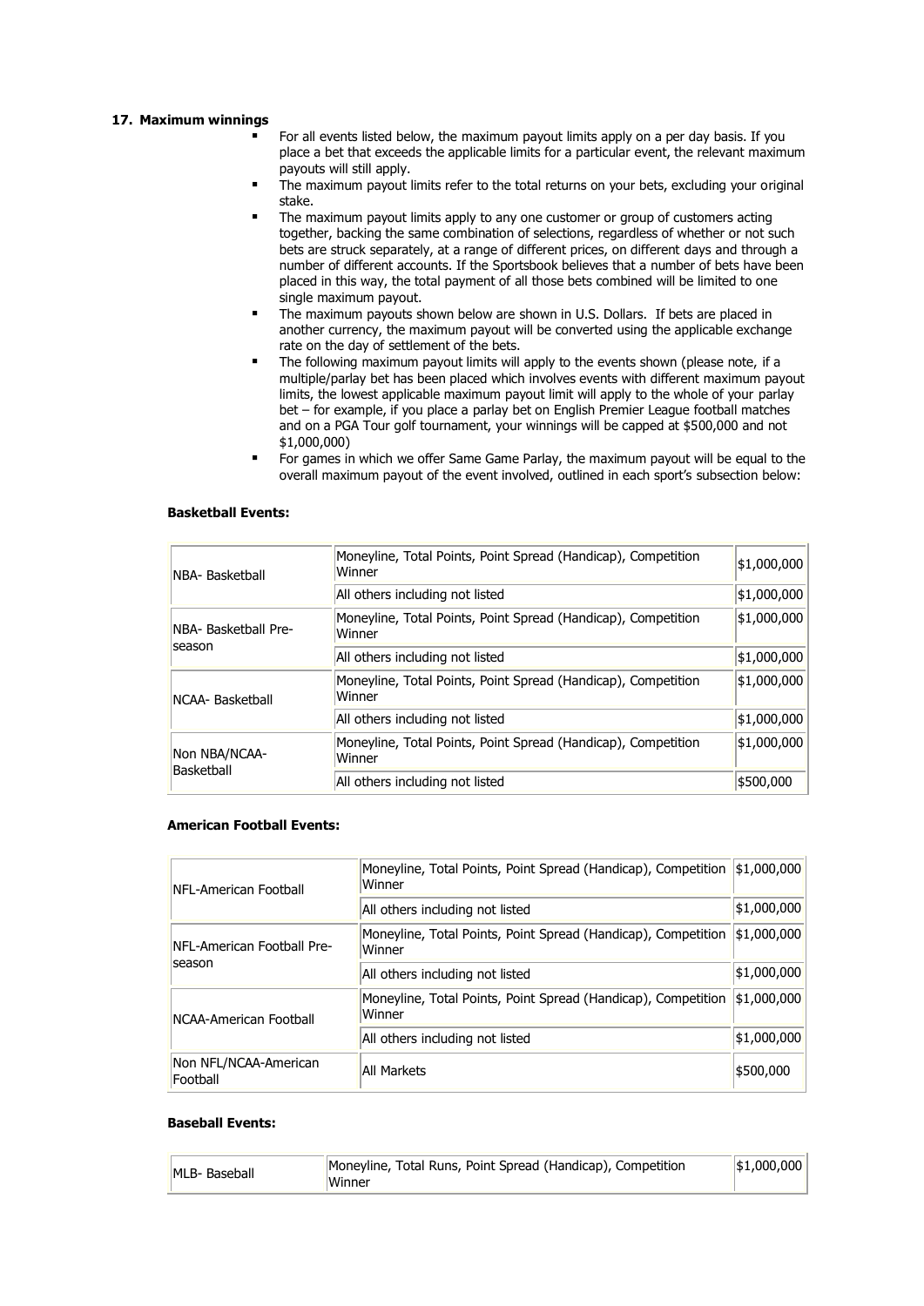**17. Maximum winnings**

- For all events listed below, the maximum payout limits apply on a per day basis. If you place a bet that exceeds the applicable limits for a particular event, the relevant maximum payouts will still apply.
- The maximum payout limits refer to the total returns on your bets, excluding your original stake.
- The maximum payout limits apply to any one customer or group of customers acting together, backing the same combination of selections, regardless of whether or not such bets are struck separately, at a range of different prices, on different days and through a number of different accounts. If the Sportsbook believes that a number of bets have been placed in this way, the total payment of all those bets combined will be limited to one single maximum payout.
- The maximum payouts shown below are shown in U.S. Dollars. If bets are placed in another currency, the maximum payout will be converted using the applicable exchange rate on the day of settlement of the bets.
- The following maximum payout limits will apply to the events shown (please note, if a multiple/parlay bet has been placed which involves events with different maximum payout limits, the lowest applicable maximum payout limit will apply to the whole of your parlay bet – for example, if you place a parlay bet on English Premier League football matches and on a PGA Tour golf tournament, your winnings will be capped at $500,000 and not $1,000,000)
- For games in which we offer Same Game Parlay, the maximum payout will be equal to the overall maximum payout of the event involved, outlined in each sport's subsection below:

**Basketball Events:**

| | | |
|---|---|---|
| NBA- Basketball | Moneyline, Total Points, Point Spread (Handicap), Competition Winner | $1,000,000 |
| | All others including not listed | $1,000,000 |
| NBA- Basketball Pre-season | Moneyline, Total Points, Point Spread (Handicap), Competition Winner | $1,000,000 |
| | All others including not listed | $1,000,000 |
| NCAA- Basketball | Moneyline, Total Points, Point Spread (Handicap), Competition Winner | $1,000,000 |
| | All others including not listed | $1,000,000 |
| Non NBA/NCAA-Basketball | Moneyline, Total Points, Point Spread (Handicap), Competition Winner | $1,000,000 |
| | All others including not listed | $500,000 |

**American Football Events:**

| | | |
|---|---|---|
| NFL-American Football | Moneyline, Total Points, Point Spread (Handicap), Competition Winner | $1,000,000 |
| | All others including not listed | $1,000,000 |
| NFL-American Football Pre-season | Moneyline, Total Points, Point Spread (Handicap), Competition Winner | $1,000,000 |
| | All others including not listed | $1,000,000 |
| NCAA-American Football | Moneyline, Total Points, Point Spread (Handicap), Competition Winner | $1,000,000 |
| | All others including not listed | $1,000,000 |
| Non NFL/NCAA-American Football | All Markets | $500,000 |

**Baseball Events:**

| | | |
|---|---|---|
| MLB- Baseball | Moneyline, Total Runs, Point Spread (Handicap), Competition Winner | $1,000,000 |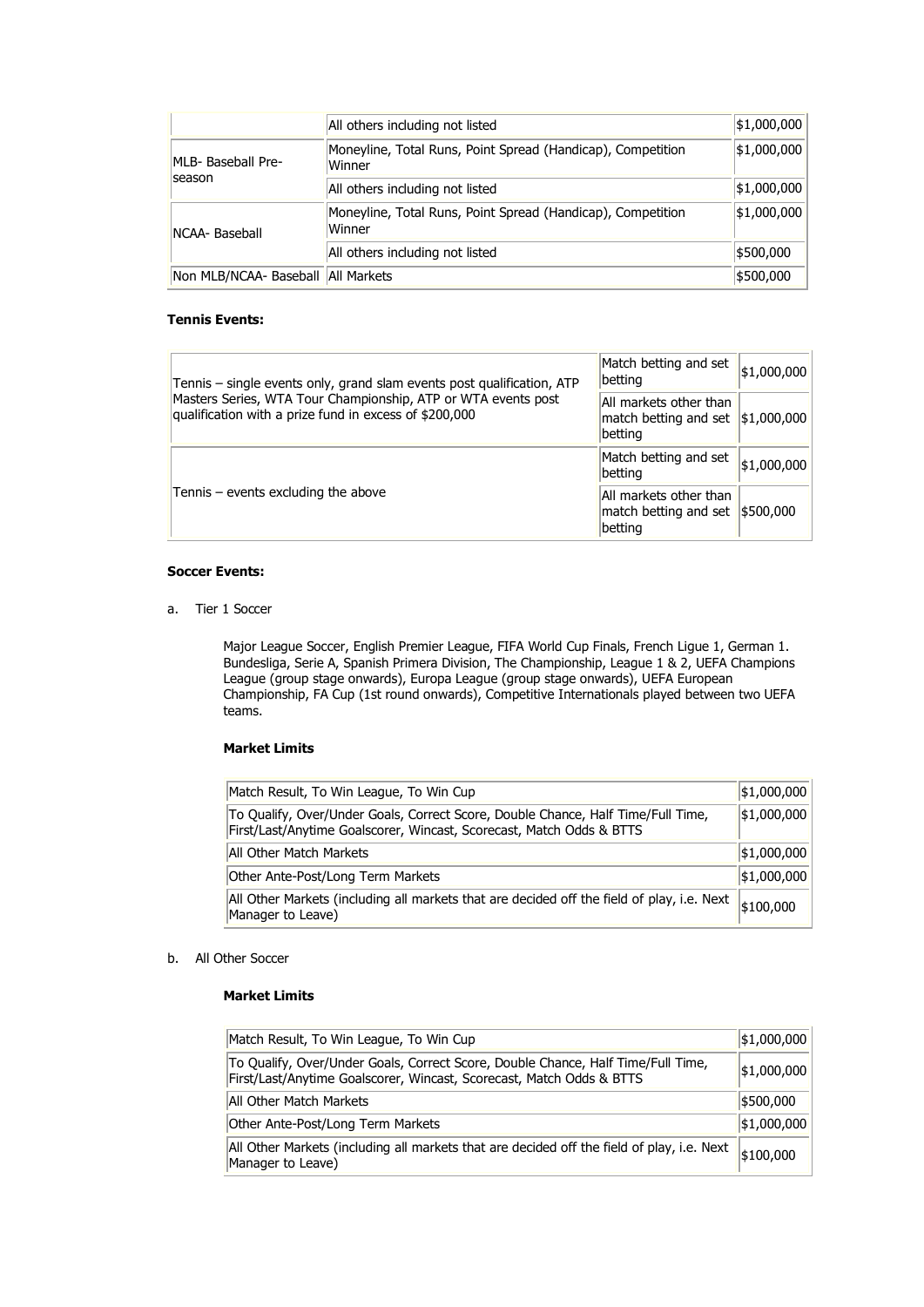| | | |
|---|---|---|
| | All others including not listed | $1,000,000 |
| MLB- Baseball Pre-season | Moneyline, Total Runs, Point Spread (Handicap), Competition Winner | $1,000,000 |
| | All others including not listed | $1,000,000 |
| NCAA- Baseball | Moneyline, Total Runs, Point Spread (Handicap), Competition Winner | $1,000,000 |
| | All others including not listed | $500,000 |
| Non MLB/NCAA- Baseball | All Markets | $500,000 |

**Tennis Events:**

| | | |
|---|---|---|
| Tennis – single events only, grand slam events post qualification, ATP Masters Series, WTA Tour Championship, ATP or WTA events post qualification with a prize fund in excess of $200,000 | Match betting and set betting | $1,000,000 |
| | All markets other than match betting and set betting | $1,000,000 |
| Tennis – events excluding the above | Match betting and set betting | $1,000,000 |
| | All markets other than match betting and set betting | $500,000 |

**Soccer Events:**

a. Tier 1 Soccer

Major League Soccer, English Premier League, FIFA World Cup Finals, French Ligue 1, German 1. Bundesliga, Serie A, Spanish Primera Division, The Championship, League 1 & 2, UEFA Champions League (group stage onwards), Europa League (group stage onwards), UEFA European Championship, FA Cup (1st round onwards), Competitive Internationals played between two UEFA teams.

**Market Limits**

| | |
|---|---|
| Match Result, To Win League, To Win Cup | $1,000,000 |
| To Qualify, Over/Under Goals, Correct Score, Double Chance, Half Time/Full Time, First/Last/Anytime Goalscorer, Wincast, Scorecast, Match Odds & BTTS | $1,000,000 |
| All Other Match Markets | $1,000,000 |
| Other Ante-Post/Long Term Markets | $1,000,000 |
| All Other Markets (including all markets that are decided off the field of play, i.e. Next Manager to Leave) | $100,000 |

b. All Other Soccer

**Market Limits**

| | |
|---|---|
| Match Result, To Win League, To Win Cup | $1,000,000 |
| To Qualify, Over/Under Goals, Correct Score, Double Chance, Half Time/Full Time, First/Last/Anytime Goalscorer, Wincast, Scorecast, Match Odds & BTTS | $1,000,000 |
| All Other Match Markets | $500,000 |
| Other Ante-Post/Long Term Markets | $1,000,000 |
| All Other Markets (including all markets that are decided off the field of play, i.e. Next Manager to Leave) | $100,000 |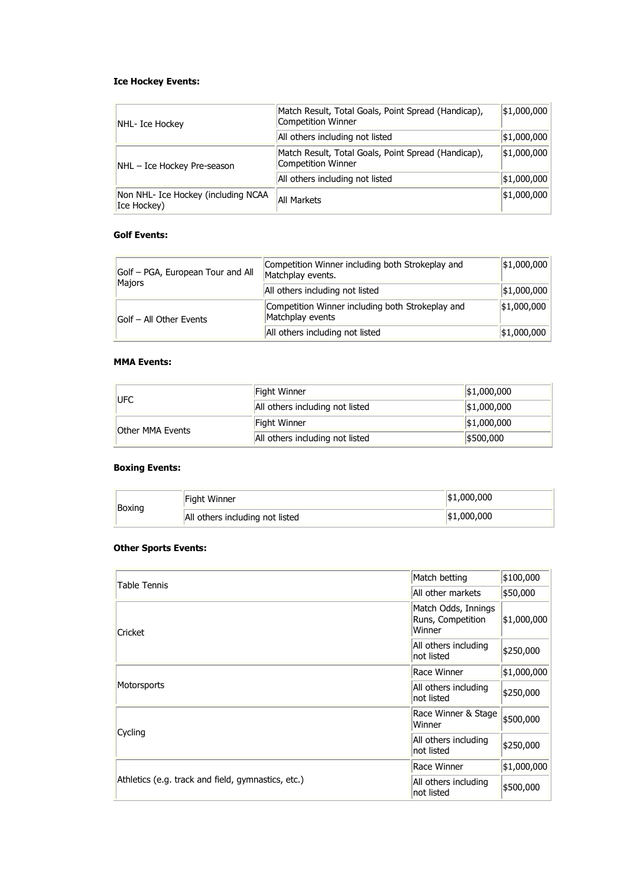**Ice Hockey Events:**

| | | |
|---|---|---|
| NHL- Ice Hockey | Match Result, Total Goals, Point Spread (Handicap), Competition Winner | $1,000,000 |
| | All others including not listed | $1,000,000 |
| NHL – Ice Hockey Pre-season | Match Result, Total Goals, Point Spread (Handicap), Competition Winner | $1,000,000 |
| | All others including not listed | $1,000,000 |
| Non NHL- Ice Hockey (including NCAA Ice Hockey) | All Markets | $1,000,000 |

**Golf Events:**

| | | |
|---|---|---|
| Golf – PGA, European Tour and All Majors | Competition Winner including both Strokeplay and Matchplay events. | $1,000,000 |
| | All others including not listed | $1,000,000 |
| Golf – All Other Events | Competition Winner including both Strokeplay and Matchplay events | $1,000,000 |
| | All others including not listed | $1,000,000 |

**MMA Events:**

| | | |
|---|---|---|
| UFC | Fight Winner | $1,000,000 |
| | All others including not listed | $1,000,000 |
| Other MMA Events | Fight Winner | $1,000,000 |
| | All others including not listed | $500,000 |

**Boxing Events:**

| | | |
|---|---|---|
| Boxing | Fight Winner | $1,000,000 |
| | All others including not listed | $1,000,000 |

**Other Sports Events:**

| | | |
|---|---|---|
| Table Tennis | Match betting | $100,000 |
| | All other markets | $50,000 |
| Cricket | Match Odds, Innings Runs, Competition Winner | $1,000,000 |
| | All others including not listed | $250,000 |
| Motorsports | Race Winner | $1,000,000 |
| | All others including not listed | $250,000 |
| Cycling | Race Winner & Stage Winner | $500,000 |
| | All others including not listed | $250,000 |
| Athletics (e.g. track and field, gymnastics, etc.) | Race Winner | $1,000,000 |
| | All others including not listed | $500,000 |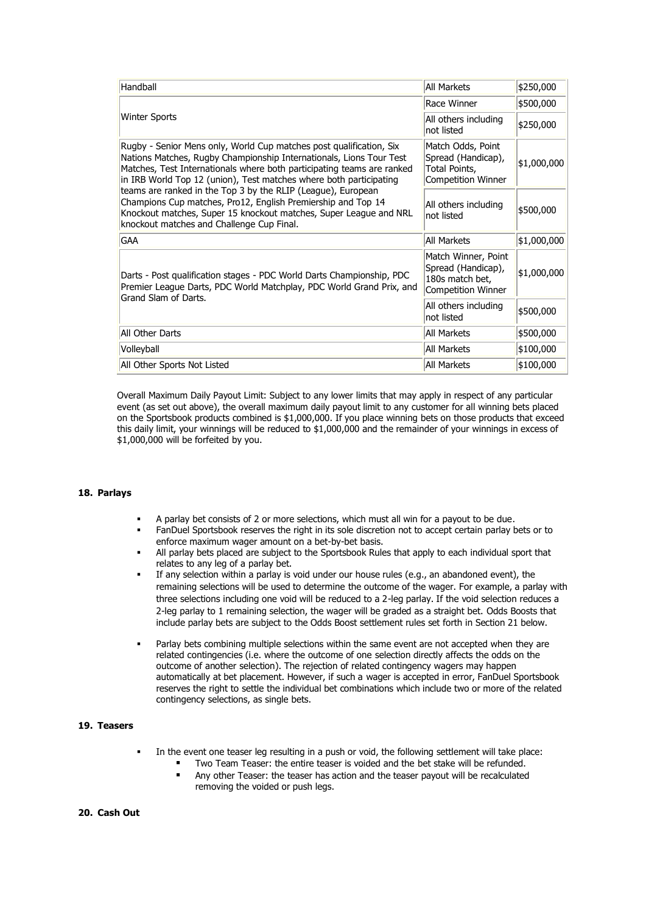| Handball | All Markets | $250,000 |
|---|---|---|
| Winter Sports | Race Winner | $500,000 |
| | All others including not listed | $250,000 |
| Rugby - Senior Mens only, World Cup matches post qualification, Six Nations Matches, Rugby Championship Internationals, Lions Tour Test Matches, Test Internationals where both participating teams are ranked in IRB World Top 12 (union), Test matches where both participating teams are ranked in the Top 3 by the RLIP (League), European Champions Cup matches, Pro12, English Premiership and Top 14 Knockout matches, Super 15 knockout matches, Super League and NRL knockout matches and Challenge Cup Final. | Match Odds, Point Spread (Handicap), Total Points, Competition Winner | $1,000,000 |
| | All others including not listed | $500,000 |
| GAA | All Markets | $1,000,000 |
| Darts - Post qualification stages - PDC World Darts Championship, PDC Premier League Darts, PDC World Matchplay, PDC World Grand Prix, and Grand Slam of Darts. | Match Winner, Point Spread (Handicap), 180s match bet, Competition Winner | $1,000,000 |
| | All others including not listed | $500,000 |
| All Other Darts | All Markets | $500,000 |
| Volleyball | All Markets | $100,000 |
| All Other Sports Not Listed | All Markets | $100,000 |

Overall Maximum Daily Payout Limit: Subject to any lower limits that may apply in respect of any particular event (as set out above), the overall maximum daily payout limit to any customer for all winning bets placed on the Sportsbook products combined is $1,000,000. If you place winning bets on those products that exceed this daily limit, your winnings will be reduced to $1,000,000 and the remainder of your winnings in excess of $1,000,000 will be forfeited by you.

## 18. Parlays

- A parlay bet consists of 2 or more selections, which must all win for a payout to be due.
- FanDuel Sportsbook reserves the right in its sole discretion not to accept certain parlay bets or to enforce maximum wager amount on a bet-by-bet basis.
- All parlay bets placed are subject to the Sportsbook Rules that apply to each individual sport that relates to any leg of a parlay bet.
- If any selection within a parlay is void under our house rules (e.g., an abandoned event), the remaining selections will be used to determine the outcome of the wager. For example, a parlay with three selections including one void will be reduced to a 2-leg parlay. If the void selection reduces a 2-leg parlay to 1 remaining selection, the wager will be graded as a straight bet. Odds Boosts that include parlay bets are subject to the Odds Boost settlement rules set forth in Section 21 below.
- Parlay bets combining multiple selections within the same event are not accepted when they are related contingencies (i.e. where the outcome of one selection directly affects the odds on the outcome of another selection). The rejection of related contingency wagers may happen automatically at bet placement. However, if such a wager is accepted in error, FanDuel Sportsbook reserves the right to settle the individual bet combinations which include two or more of the related contingency selections, as single bets.

## 19. Teasers

- In the event one teaser leg resulting in a push or void, the following settlement will take place:
  - Two Team Teaser: the entire teaser is voided and the bet stake will be refunded.
  - Any other Teaser: the teaser has action and the teaser payout will be recalculated removing the voided or push legs.

## 20. Cash Out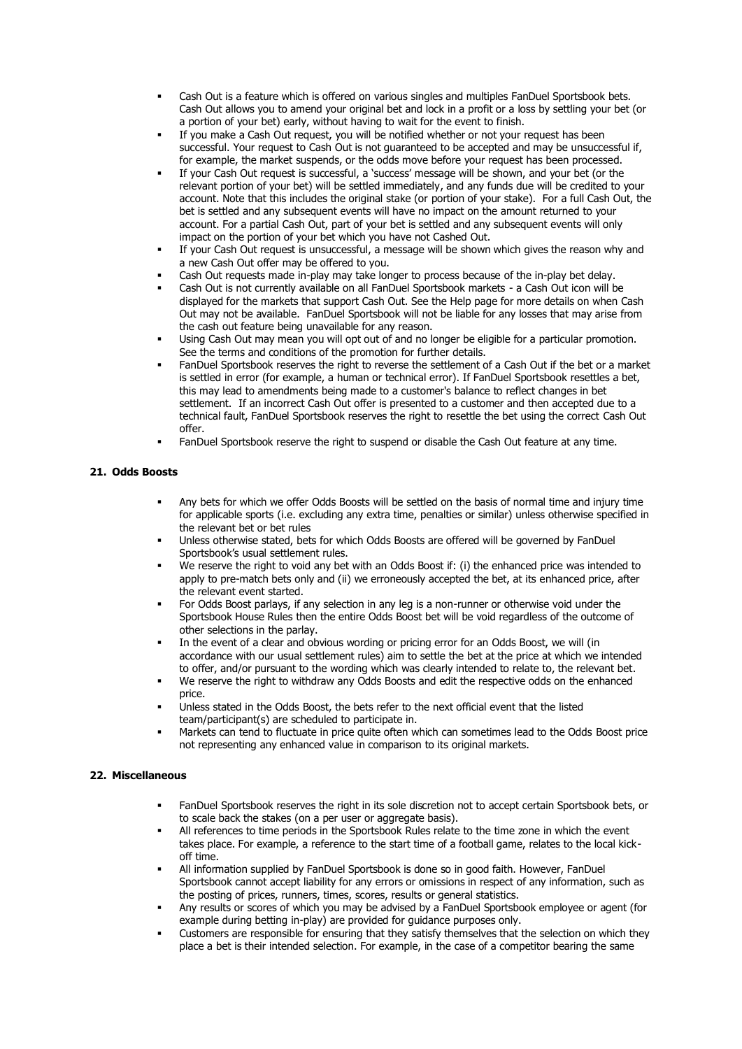- Cash Out is a feature which is offered on various singles and multiples FanDuel Sportsbook bets. Cash Out allows you to amend your original bet and lock in a profit or a loss by settling your bet (or a portion of your bet) early, without having to wait for the event to finish.
- If you make a Cash Out request, you will be notified whether or not your request has been successful. Your request to Cash Out is not guaranteed to be accepted and may be unsuccessful if, for example, the market suspends, or the odds move before your request has been processed.
- If your Cash Out request is successful, a 'success' message will be shown, and your bet (or the relevant portion of your bet) will be settled immediately, and any funds due will be credited to your account. Note that this includes the original stake (or portion of your stake). For a full Cash Out, the bet is settled and any subsequent events will have no impact on the amount returned to your account. For a partial Cash Out, part of your bet is settled and any subsequent events will only impact on the portion of your bet which you have not Cashed Out.
- If your Cash Out request is unsuccessful, a message will be shown which gives the reason why and a new Cash Out offer may be offered to you.
- Cash Out requests made in-play may take longer to process because of the in-play bet delay.
- Cash Out is not currently available on all FanDuel Sportsbook markets - a Cash Out icon will be displayed for the markets that support Cash Out. See the Help page for more details on when Cash Out may not be available. FanDuel Sportsbook will not be liable for any losses that may arise from the cash out feature being unavailable for any reason.
- Using Cash Out may mean you will opt out of and no longer be eligible for a particular promotion. See the terms and conditions of the promotion for further details.
- FanDuel Sportsbook reserves the right to reverse the settlement of a Cash Out if the bet or a market is settled in error (for example, a human or technical error). If FanDuel Sportsbook resettles a bet, this may lead to amendments being made to a customer's balance to reflect changes in bet settlement. If an incorrect Cash Out offer is presented to a customer and then accepted due to a technical fault, FanDuel Sportsbook reserves the right to resettle the bet using the correct Cash Out offer.
- FanDuel Sportsbook reserve the right to suspend or disable the Cash Out feature at any time.

## 21. Odds Boosts

- Any bets for which we offer Odds Boosts will be settled on the basis of normal time and injury time for applicable sports (i.e. excluding any extra time, penalties or similar) unless otherwise specified in the relevant bet or bet rules
- Unless otherwise stated, bets for which Odds Boosts are offered will be governed by FanDuel Sportsbook's usual settlement rules.
- We reserve the right to void any bet with an Odds Boost if: (i) the enhanced price was intended to apply to pre-match bets only and (ii) we erroneously accepted the bet, at its enhanced price, after the relevant event started.
- For Odds Boost parlays, if any selection in any leg is a non-runner or otherwise void under the Sportsbook House Rules then the entire Odds Boost bet will be void regardless of the outcome of other selections in the parlay.
- In the event of a clear and obvious wording or pricing error for an Odds Boost, we will (in accordance with our usual settlement rules) aim to settle the bet at the price at which we intended to offer, and/or pursuant to the wording which was clearly intended to relate to, the relevant bet.
- We reserve the right to withdraw any Odds Boosts and edit the respective odds on the enhanced price.
- Unless stated in the Odds Boost, the bets refer to the next official event that the listed team/participant(s) are scheduled to participate in.
- Markets can tend to fluctuate in price quite often which can sometimes lead to the Odds Boost price not representing any enhanced value in comparison to its original markets.

## 22. Miscellaneous

- FanDuel Sportsbook reserves the right in its sole discretion not to accept certain Sportsbook bets, or to scale back the stakes (on a per user or aggregate basis).
- All references to time periods in the Sportsbook Rules relate to the time zone in which the event takes place. For example, a reference to the start time of a football game, relates to the local kick-off time.
- All information supplied by FanDuel Sportsbook is done so in good faith. However, FanDuel Sportsbook cannot accept liability for any errors or omissions in respect of any information, such as the posting of prices, runners, times, scores, results or general statistics.
- Any results or scores of which you may be advised by a FanDuel Sportsbook employee or agent (for example during betting in-play) are provided for guidance purposes only.
- Customers are responsible for ensuring that they satisfy themselves that the selection on which they place a bet is their intended selection. For example, in the case of a competitor bearing the same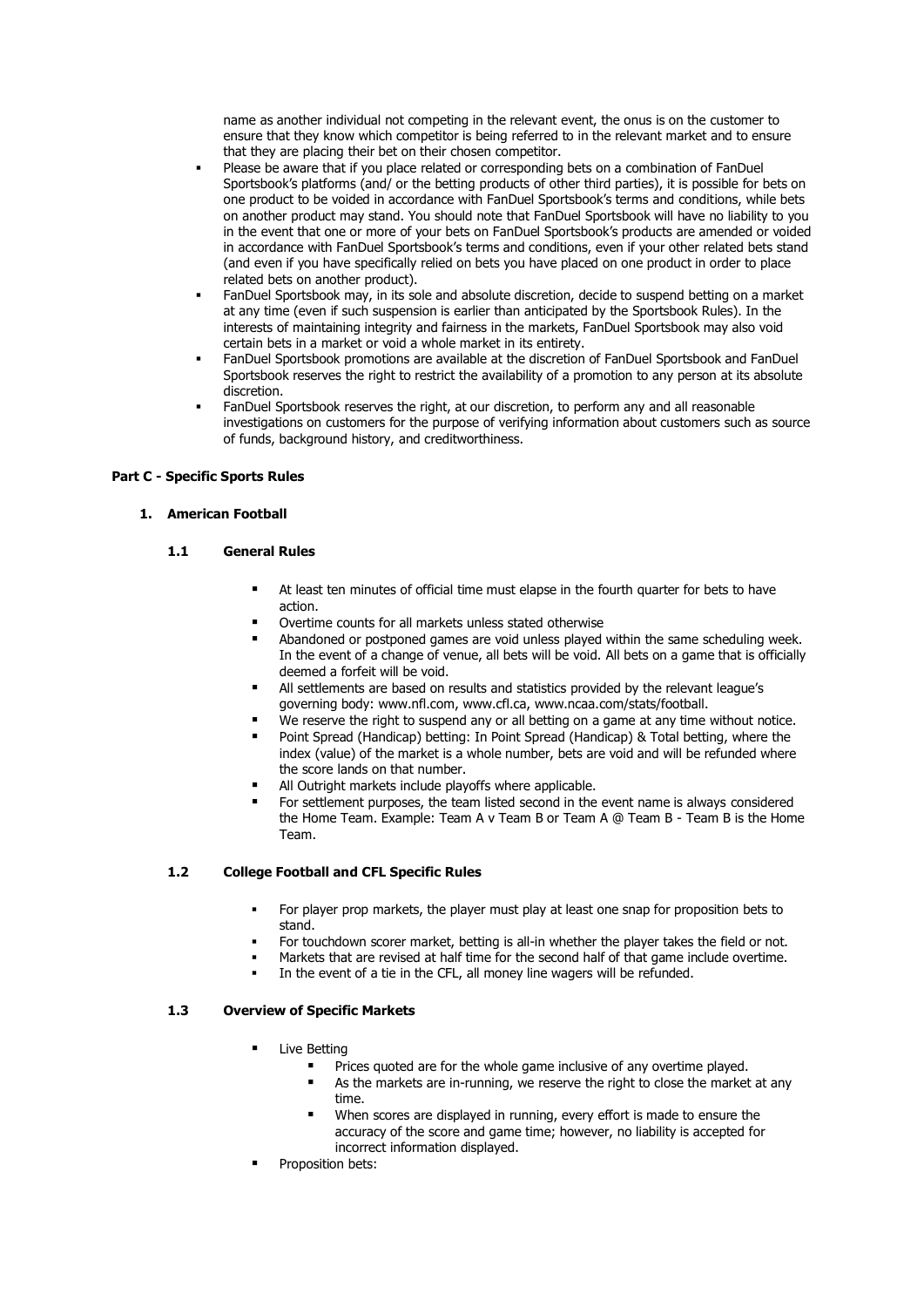name as another individual not competing in the relevant event, the onus is on the customer to ensure that they know which competitor is being referred to in the relevant market and to ensure that they are placing their bet on their chosen competitor.

- Please be aware that if you place related or corresponding bets on a combination of FanDuel Sportsbook's platforms (and/ or the betting products of other third parties), it is possible for bets on one product to be voided in accordance with FanDuel Sportsbook's terms and conditions, while bets on another product may stand. You should note that FanDuel Sportsbook will have no liability to you in the event that one or more of your bets on FanDuel Sportsbook's products are amended or voided in accordance with FanDuel Sportsbook's terms and conditions, even if your other related bets stand (and even if you have specifically relied on bets you have placed on one product in order to place related bets on another product).
- FanDuel Sportsbook may, in its sole and absolute discretion, decide to suspend betting on a market at any time (even if such suspension is earlier than anticipated by the Sportsbook Rules). In the interests of maintaining integrity and fairness in the markets, FanDuel Sportsbook may also void certain bets in a market or void a whole market in its entirety.
- FanDuel Sportsbook promotions are available at the discretion of FanDuel Sportsbook and FanDuel Sportsbook reserves the right to restrict the availability of a promotion to any person at its absolute discretion.
- FanDuel Sportsbook reserves the right, at our discretion, to perform any and all reasonable investigations on customers for the purpose of verifying information about customers such as source of funds, background history, and creditworthiness.

## Part C - Specific Sports Rules

### 1. American Football

#### 1.1 General Rules

- At least ten minutes of official time must elapse in the fourth quarter for bets to have action.
- Overtime counts for all markets unless stated otherwise
- Abandoned or postponed games are void unless played within the same scheduling week. In the event of a change of venue, all bets will be void. All bets on a game that is officially deemed a forfeit will be void.
- All settlements are based on results and statistics provided by the relevant league's governing body: www.nfl.com, www.cfl.ca, www.ncaa.com/stats/football.
- We reserve the right to suspend any or all betting on a game at any time without notice.
- Point Spread (Handicap) betting: In Point Spread (Handicap) & Total betting, where the index (value) of the market is a whole number, bets are void and will be refunded where the score lands on that number.
- All Outright markets include playoffs where applicable.
- For settlement purposes, the team listed second in the event name is always considered the Home Team. Example: Team A v Team B or Team A @ Team B - Team B is the Home Team.

#### 1.2 College Football and CFL Specific Rules

- For player prop markets, the player must play at least one snap for proposition bets to stand.
- For touchdown scorer market, betting is all-in whether the player takes the field or not.
- Markets that are revised at half time for the second half of that game include overtime.
- In the event of a tie in the CFL, all money line wagers will be refunded.

#### 1.3 Overview of Specific Markets

- Live Betting
  - Prices quoted are for the whole game inclusive of any overtime played.
  - As the markets are in-running, we reserve the right to close the market at any time.
  - When scores are displayed in running, every effort is made to ensure the accuracy of the score and game time; however, no liability is accepted for incorrect information displayed.
- Proposition bets: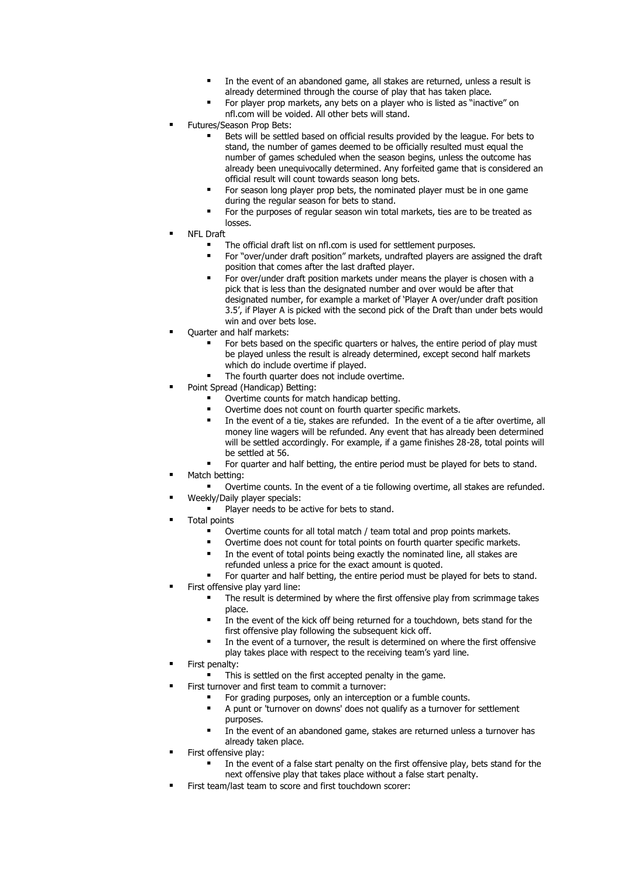- In the event of an abandoned game, all stakes are returned, unless a result is already determined through the course of play that has taken place.
    - For player prop markets, any bets on a player who is listed as "inactive" on nfl.com will be voided. All other bets will stand.
- Futures/Season Prop Bets:
    - Bets will be settled based on official results provided by the league. For bets to stand, the number of games deemed to be officially resulted must equal the number of games scheduled when the season begins, unless the outcome has already been unequivocally determined. Any forfeited game that is considered an official result will count towards season long bets.
    - For season long player prop bets, the nominated player must be in one game during the regular season for bets to stand.
    - For the purposes of regular season win total markets, ties are to be treated as losses.
- NFL Draft
    - The official draft list on nfl.com is used for settlement purposes.
    - For "over/under draft position" markets, undrafted players are assigned the draft position that comes after the last drafted player.
    - For over/under draft position markets under means the player is chosen with a pick that is less than the designated number and over would be after that designated number, for example a market of 'Player A over/under draft position 3.5', if Player A is picked with the second pick of the Draft than under bets would win and over bets lose.
- Quarter and half markets:
    - For bets based on the specific quarters or halves, the entire period of play must be played unless the result is already determined, except second half markets which do include overtime if played.
    - The fourth quarter does not include overtime.
- Point Spread (Handicap) Betting:
    - Overtime counts for match handicap betting.
    - Overtime does not count on fourth quarter specific markets.
    - In the event of a tie, stakes are refunded. In the event of a tie after overtime, all money line wagers will be refunded. Any event that has already been determined will be settled accordingly. For example, if a game finishes 28-28, total points will be settled at 56.
    - For quarter and half betting, the entire period must be played for bets to stand.
- Match betting:
    - Overtime counts. In the event of a tie following overtime, all stakes are refunded.
- Weekly/Daily player specials:
    - Player needs to be active for bets to stand.
- Total points
    - Overtime counts for all total match / team total and prop points markets.
    - Overtime does not count for total points on fourth quarter specific markets.
    - In the event of total points being exactly the nominated line, all stakes are refunded unless a price for the exact amount is quoted.
    - For quarter and half betting, the entire period must be played for bets to stand.
- First offensive play yard line:
    - The result is determined by where the first offensive play from scrimmage takes place.
    - In the event of the kick off being returned for a touchdown, bets stand for the first offensive play following the subsequent kick off.
    - In the event of a turnover, the result is determined on where the first offensive play takes place with respect to the receiving team's yard line.
- First penalty:
    - This is settled on the first accepted penalty in the game.
- First turnover and first team to commit a turnover:
    - For grading purposes, only an interception or a fumble counts.
    - A punt or 'turnover on downs' does not qualify as a turnover for settlement purposes.
    - In the event of an abandoned game, stakes are returned unless a turnover has already taken place.
- First offensive play:
    - In the event of a false start penalty on the first offensive play, bets stand for the next offensive play that takes place without a false start penalty.
- First team/last team to score and first touchdown scorer: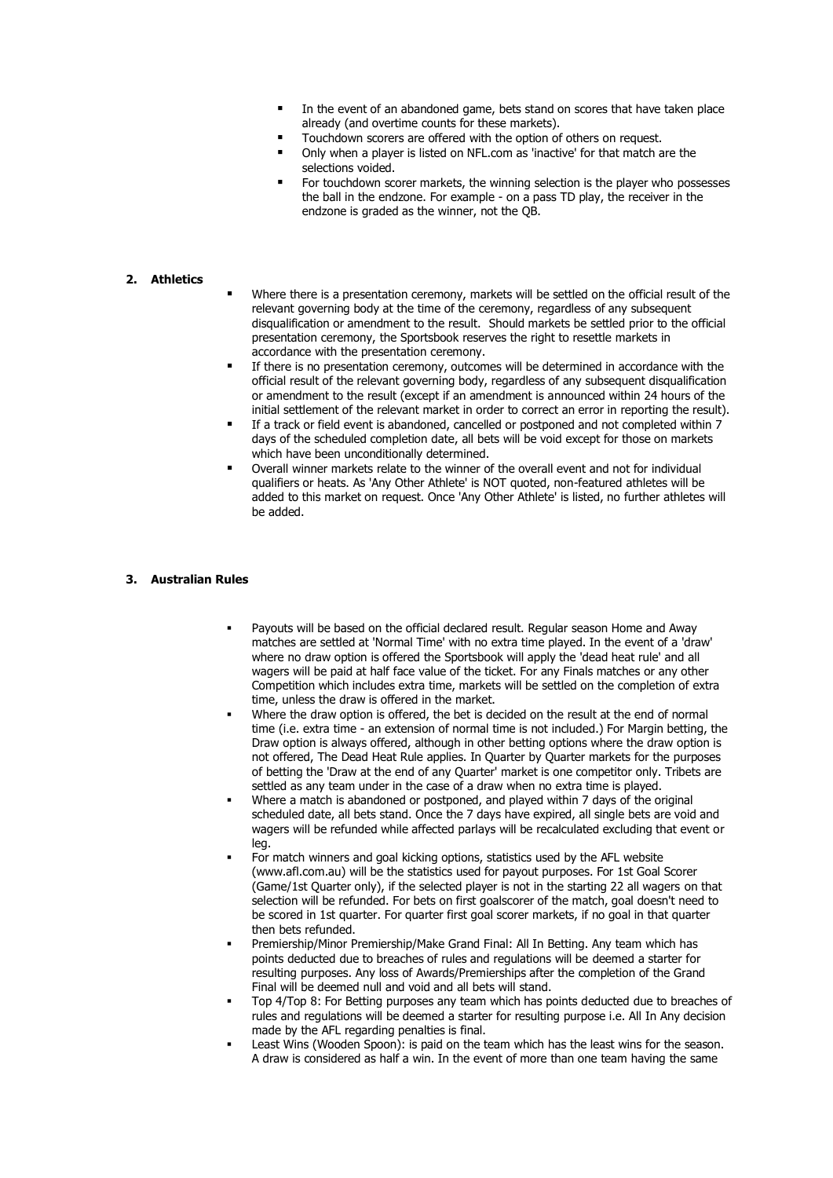- In the event of an abandoned game, bets stand on scores that have taken place already (and overtime counts for these markets).
- Touchdown scorers are offered with the option of others on request.
- Only when a player is listed on NFL.com as 'inactive' for that match are the selections voided.
- For touchdown scorer markets, the winning selection is the player who possesses the ball in the endzone. For example - on a pass TD play, the receiver in the endzone is graded as the winner, not the QB.

**2. Athletics**

- Where there is a presentation ceremony, markets will be settled on the official result of the relevant governing body at the time of the ceremony, regardless of any subsequent disqualification or amendment to the result. Should markets be settled prior to the official presentation ceremony, the Sportsbook reserves the right to resettle markets in accordance with the presentation ceremony.
- If there is no presentation ceremony, outcomes will be determined in accordance with the official result of the relevant governing body, regardless of any subsequent disqualification or amendment to the result (except if an amendment is announced within 24 hours of the initial settlement of the relevant market in order to correct an error in reporting the result).
- If a track or field event is abandoned, cancelled or postponed and not completed within 7 days of the scheduled completion date, all bets will be void except for those on markets which have been unconditionally determined.
- Overall winner markets relate to the winner of the overall event and not for individual qualifiers or heats. As 'Any Other Athlete' is NOT quoted, non-featured athletes will be added to this market on request. Once 'Any Other Athlete' is listed, no further athletes will be added.

**3. Australian Rules**

- Payouts will be based on the official declared result. Regular season Home and Away matches are settled at 'Normal Time' with no extra time played. In the event of a 'draw' where no draw option is offered the Sportsbook will apply the 'dead heat rule' and all wagers will be paid at half face value of the ticket. For any Finals matches or any other Competition which includes extra time, markets will be settled on the completion of extra time, unless the draw is offered in the market.
- Where the draw option is offered, the bet is decided on the result at the end of normal time (i.e. extra time - an extension of normal time is not included.) For Margin betting, the Draw option is always offered, although in other betting options where the draw option is not offered, The Dead Heat Rule applies. In Quarter by Quarter markets for the purposes of betting the 'Draw at the end of any Quarter' market is one competitor only. Tribets are settled as any team under in the case of a draw when no extra time is played.
- Where a match is abandoned or postponed, and played within 7 days of the original scheduled date, all bets stand. Once the 7 days have expired, all single bets are void and wagers will be refunded while affected parlays will be recalculated excluding that event or leg.
- For match winners and goal kicking options, statistics used by the AFL website (www.afl.com.au) will be the statistics used for payout purposes. For 1st Goal Scorer (Game/1st Quarter only), if the selected player is not in the starting 22 all wagers on that selection will be refunded. For bets on first goalscorer of the match, goal doesn't need to be scored in 1st quarter. For quarter first goal scorer markets, if no goal in that quarter then bets refunded.
- Premiership/Minor Premiership/Make Grand Final: All In Betting. Any team which has points deducted due to breaches of rules and regulations will be deemed a starter for resulting purposes. Any loss of Awards/Premierships after the completion of the Grand Final will be deemed null and void and all bets will stand.
- Top 4/Top 8: For Betting purposes any team which has points deducted due to breaches of rules and regulations will be deemed a starter for resulting purpose i.e. All In Any decision made by the AFL regarding penalties is final.
- Least Wins (Wooden Spoon): is paid on the team which has the least wins for the season. A draw is considered as half a win. In the event of more than one team having the same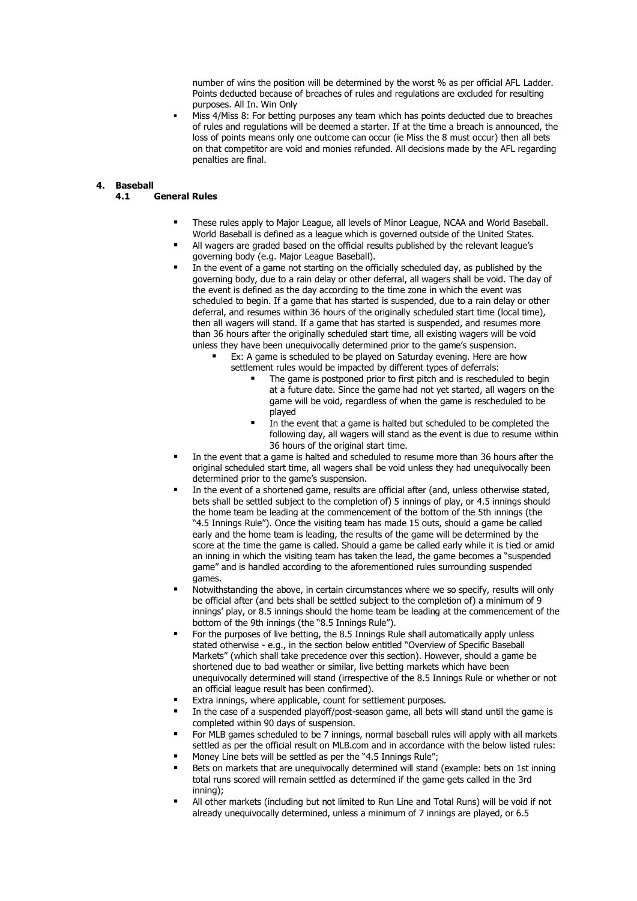number of wins the position will be determined by the worst % as per official AFL Ladder. Points deducted because of breaches of rules and regulations are excluded for resulting purposes. All In. Win Only

- Miss 4/Miss 8: For betting purposes any team which has points deducted due to breaches of rules and regulations will be deemed a starter. If at the time a breach is announced, the loss of points means only one outcome can occur (ie Miss the 8 must occur) then all bets on that competitor are void and monies refunded. All decisions made by the AFL regarding penalties are final.

# 4. Baseball

## 4.1 General Rules

- These rules apply to Major League, all levels of Minor League, NCAA and World Baseball. World Baseball is defined as a league which is governed outside of the United States.
- All wagers are graded based on the official results published by the relevant league's governing body (e.g. Major League Baseball).
- In the event of a game not starting on the officially scheduled day, as published by the governing body, due to a rain delay or other deferral, all wagers shall be void. The day of the event is defined as the day according to the time zone in which the event was scheduled to begin. If a game that has started is suspended, due to a rain delay or other deferral, and resumes within 36 hours of the originally scheduled start time (local time), then all wagers will stand. If a game that has started is suspended, and resumes more than 36 hours after the originally scheduled start time, all existing wagers will be void unless they have been unequivocally determined prior to the game's suspension.
    - Ex: A game is scheduled to be played on Saturday evening. Here are how settlement rules would be impacted by different types of deferrals:
        - The game is postponed prior to first pitch and is rescheduled to begin at a future date. Since the game had not yet started, all wagers on the game will be void, regardless of when the game is rescheduled to be played
        - In the event that a game is halted but scheduled to be completed the following day, all wagers will stand as the event is due to resume within 36 hours of the original start time.
- In the event that a game is halted and scheduled to resume more than 36 hours after the original scheduled start time, all wagers shall be void unless they had unequivocally been determined prior to the game's suspension.
- In the event of a shortened game, results are official after (and, unless otherwise stated, bets shall be settled subject to the completion of) 5 innings of play, or 4.5 innings should the home team be leading at the commencement of the bottom of the 5th innings (the "4.5 Innings Rule"). Once the visiting team has made 15 outs, should a game be called early and the home team is leading, the results of the game will be determined by the score at the time the game is called. Should a game be called early while it is tied or amid an inning in which the visiting team has taken the lead, the game becomes a "suspended game" and is handled according to the aforementioned rules surrounding suspended games.
- Notwithstanding the above, in certain circumstances where we so specify, results will only be official after (and bets shall be settled subject to the completion of) a minimum of 9 innings' play, or 8.5 innings should the home team be leading at the commencement of the bottom of the 9th innings (the "8.5 Innings Rule").
- For the purposes of live betting, the 8.5 Innings Rule shall automatically apply unless stated otherwise - e.g., in the section below entitled "Overview of Specific Baseball Markets" (which shall take precedence over this section). However, should a game be shortened due to bad weather or similar, live betting markets which have been unequivocally determined will stand (irrespective of the 8.5 Innings Rule or whether or not an official league result has been confirmed).
- Extra innings, where applicable, count for settlement purposes.
- In the case of a suspended playoff/post-season game, all bets will stand until the game is completed within 90 days of suspension.
- For MLB games scheduled to be 7 innings, normal baseball rules will apply with all markets settled as per the official result on MLB.com and in accordance with the below listed rules:
- Money Line bets will be settled as per the "4.5 Innings Rule";
- Bets on markets that are unequivocally determined will stand (example: bets on 1st inning total runs scored will remain settled as determined if the game gets called in the 3rd inning);
- All other markets (including but not limited to Run Line and Total Runs) will be void if not already unequivocally determined, unless a minimum of 7 innings are played, or 6.5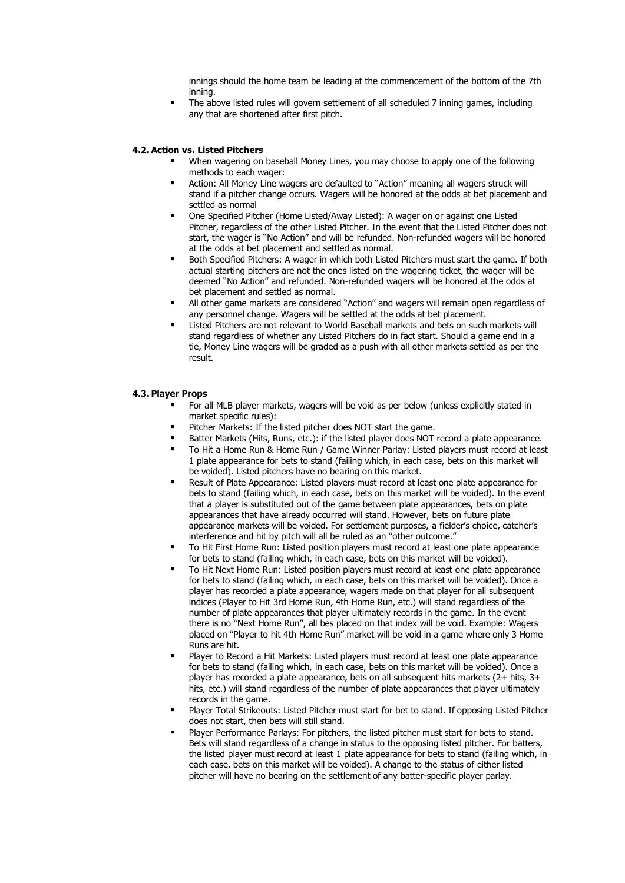innings should the home team be leading at the commencement of the bottom of the 7th inning.

- The above listed rules will govern settlement of all scheduled 7 inning games, including any that are shortened after first pitch.

#### 4.2. Action vs. Listed Pitchers

- When wagering on baseball Money Lines, you may choose to apply one of the following methods to each wager:
- Action: All Money Line wagers are defaulted to "Action" meaning all wagers struck will stand if a pitcher change occurs. Wagers will be honored at the odds at bet placement and settled as normal
- One Specified Pitcher (Home Listed/Away Listed): A wager on or against one Listed Pitcher, regardless of the other Listed Pitcher. In the event that the Listed Pitcher does not start, the wager is "No Action" and will be refunded. Non-refunded wagers will be honored at the odds at bet placement and settled as normal.
- Both Specified Pitchers: A wager in which both Listed Pitchers must start the game. If both actual starting pitchers are not the ones listed on the wagering ticket, the wager will be deemed "No Action" and refunded. Non-refunded wagers will be honored at the odds at bet placement and settled as normal.
- All other game markets are considered "Action" and wagers will remain open regardless of any personnel change. Wagers will be settled at the odds at bet placement.
- Listed Pitchers are not relevant to World Baseball markets and bets on such markets will stand regardless of whether any Listed Pitchers do in fact start. Should a game end in a tie, Money Line wagers will be graded as a push with all other markets settled as per the result.

#### 4.3. Player Props

- For all MLB player markets, wagers will be void as per below (unless explicitly stated in market specific rules):
- Pitcher Markets: If the listed pitcher does NOT start the game.
- Batter Markets (Hits, Runs, etc.): if the listed player does NOT record a plate appearance.
- To Hit a Home Run & Home Run / Game Winner Parlay: Listed players must record at least 1 plate appearance for bets to stand (failing which, in each case, bets on this market will be voided). Listed pitchers have no bearing on this market.
- Result of Plate Appearance: Listed players must record at least one plate appearance for bets to stand (failing which, in each case, bets on this market will be voided). In the event that a player is substituted out of the game between plate appearances, bets on plate appearances that have already occurred will stand. However, bets on future plate appearance markets will be voided. For settlement purposes, a fielder's choice, catcher's interference and hit by pitch will all be ruled as an "other outcome."
- To Hit First Home Run: Listed position players must record at least one plate appearance for bets to stand (failing which, in each case, bets on this market will be voided).
- To Hit Next Home Run: Listed position players must record at least one plate appearance for bets to stand (failing which, in each case, bets on this market will be voided). Once a player has recorded a plate appearance, wagers made on that player for all subsequent indices (Player to Hit 3rd Home Run, 4th Home Run, etc.) will stand regardless of the number of plate appearances that player ultimately records in the game. In the event there is no "Next Home Run", all bes placed on that index will be void. Example: Wagers placed on "Player to hit 4th Home Run" market will be void in a game where only 3 Home Runs are hit.
- Player to Record a Hit Markets: Listed players must record at least one plate appearance for bets to stand (failing which, in each case, bets on this market will be voided). Once a player has recorded a plate appearance, bets on all subsequent hits markets (2+ hits, 3+ hits, etc.) will stand regardless of the number of plate appearances that player ultimately records in the game.
- Player Total Strikeouts: Listed Pitcher must start for bet to stand. If opposing Listed Pitcher does not start, then bets will still stand.
- Player Performance Parlays: For pitchers, the listed pitcher must start for bets to stand. Bets will stand regardless of a change in status to the opposing listed pitcher. For batters, the listed player must record at least 1 plate appearance for bets to stand (failing which, in each case, bets on this market will be voided). A change to the status of either listed pitcher will have no bearing on the settlement of any batter-specific player parlay.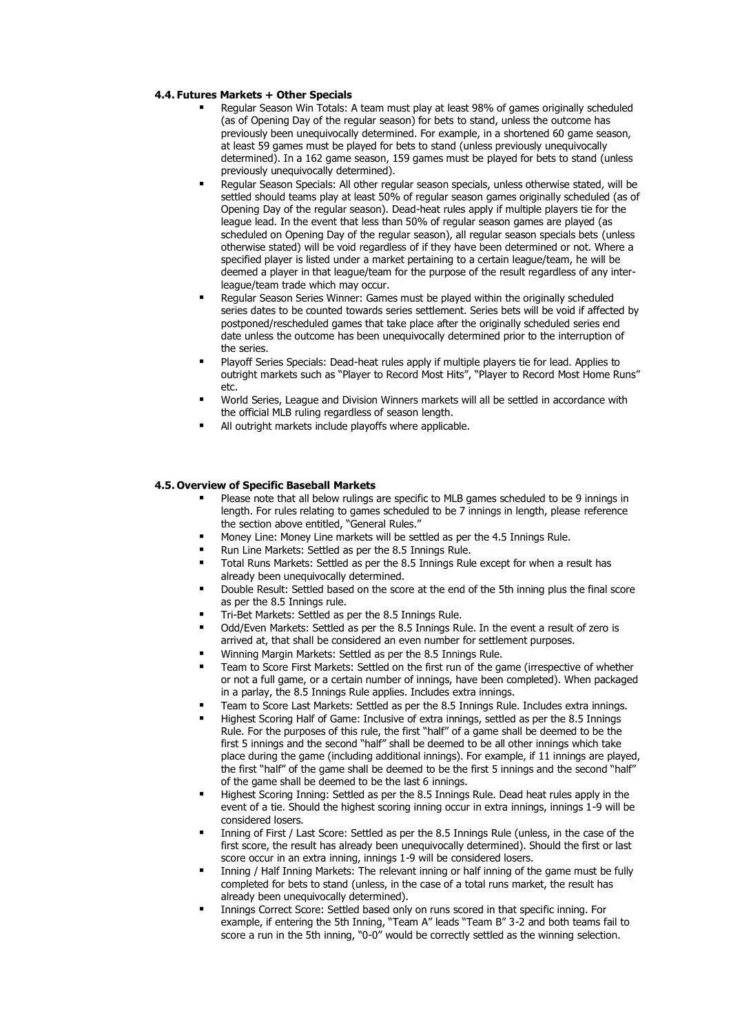### 4.4. Futures Markets + Other Specials

- Regular Season Win Totals: A team must play at least 98% of games originally scheduled (as of Opening Day of the regular season) for bets to stand, unless the outcome has previously been unequivocally determined. For example, in a shortened 60 game season, at least 59 games must be played for bets to stand (unless previously unequivocally determined). In a 162 game season, 159 games must be played for bets to stand (unless previously unequivocally determined).
- Regular Season Specials: All other regular season specials, unless otherwise stated, will be settled should teams play at least 50% of regular season games originally scheduled (as of Opening Day of the regular season). Dead-heat rules apply if multiple players tie for the league lead. In the event that less than 50% of regular season games are played (as scheduled on Opening Day of the regular season), all regular season specials bets (unless otherwise stated) will be void regardless of if they have been determined or not. Where a specified player is listed under a market pertaining to a certain league/team, he will be deemed a player in that league/team for the purpose of the result regardless of any inter-league/team trade which may occur.
- Regular Season Series Winner: Games must be played within the originally scheduled series dates to be counted towards series settlement. Series bets will be void if affected by postponed/rescheduled games that take place after the originally scheduled series end date unless the outcome has been unequivocally determined prior to the interruption of the series.
- Playoff Series Specials: Dead-heat rules apply if multiple players tie for lead. Applies to outright markets such as "Player to Record Most Hits", "Player to Record Most Home Runs" etc.
- World Series, League and Division Winners markets will all be settled in accordance with the official MLB ruling regardless of season length.
- All outright markets include playoffs where applicable.

### 4.5. Overview of Specific Baseball Markets

- Please note that all below rulings are specific to MLB games scheduled to be 9 innings in length. For rules relating to games scheduled to be 7 innings in length, please reference the section above entitled, "General Rules."
- Money Line: Money Line markets will be settled as per the 4.5 Innings Rule.
- Run Line Markets: Settled as per the 8.5 Innings Rule.
- Total Runs Markets: Settled as per the 8.5 Innings Rule except for when a result has already been unequivocally determined.
- Double Result: Settled based on the score at the end of the 5th inning plus the final score as per the 8.5 Innings rule.
- Tri-Bet Markets: Settled as per the 8.5 Innings Rule.
- Odd/Even Markets: Settled as per the 8.5 Innings Rule. In the event a result of zero is arrived at, that shall be considered an even number for settlement purposes.
- Winning Margin Markets: Settled as per the 8.5 Innings Rule.
- Team to Score First Markets: Settled on the first run of the game (irrespective of whether or not a full game, or a certain number of innings, have been completed). When packaged in a parlay, the 8.5 Innings Rule applies. Includes extra innings.
- Team to Score Last Markets: Settled as per the 8.5 Innings Rule. Includes extra innings.
- Highest Scoring Half of Game: Inclusive of extra innings, settled as per the 8.5 Innings Rule. For the purposes of this rule, the first "half" of a game shall be deemed to be the first 5 innings and the second "half" shall be deemed to be all other innings which take place during the game (including additional innings). For example, if 11 innings are played, the first "half" of the game shall be deemed to be the first 5 innings and the second "half" of the game shall be deemed to be the last 6 innings.
- Highest Scoring Inning: Settled as per the 8.5 Innings Rule. Dead heat rules apply in the event of a tie. Should the highest scoring inning occur in extra innings, innings 1-9 will be considered losers.
- Inning of First / Last Score: Settled as per the 8.5 Innings Rule (unless, in the case of the first score, the result has already been unequivocally determined). Should the first or last score occur in an extra inning, innings 1-9 will be considered losers.
- Inning / Half Inning Markets: The relevant inning or half inning of the game must be fully completed for bets to stand (unless, in the case of a total runs market, the result has already been unequivocally determined).
- Innings Correct Score: Settled based only on runs scored in that specific inning. For example, if entering the 5th Inning, "Team A" leads "Team B" 3-2 and both teams fail to score a run in the 5th inning, "0-0" would be correctly settled as the winning selection.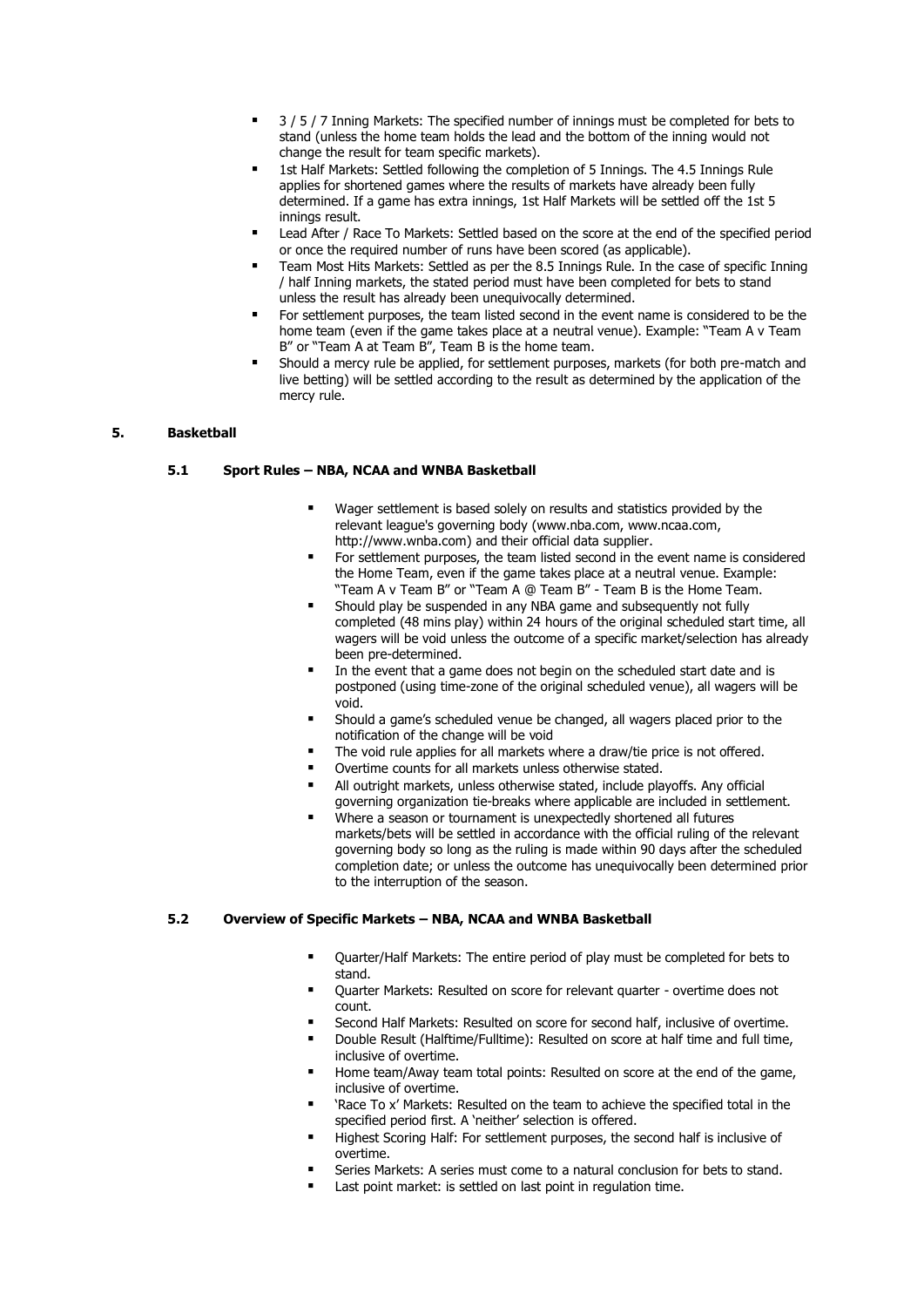- 3 / 5 / 7 Inning Markets: The specified number of innings must be completed for bets to stand (unless the home team holds the lead and the bottom of the inning would not change the result for team specific markets).
- 1st Half Markets: Settled following the completion of 5 Innings. The 4.5 Innings Rule applies for shortened games where the results of markets have already been fully determined. If a game has extra innings, 1st Half Markets will be settled off the 1st 5 innings result.
- Lead After / Race To Markets: Settled based on the score at the end of the specified period or once the required number of runs have been scored (as applicable).
- Team Most Hits Markets: Settled as per the 8.5 Innings Rule. In the case of specific Inning / half Inning markets, the stated period must have been completed for bets to stand unless the result has already been unequivocally determined.
- For settlement purposes, the team listed second in the event name is considered to be the home team (even if the game takes place at a neutral venue). Example: "Team A v Team B" or "Team A at Team B", Team B is the home team.
- Should a mercy rule be applied, for settlement purposes, markets (for both pre-match and live betting) will be settled according to the result as determined by the application of the mercy rule.

## 5. Basketball

### 5.1 Sport Rules – NBA, NCAA and WNBA Basketball

- Wager settlement is based solely on results and statistics provided by the relevant league's governing body (www.nba.com, www.ncaa.com, http://www.wnba.com) and their official data supplier.
- For settlement purposes, the team listed second in the event name is considered the Home Team, even if the game takes place at a neutral venue. Example: "Team A v Team B" or "Team A @ Team B" - Team B is the Home Team.
- Should play be suspended in any NBA game and subsequently not fully completed (48 mins play) within 24 hours of the original scheduled start time, all wagers will be void unless the outcome of a specific market/selection has already been pre-determined.
- In the event that a game does not begin on the scheduled start date and is postponed (using time-zone of the original scheduled venue), all wagers will be void.
- Should a game's scheduled venue be changed, all wagers placed prior to the notification of the change will be void
- The void rule applies for all markets where a draw/tie price is not offered.
- Overtime counts for all markets unless otherwise stated.
- All outright markets, unless otherwise stated, include playoffs. Any official governing organization tie-breaks where applicable are included in settlement.
- Where a season or tournament is unexpectedly shortened all futures markets/bets will be settled in accordance with the official ruling of the relevant governing body so long as the ruling is made within 90 days after the scheduled completion date; or unless the outcome has unequivocally been determined prior to the interruption of the season.

### 5.2 Overview of Specific Markets – NBA, NCAA and WNBA Basketball

- Quarter/Half Markets: The entire period of play must be completed for bets to stand.
- Quarter Markets: Resulted on score for relevant quarter - overtime does not count.
- Second Half Markets: Resulted on score for second half, inclusive of overtime.
- Double Result (Halftime/Fulltime): Resulted on score at half time and full time, inclusive of overtime.
- Home team/Away team total points: Resulted on score at the end of the game, inclusive of overtime.
- 'Race To x' Markets: Resulted on the team to achieve the specified total in the specified period first. A 'neither' selection is offered.
- Highest Scoring Half: For settlement purposes, the second half is inclusive of overtime.
- Series Markets: A series must come to a natural conclusion for bets to stand.
- Last point market: is settled on last point in regulation time.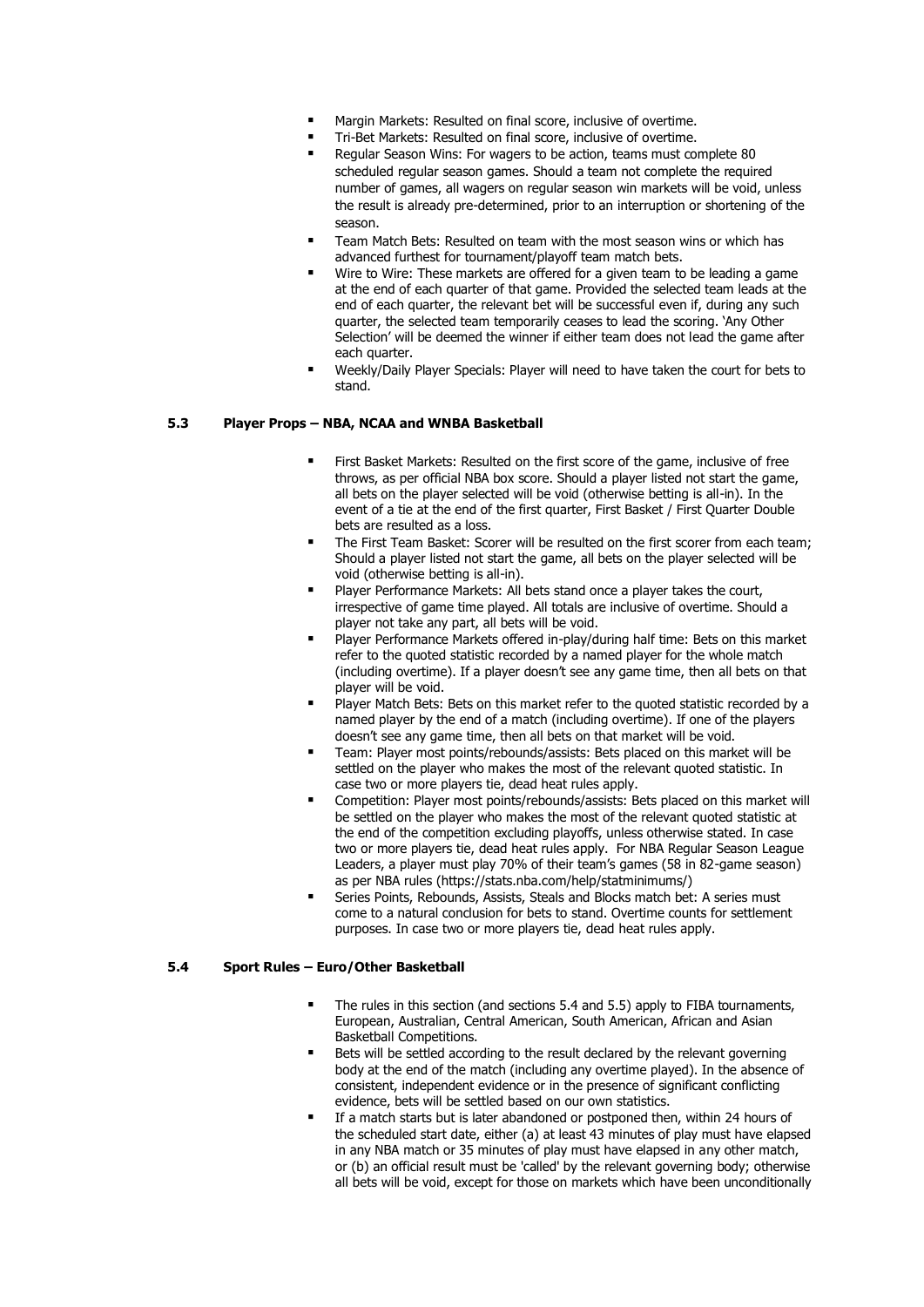- Margin Markets: Resulted on final score, inclusive of overtime.
- Tri-Bet Markets: Resulted on final score, inclusive of overtime.
- Regular Season Wins: For wagers to be action, teams must complete 80 scheduled regular season games. Should a team not complete the required number of games, all wagers on regular season win markets will be void, unless the result is already pre-determined, prior to an interruption or shortening of the season.
- Team Match Bets: Resulted on team with the most season wins or which has advanced furthest for tournament/playoff team match bets.
- Wire to Wire: These markets are offered for a given team to be leading a game at the end of each quarter of that game. Provided the selected team leads at the end of each quarter, the relevant bet will be successful even if, during any such quarter, the selected team temporarily ceases to lead the scoring. 'Any Other Selection' will be deemed the winner if either team does not lead the game after each quarter.
- Weekly/Daily Player Specials: Player will need to have taken the court for bets to stand.

### 5.3 Player Props – NBA, NCAA and WNBA Basketball

- First Basket Markets: Resulted on the first score of the game, inclusive of free throws, as per official NBA box score. Should a player listed not start the game, all bets on the player selected will be void (otherwise betting is all-in). In the event of a tie at the end of the first quarter, First Basket / First Quarter Double bets are resulted as a loss.
- The First Team Basket: Scorer will be resulted on the first scorer from each team; Should a player listed not start the game, all bets on the player selected will be void (otherwise betting is all-in).
- Player Performance Markets: All bets stand once a player takes the court, irrespective of game time played. All totals are inclusive of overtime. Should a player not take any part, all bets will be void.
- Player Performance Markets offered in-play/during half time: Bets on this market refer to the quoted statistic recorded by a named player for the whole match (including overtime). If a player doesn't see any game time, then all bets on that player will be void.
- Player Match Bets: Bets on this market refer to the quoted statistic recorded by a named player by the end of a match (including overtime). If one of the players doesn't see any game time, then all bets on that market will be void.
- Team: Player most points/rebounds/assists: Bets placed on this market will be settled on the player who makes the most of the relevant quoted statistic. In case two or more players tie, dead heat rules apply.
- Competition: Player most points/rebounds/assists: Bets placed on this market will be settled on the player who makes the most of the relevant quoted statistic at the end of the competition excluding playoffs, unless otherwise stated. In case two or more players tie, dead heat rules apply. For NBA Regular Season League Leaders, a player must play 70% of their team's games (58 in 82-game season) as per NBA rules (https://stats.nba.com/help/statminimums/)
- Series Points, Rebounds, Assists, Steals and Blocks match bet: A series must come to a natural conclusion for bets to stand. Overtime counts for settlement purposes. In case two or more players tie, dead heat rules apply.

### 5.4 Sport Rules – Euro/Other Basketball

- The rules in this section (and sections 5.4 and 5.5) apply to FIBA tournaments, European, Australian, Central American, South American, African and Asian Basketball Competitions.
- Bets will be settled according to the result declared by the relevant governing body at the end of the match (including any overtime played). In the absence of consistent, independent evidence or in the presence of significant conflicting evidence, bets will be settled based on our own statistics.
- If a match starts but is later abandoned or postponed then, within 24 hours of the scheduled start date, either (a) at least 43 minutes of play must have elapsed in any NBA match or 35 minutes of play must have elapsed in any other match, or (b) an official result must be 'called' by the relevant governing body; otherwise all bets will be void, except for those on markets which have been unconditionally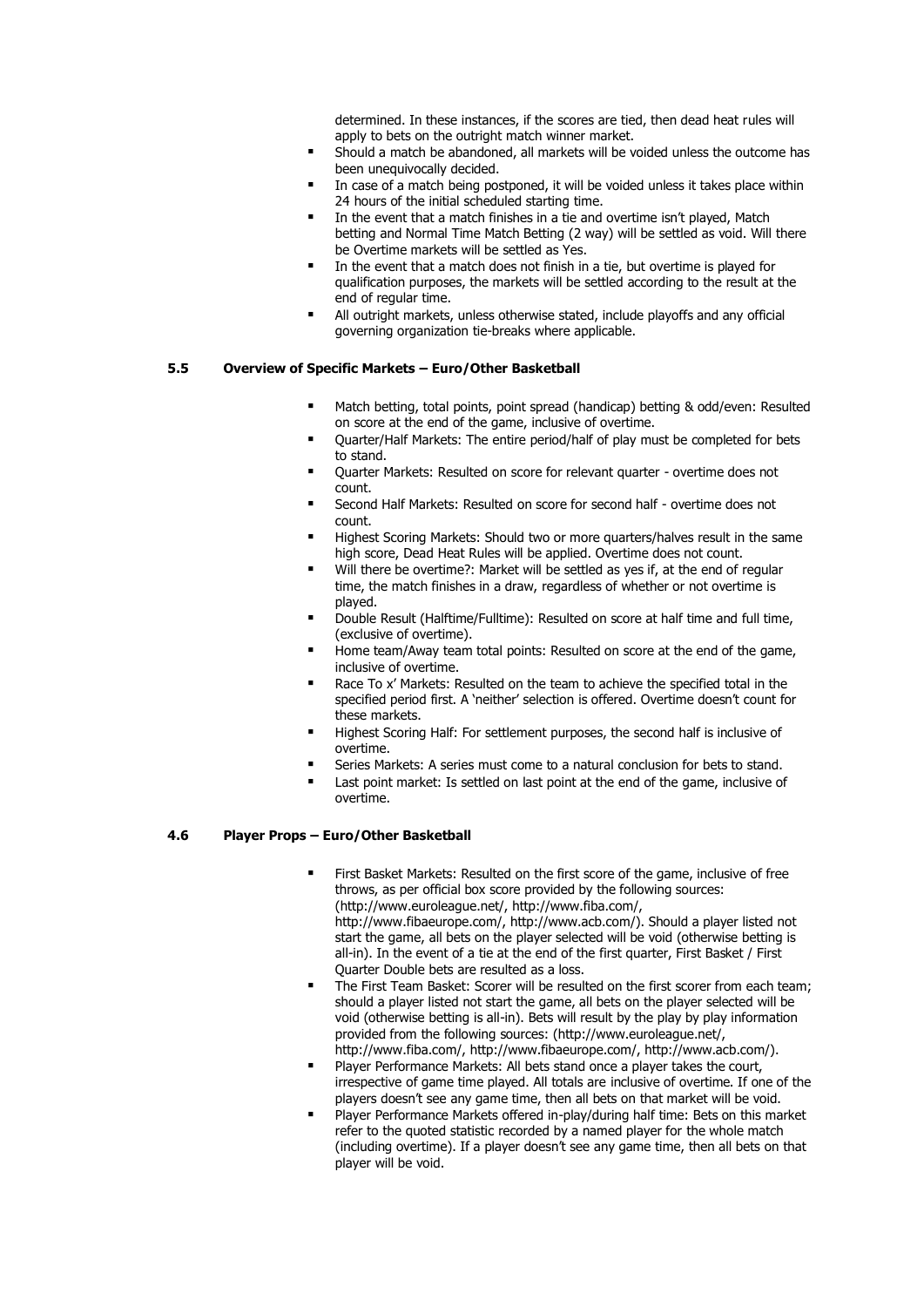determined. In these instances, if the scores are tied, then dead heat rules will apply to bets on the outright match winner market.

- Should a match be abandoned, all markets will be voided unless the outcome has been unequivocally decided.
- In case of a match being postponed, it will be voided unless it takes place within 24 hours of the initial scheduled starting time.
- In the event that a match finishes in a tie and overtime isn't played, Match betting and Normal Time Match Betting (2 way) will be settled as void. Will there be Overtime markets will be settled as Yes.
- In the event that a match does not finish in a tie, but overtime is played for qualification purposes, the markets will be settled according to the result at the end of regular time.
- All outright markets, unless otherwise stated, include playoffs and any official governing organization tie-breaks where applicable.

### 5.5 Overview of Specific Markets – Euro/Other Basketball

- Match betting, total points, point spread (handicap) betting & odd/even: Resulted on score at the end of the game, inclusive of overtime.
- Quarter/Half Markets: The entire period/half of play must be completed for bets to stand.
- Quarter Markets: Resulted on score for relevant quarter - overtime does not count.
- Second Half Markets: Resulted on score for second half - overtime does not count.
- Highest Scoring Markets: Should two or more quarters/halves result in the same high score, Dead Heat Rules will be applied. Overtime does not count.
- Will there be overtime?: Market will be settled as yes if, at the end of regular time, the match finishes in a draw, regardless of whether or not overtime is played.
- Double Result (Halftime/Fulltime): Resulted on score at half time and full time, (exclusive of overtime).
- Home team/Away team total points: Resulted on score at the end of the game, inclusive of overtime.
- Race To x' Markets: Resulted on the team to achieve the specified total in the specified period first. A 'neither' selection is offered. Overtime doesn't count for these markets.
- Highest Scoring Half: For settlement purposes, the second half is inclusive of overtime.
- Series Markets: A series must come to a natural conclusion for bets to stand.
- Last point market: Is settled on last point at the end of the game, inclusive of overtime.

### 4.6 Player Props – Euro/Other Basketball

- First Basket Markets: Resulted on the first score of the game, inclusive of free throws, as per official box score provided by the following sources: (http://www.euroleague.net/, http://www.fiba.com/, http://www.fibaeurope.com/, http://www.acb.com/). Should a player listed not start the game, all bets on the player selected will be void (otherwise betting is all-in). In the event of a tie at the end of the first quarter, First Basket / First Quarter Double bets are resulted as a loss.
- The First Team Basket: Scorer will be resulted on the first scorer from each team; should a player listed not start the game, all bets on the player selected will be void (otherwise betting is all-in). Bets will result by the play by play information provided from the following sources: (http://www.euroleague.net/, http://www.fiba.com/, http://www.fibaeurope.com/, http://www.acb.com/).
- Player Performance Markets: All bets stand once a player takes the court, irrespective of game time played. All totals are inclusive of overtime. If one of the players doesn't see any game time, then all bets on that market will be void.
- Player Performance Markets offered in-play/during half time: Bets on this market refer to the quoted statistic recorded by a named player for the whole match (including overtime). If a player doesn't see any game time, then all bets on that player will be void.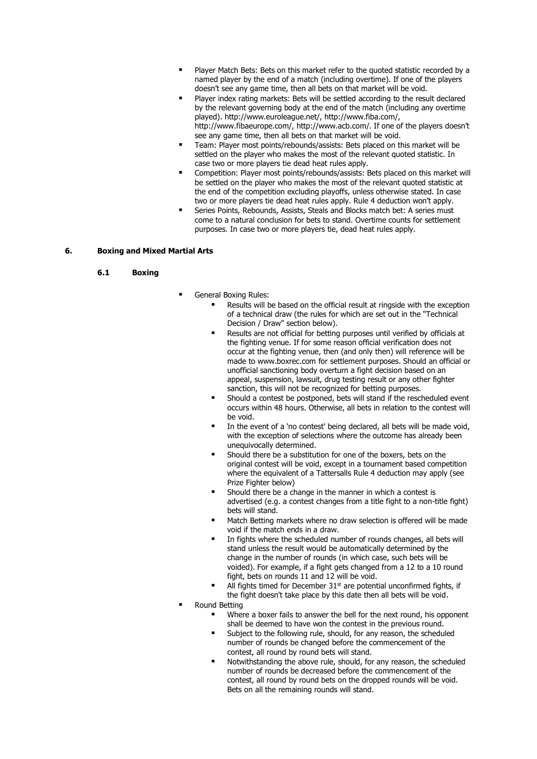- Player Match Bets: Bets on this market refer to the quoted statistic recorded by a named player by the end of a match (including overtime). If one of the players doesn't see any game time, then all bets on that market will be void.
- Player index rating markets: Bets will be settled according to the result declared by the relevant governing body at the end of the match (including any overtime played). http://www.euroleague.net/, http://www.fiba.com/, http://www.fibaeurope.com/, http://www.acb.com/. If one of the players doesn't see any game time, then all bets on that market will be void.
- Team: Player most points/rebounds/assists: Bets placed on this market will be settled on the player who makes the most of the relevant quoted statistic. In case two or more players tie dead heat rules apply.
- Competition: Player most points/rebounds/assists: Bets placed on this market will be settled on the player who makes the most of the relevant quoted statistic at the end of the competition excluding playoffs, unless otherwise stated. In case two or more players tie dead heat rules apply. Rule 4 deduction won't apply.
- Series Points, Rebounds, Assists, Steals and Blocks match bet: A series must come to a natural conclusion for bets to stand. Overtime counts for settlement purposes. In case two or more players tie, dead heat rules apply.

## 6. Boxing and Mixed Martial Arts

### 6.1 Boxing

- General Boxing Rules:
  - Results will be based on the official result at ringside with the exception of a technical draw (the rules for which are set out in the "Technical Decision / Draw" section below).
  - Results are not official for betting purposes until verified by officials at the fighting venue. If for some reason official verification does not occur at the fighting venue, then (and only then) will reference will be made to www.boxrec.com for settlement purposes. Should an official or unofficial sanctioning body overturn a fight decision based on an appeal, suspension, lawsuit, drug testing result or any other fighter sanction, this will not be recognized for betting purposes.
  - Should a contest be postponed, bets will stand if the rescheduled event occurs within 48 hours. Otherwise, all bets in relation to the contest will be void.
  - In the event of a 'no contest' being declared, all bets will be made void, with the exception of selections where the outcome has already been unequivocally determined.
  - Should there be a substitution for one of the boxers, bets on the original contest will be void, except in a tournament based competition where the equivalent of a Tattersalls Rule 4 deduction may apply (see Prize Fighter below)
  - Should there be a change in the manner in which a contest is advertised (e.g. a contest changes from a title fight to a non-title fight) bets will stand.
  - Match Betting markets where no draw selection is offered will be made void if the match ends in a draw.
  - In fights where the scheduled number of rounds changes, all bets will stand unless the result would be automatically determined by the change in the number of rounds (in which case, such bets will be voided). For example, if a fight gets changed from a 12 to a 10 round fight, bets on rounds 11 and 12 will be void.
  - All fights timed for December 31st are potential unconfirmed fights, if the fight doesn't take place by this date then all bets will be void.
- Round Betting
  - Where a boxer fails to answer the bell for the next round, his opponent shall be deemed to have won the contest in the previous round.
  - Subject to the following rule, should, for any reason, the scheduled number of rounds be changed before the commencement of the contest, all round by round bets will stand.
  - Notwithstanding the above rule, should, for any reason, the scheduled number of rounds be decreased before the commencement of the contest, all round by round bets on the dropped rounds will be void. Bets on all the remaining rounds will stand.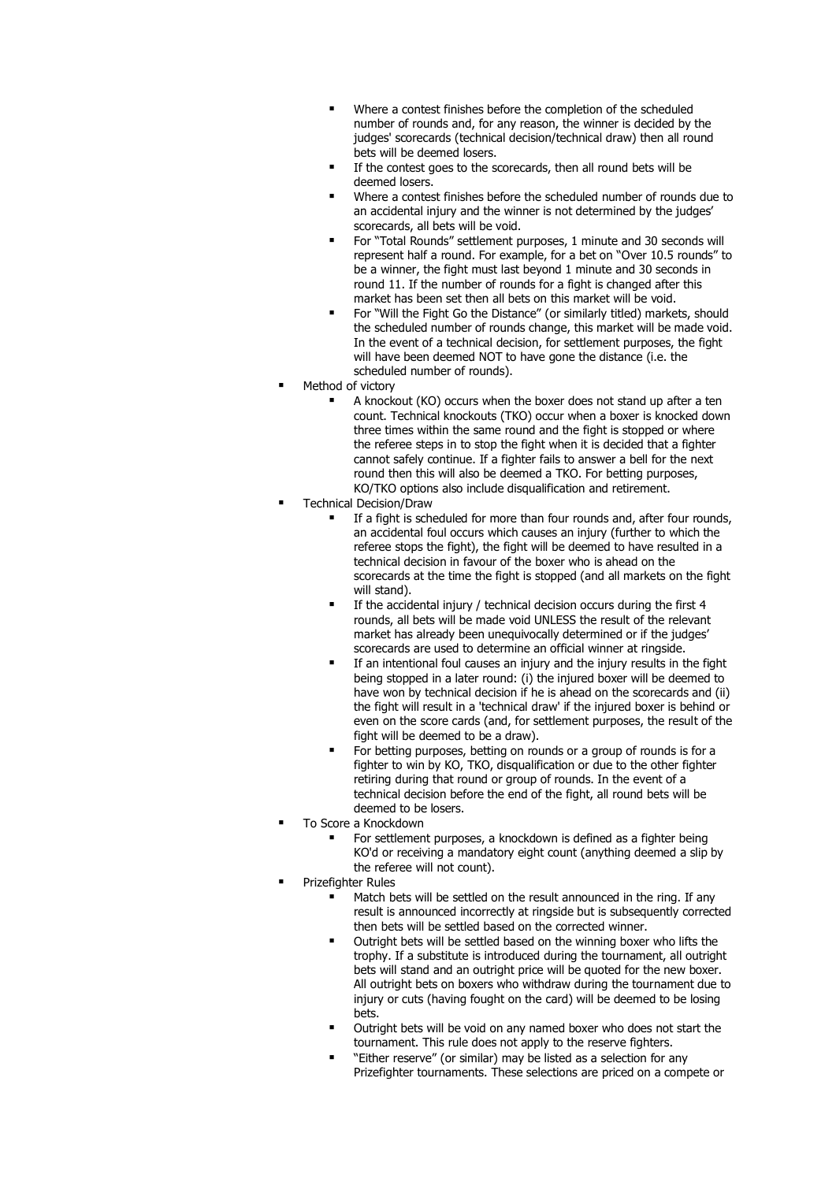- Where a contest finishes before the completion of the scheduled number of rounds and, for any reason, the winner is decided by the judges' scorecards (technical decision/technical draw) then all round bets will be deemed losers.
  - If the contest goes to the scorecards, then all round bets will be deemed losers.
  - Where a contest finishes before the scheduled number of rounds due to an accidental injury and the winner is not determined by the judges' scorecards, all bets will be void.
  - For "Total Rounds" settlement purposes, 1 minute and 30 seconds will represent half a round. For example, for a bet on "Over 10.5 rounds" to be a winner, the fight must last beyond 1 minute and 30 seconds in round 11. If the number of rounds for a fight is changed after this market has been set then all bets on this market will be void.
  - For "Will the Fight Go the Distance" (or similarly titled) markets, should the scheduled number of rounds change, this market will be made void. In the event of a technical decision, for settlement purposes, the fight will have been deemed NOT to have gone the distance (i.e. the scheduled number of rounds).
- Method of victory
  - A knockout (KO) occurs when the boxer does not stand up after a ten count. Technical knockouts (TKO) occur when a boxer is knocked down three times within the same round and the fight is stopped or where the referee steps in to stop the fight when it is decided that a fighter cannot safely continue. If a fighter fails to answer a bell for the next round then this will also be deemed a TKO. For betting purposes, KO/TKO options also include disqualification and retirement.
- Technical Decision/Draw
  - If a fight is scheduled for more than four rounds and, after four rounds, an accidental foul occurs which causes an injury (further to which the referee stops the fight), the fight will be deemed to have resulted in a technical decision in favour of the boxer who is ahead on the scorecards at the time the fight is stopped (and all markets on the fight will stand).
  - If the accidental injury / technical decision occurs during the first 4 rounds, all bets will be made void UNLESS the result of the relevant market has already been unequivocally determined or if the judges' scorecards are used to determine an official winner at ringside.
  - If an intentional foul causes an injury and the injury results in the fight being stopped in a later round: (i) the injured boxer will be deemed to have won by technical decision if he is ahead on the scorecards and (ii) the fight will result in a 'technical draw' if the injured boxer is behind or even on the score cards (and, for settlement purposes, the result of the fight will be deemed to be a draw).
  - For betting purposes, betting on rounds or a group of rounds is for a fighter to win by KO, TKO, disqualification or due to the other fighter retiring during that round or group of rounds. In the event of a technical decision before the end of the fight, all round bets will be deemed to be losers.
- To Score a Knockdown
  - For settlement purposes, a knockdown is defined as a fighter being KO'd or receiving a mandatory eight count (anything deemed a slip by the referee will not count).
- Prizefighter Rules
  - Match bets will be settled on the result announced in the ring. If any result is announced incorrectly at ringside but is subsequently corrected then bets will be settled based on the corrected winner.
  - Outright bets will be settled based on the winning boxer who lifts the trophy. If a substitute is introduced during the tournament, all outright bets will stand and an outright price will be quoted for the new boxer. All outright bets on boxers who withdraw during the tournament due to injury or cuts (having fought on the card) will be deemed to be losing bets.
  - Outright bets will be void on any named boxer who does not start the tournament. This rule does not apply to the reserve fighters.
  - "Either reserve" (or similar) may be listed as a selection for any Prizefighter tournaments. These selections are priced on a compete or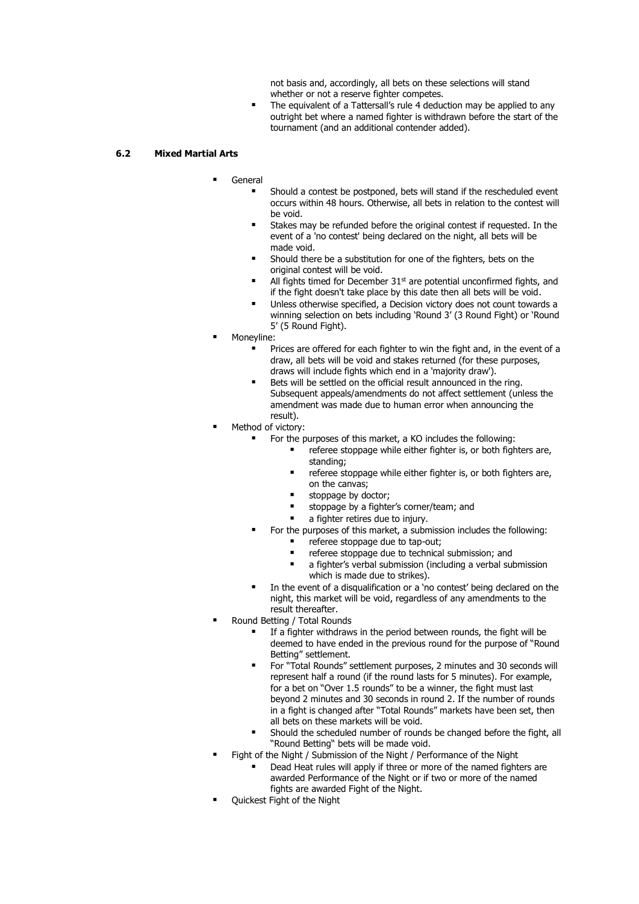not basis and, accordingly, all bets on these selections will stand whether or not a reserve fighter competes.

- The equivalent of a Tattersall's rule 4 deduction may be applied to any outright bet where a named fighter is withdrawn before the start of the tournament (and an additional contender added).

### 6.2 Mixed Martial Arts

- General
  - Should a contest be postponed, bets will stand if the rescheduled event occurs within 48 hours. Otherwise, all bets in relation to the contest will be void.
  - Stakes may be refunded before the original contest if requested. In the event of a 'no contest' being declared on the night, all bets will be made void.
  - Should there be a substitution for one of the fighters, bets on the original contest will be void.
  - All fights timed for December 31st are potential unconfirmed fights, and if the fight doesn't take place by this date then all bets will be void.
  - Unless otherwise specified, a Decision victory does not count towards a winning selection on bets including 'Round 3' (3 Round Fight) or 'Round 5' (5 Round Fight).
- Moneyline:
  - Prices are offered for each fighter to win the fight and, in the event of a draw, all bets will be void and stakes returned (for these purposes, draws will include fights which end in a 'majority draw').
  - Bets will be settled on the official result announced in the ring. Subsequent appeals/amendments do not affect settlement (unless the amendment was made due to human error when announcing the result).
- Method of victory:
  - For the purposes of this market, a KO includes the following:
    - referee stoppage while either fighter is, or both fighters are, standing;
    - referee stoppage while either fighter is, or both fighters are, on the canvas;
    - stoppage by doctor;
    - stoppage by a fighter's corner/team; and
    - a fighter retires due to injury.
  - For the purposes of this market, a submission includes the following:
    - referee stoppage due to tap-out;
    - referee stoppage due to technical submission; and
    - a fighter's verbal submission (including a verbal submission which is made due to strikes).
  - In the event of a disqualification or a 'no contest' being declared on the night, this market will be void, regardless of any amendments to the result thereafter.
- Round Betting / Total Rounds
  - If a fighter withdraws in the period between rounds, the fight will be deemed to have ended in the previous round for the purpose of "Round Betting" settlement.
  - For "Total Rounds" settlement purposes, 2 minutes and 30 seconds will represent half a round (if the round lasts for 5 minutes). For example, for a bet on "Over 1.5 rounds" to be a winner, the fight must last beyond 2 minutes and 30 seconds in round 2. If the number of rounds in a fight is changed after "Total Rounds" markets have been set, then all bets on these markets will be void.
  - Should the scheduled number of rounds be changed before the fight, all "Round Betting" bets will be made void.
- Fight of the Night / Submission of the Night / Performance of the Night
  - Dead Heat rules will apply if three or more of the named fighters are awarded Performance of the Night or if two or more of the named fights are awarded Fight of the Night.
- Quickest Fight of the Night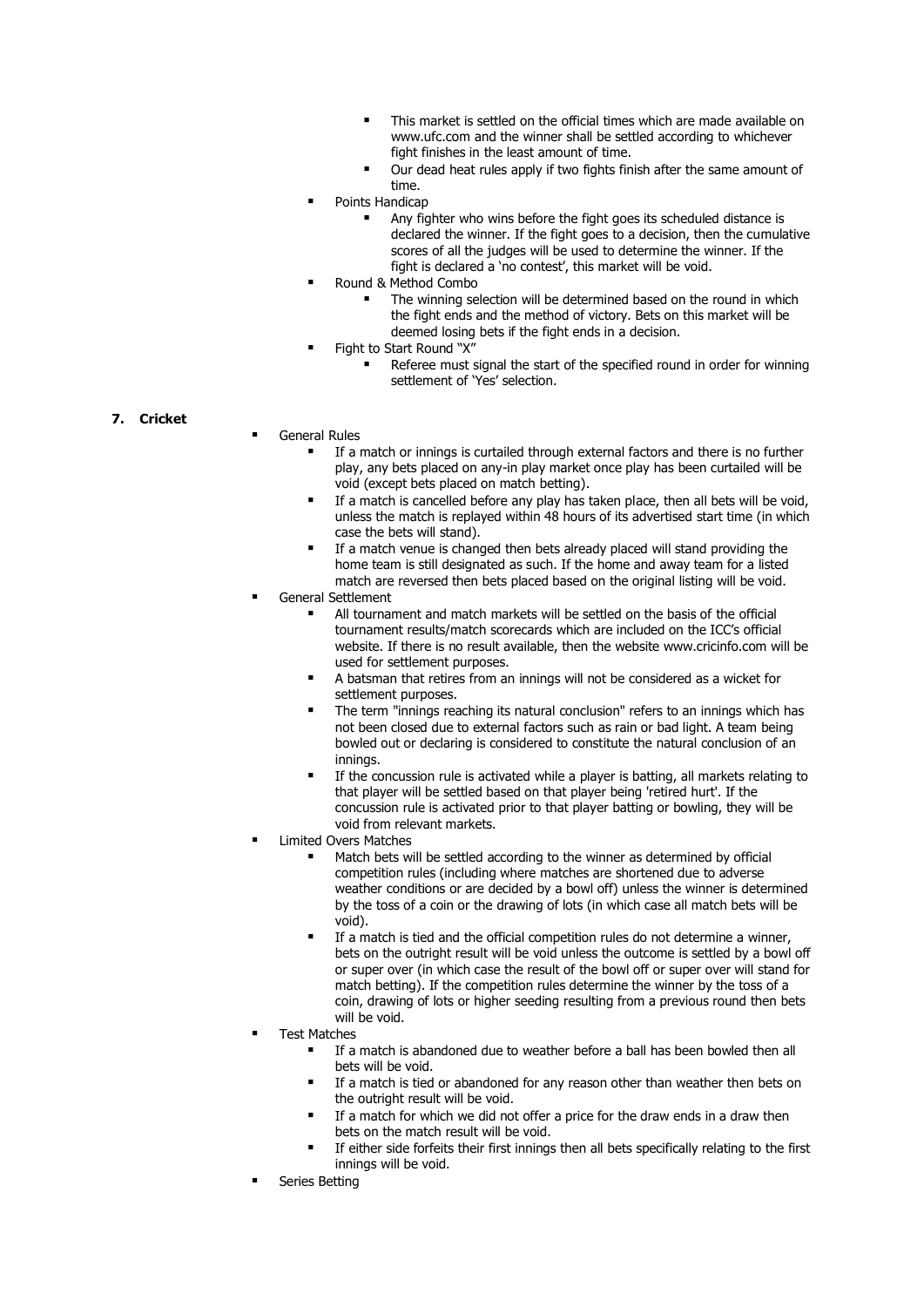- This market is settled on the official times which are made available on www.ufc.com and the winner shall be settled according to whichever fight finishes in the least amount of time.
    - Our dead heat rules apply if two fights finish after the same amount of time.
- Points Handicap
    - Any fighter who wins before the fight goes its scheduled distance is declared the winner. If the fight goes to a decision, then the cumulative scores of all the judges will be used to determine the winner. If the fight is declared a 'no contest', this market will be void.
- Round & Method Combo
    - The winning selection will be determined based on the round in which the fight ends and the method of victory. Bets on this market will be deemed losing bets if the fight ends in a decision.
- Fight to Start Round "X"
    - Referee must signal the start of the specified round in order for winning settlement of 'Yes' selection.

## 7. Cricket

- General Rules
    - If a match or innings is curtailed through external factors and there is no further play, any bets placed on any-in play market once play has been curtailed will be void (except bets placed on match betting).
    - If a match is cancelled before any play has taken place, then all bets will be void, unless the match is replayed within 48 hours of its advertised start time (in which case the bets will stand).
    - If a match venue is changed then bets already placed will stand providing the home team is still designated as such. If the home and away team for a listed match are reversed then bets placed based on the original listing will be void.
- General Settlement
    - All tournament and match markets will be settled on the basis of the official tournament results/match scorecards which are included on the ICC's official website. If there is no result available, then the website www.cricinfo.com will be used for settlement purposes.
    - A batsman that retires from an innings will not be considered as a wicket for settlement purposes.
    - The term "innings reaching its natural conclusion" refers to an innings which has not been closed due to external factors such as rain or bad light. A team being bowled out or declaring is considered to constitute the natural conclusion of an innings.
    - If the concussion rule is activated while a player is batting, all markets relating to that player will be settled based on that player being 'retired hurt'. If the concussion rule is activated prior to that player batting or bowling, they will be void from relevant markets.
- Limited Overs Matches
    - Match bets will be settled according to the winner as determined by official competition rules (including where matches are shortened due to adverse weather conditions or are decided by a bowl off) unless the winner is determined by the toss of a coin or the drawing of lots (in which case all match bets will be void).
    - If a match is tied and the official competition rules do not determine a winner, bets on the outright result will be void unless the outcome is settled by a bowl off or super over (in which case the result of the bowl off or super over will stand for match betting). If the competition rules determine the winner by the toss of a coin, drawing of lots or higher seeding resulting from a previous round then bets will be void.
- Test Matches
    - If a match is abandoned due to weather before a ball has been bowled then all bets will be void.
    - If a match is tied or abandoned for any reason other than weather then bets on the outright result will be void.
    - If a match for which we did not offer a price for the draw ends in a draw then bets on the match result will be void.
    - If either side forfeits their first innings then all bets specifically relating to the first innings will be void.
- Series Betting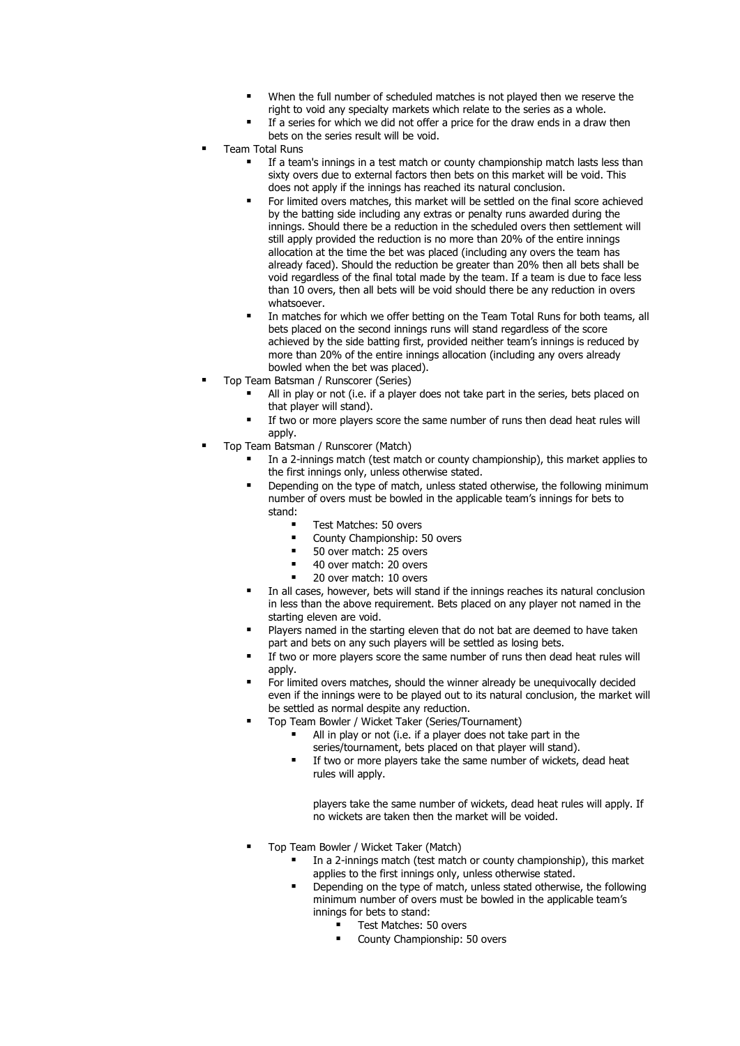- When the full number of scheduled matches is not played then we reserve the right to void any specialty markets which relate to the series as a whole.
- If a series for which we did not offer a price for the draw ends in a draw then bets on the series result will be void.

- Team Total Runs
  - If a team's innings in a test match or county championship match lasts less than sixty overs due to external factors then bets on this market will be void. This does not apply if the innings has reached its natural conclusion.
  - For limited overs matches, this market will be settled on the final score achieved by the batting side including any extras or penalty runs awarded during the innings. Should there be a reduction in the scheduled overs then settlement will still apply provided the reduction is no more than 20% of the entire innings allocation at the time the bet was placed (including any overs the team has already faced). Should the reduction be greater than 20% then all bets shall be void regardless of the final total made by the team. If a team is due to face less than 10 overs, then all bets will be void should there be any reduction in overs whatsoever.
  - In matches for which we offer betting on the Team Total Runs for both teams, all bets placed on the second innings runs will stand regardless of the score achieved by the side batting first, provided neither team's innings is reduced by more than 20% of the entire innings allocation (including any overs already bowled when the bet was placed).
- Top Team Batsman / Runscorer (Series)
  - All in play or not (i.e. if a player does not take part in the series, bets placed on that player will stand).
  - If two or more players score the same number of runs then dead heat rules will apply.
- Top Team Batsman / Runscorer (Match)
  - In a 2-innings match (test match or county championship), this market applies to the first innings only, unless otherwise stated.
  - Depending on the type of match, unless stated otherwise, the following minimum number of overs must be bowled in the applicable team's innings for bets to stand:
    - Test Matches: 50 overs
    - County Championship: 50 overs
    - 50 over match: 25 overs
    - 40 over match: 20 overs
    - 20 over match: 10 overs
  - In all cases, however, bets will stand if the innings reaches its natural conclusion in less than the above requirement. Bets placed on any player not named in the starting eleven are void.
  - Players named in the starting eleven that do not bat are deemed to have taken part and bets on any such players will be settled as losing bets.
  - If two or more players score the same number of runs then dead heat rules will apply.
  - For limited overs matches, should the winner already be unequivocally decided even if the innings were to be played out to its natural conclusion, the market will be settled as normal despite any reduction.
  - Top Team Bowler / Wicket Taker (Series/Tournament)
    - All in play or not (i.e. if a player does not take part in the series/tournament, bets placed on that player will stand).
    - If two or more players take the same number of wickets, dead heat rules will apply.

      players take the same number of wickets, dead heat rules will apply. If no wickets are taken then the market will be voided.

  - Top Team Bowler / Wicket Taker (Match)
    - In a 2-innings match (test match or county championship), this market applies to the first innings only, unless otherwise stated.
    - Depending on the type of match, unless stated otherwise, the following minimum number of overs must be bowled in the applicable team's innings for bets to stand:
      - Test Matches: 50 overs
      - County Championship: 50 overs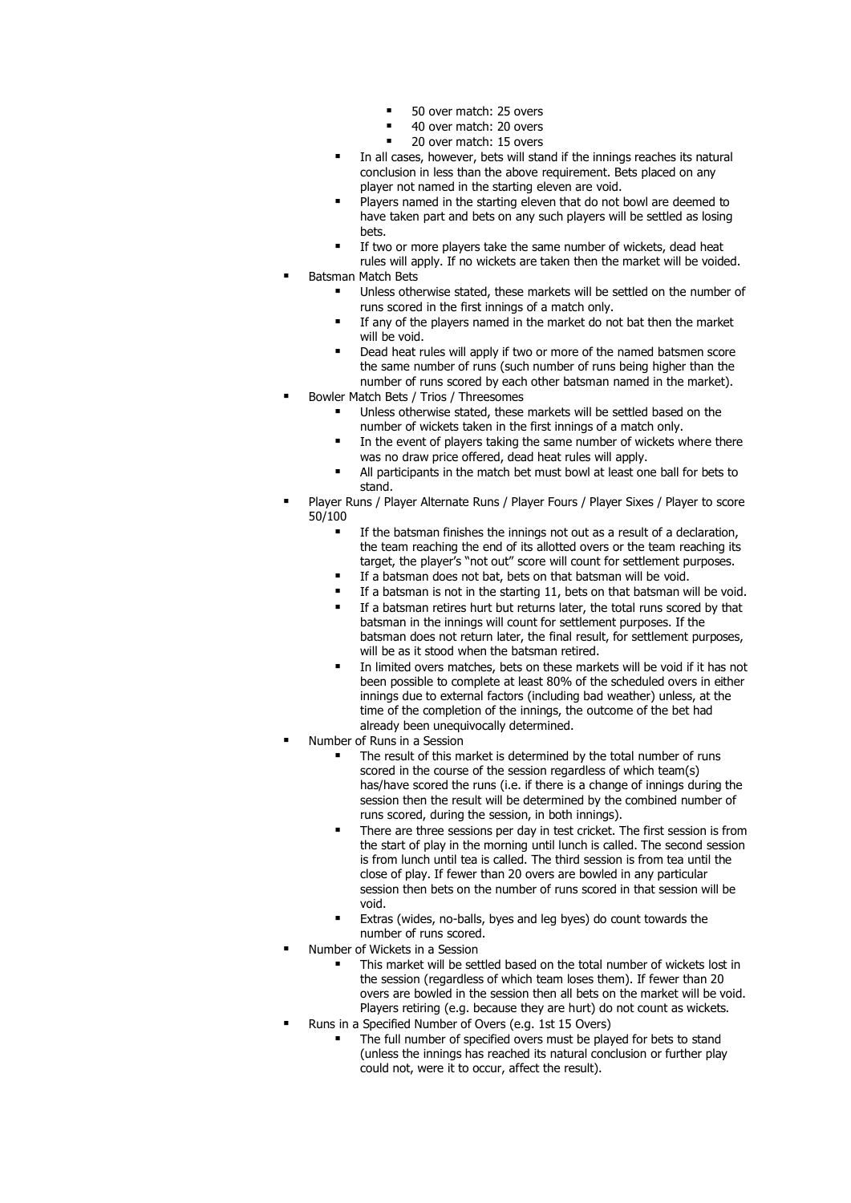- 50 over match: 25 overs
        - 40 over match: 20 overs
        - 20 over match: 15 overs
    - In all cases, however, bets will stand if the innings reaches its natural conclusion in less than the above requirement. Bets placed on any player not named in the starting eleven are void.
    - Players named in the starting eleven that do not bowl are deemed to have taken part and bets on any such players will be settled as losing bets.
    - If two or more players take the same number of wickets, dead heat rules will apply. If no wickets are taken then the market will be voided.
- Batsman Match Bets
    - Unless otherwise stated, these markets will be settled on the number of runs scored in the first innings of a match only.
    - If any of the players named in the market do not bat then the market will be void.
    - Dead heat rules will apply if two or more of the named batsmen score the same number of runs (such number of runs being higher than the number of runs scored by each other batsman named in the market).
- Bowler Match Bets / Trios / Threesomes
    - Unless otherwise stated, these markets will be settled based on the number of wickets taken in the first innings of a match only.
    - In the event of players taking the same number of wickets where there was no draw price offered, dead heat rules will apply.
    - All participants in the match bet must bowl at least one ball for bets to stand.
- Player Runs / Player Alternate Runs / Player Fours / Player Sixes / Player to score 50/100
    - If the batsman finishes the innings not out as a result of a declaration, the team reaching the end of its allotted overs or the team reaching its target, the player's "not out" score will count for settlement purposes.
    - If a batsman does not bat, bets on that batsman will be void.
    - If a batsman is not in the starting 11, bets on that batsman will be void.
    - If a batsman retires hurt but returns later, the total runs scored by that batsman in the innings will count for settlement purposes. If the batsman does not return later, the final result, for settlement purposes, will be as it stood when the batsman retired.
    - In limited overs matches, bets on these markets will be void if it has not been possible to complete at least 80% of the scheduled overs in either innings due to external factors (including bad weather) unless, at the time of the completion of the innings, the outcome of the bet had already been unequivocally determined.
- Number of Runs in a Session
    - The result of this market is determined by the total number of runs scored in the course of the session regardless of which team(s) has/have scored the runs (i.e. if there is a change of innings during the session then the result will be determined by the combined number of runs scored, during the session, in both innings).
    - There are three sessions per day in test cricket. The first session is from the start of play in the morning until lunch is called. The second session is from lunch until tea is called. The third session is from tea until the close of play. If fewer than 20 overs are bowled in any particular session then bets on the number of runs scored in that session will be void.
    - Extras (wides, no-balls, byes and leg byes) do count towards the number of runs scored.
- Number of Wickets in a Session
    - This market will be settled based on the total number of wickets lost in the session (regardless of which team loses them). If fewer than 20 overs are bowled in the session then all bets on the market will be void. Players retiring (e.g. because they are hurt) do not count as wickets.
- Runs in a Specified Number of Overs (e.g. 1st 15 Overs)
    - The full number of specified overs must be played for bets to stand (unless the innings has reached its natural conclusion or further play could not, were it to occur, affect the result).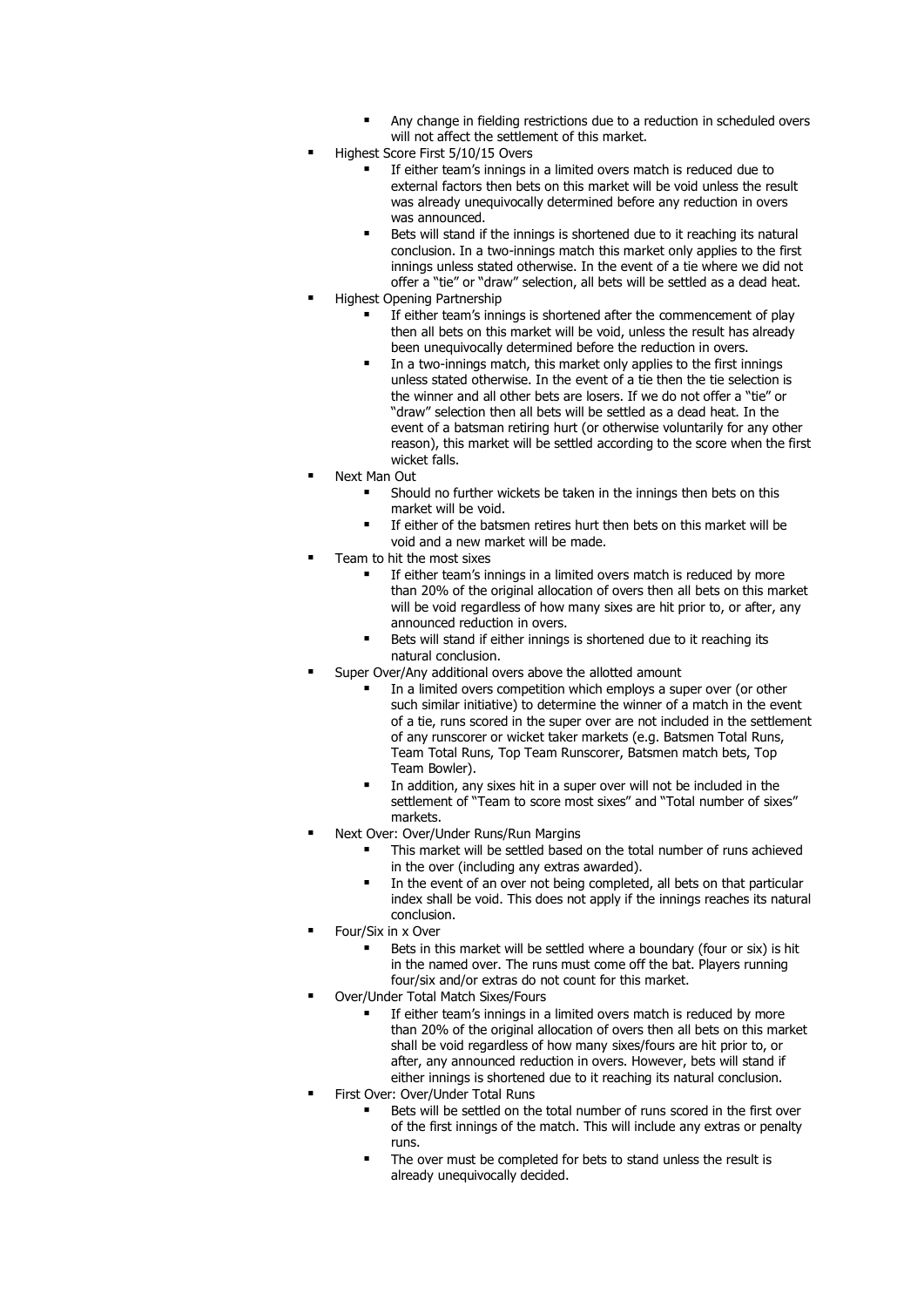- Any change in fielding restrictions due to a reduction in scheduled overs will not affect the settlement of this market.
- Highest Score First 5/10/15 Overs
    - If either team's innings in a limited overs match is reduced due to external factors then bets on this market will be void unless the result was already unequivocally determined before any reduction in overs was announced.
    - Bets will stand if the innings is shortened due to it reaching its natural conclusion. In a two-innings match this market only applies to the first innings unless stated otherwise. In the event of a tie where we did not offer a "tie" or "draw" selection, all bets will be settled as a dead heat.
- Highest Opening Partnership
    - If either team's innings is shortened after the commencement of play then all bets on this market will be void, unless the result has already been unequivocally determined before the reduction in overs.
    - In a two-innings match, this market only applies to the first innings unless stated otherwise. In the event of a tie then the tie selection is the winner and all other bets are losers. If we do not offer a "tie" or "draw" selection then all bets will be settled as a dead heat. In the event of a batsman retiring hurt (or otherwise voluntarily for any other reason), this market will be settled according to the score when the first wicket falls.
- Next Man Out
    - Should no further wickets be taken in the innings then bets on this market will be void.
    - If either of the batsmen retires hurt then bets on this market will be void and a new market will be made.
- Team to hit the most sixes
    - If either team's innings in a limited overs match is reduced by more than 20% of the original allocation of overs then all bets on this market will be void regardless of how many sixes are hit prior to, or after, any announced reduction in overs.
    - Bets will stand if either innings is shortened due to it reaching its natural conclusion.
- Super Over/Any additional overs above the allotted amount
    - In a limited overs competition which employs a super over (or other such similar initiative) to determine the winner of a match in the event of a tie, runs scored in the super over are not included in the settlement of any runscorer or wicket taker markets (e.g. Batsmen Total Runs, Team Total Runs, Top Team Runscorer, Batsmen match bets, Top Team Bowler).
    - In addition, any sixes hit in a super over will not be included in the settlement of "Team to score most sixes" and "Total number of sixes" markets.
- Next Over: Over/Under Runs/Run Margins
    - This market will be settled based on the total number of runs achieved in the over (including any extras awarded).
    - In the event of an over not being completed, all bets on that particular index shall be void. This does not apply if the innings reaches its natural conclusion.
- Four/Six in x Over
    - Bets in this market will be settled where a boundary (four or six) is hit in the named over. The runs must come off the bat. Players running four/six and/or extras do not count for this market.
- Over/Under Total Match Sixes/Fours
    - If either team's innings in a limited overs match is reduced by more than 20% of the original allocation of overs then all bets on this market shall be void regardless of how many sixes/fours are hit prior to, or after, any announced reduction in overs. However, bets will stand if either innings is shortened due to it reaching its natural conclusion.
- First Over: Over/Under Total Runs
    - Bets will be settled on the total number of runs scored in the first over of the first innings of the match. This will include any extras or penalty runs.
    - The over must be completed for bets to stand unless the result is already unequivocally decided.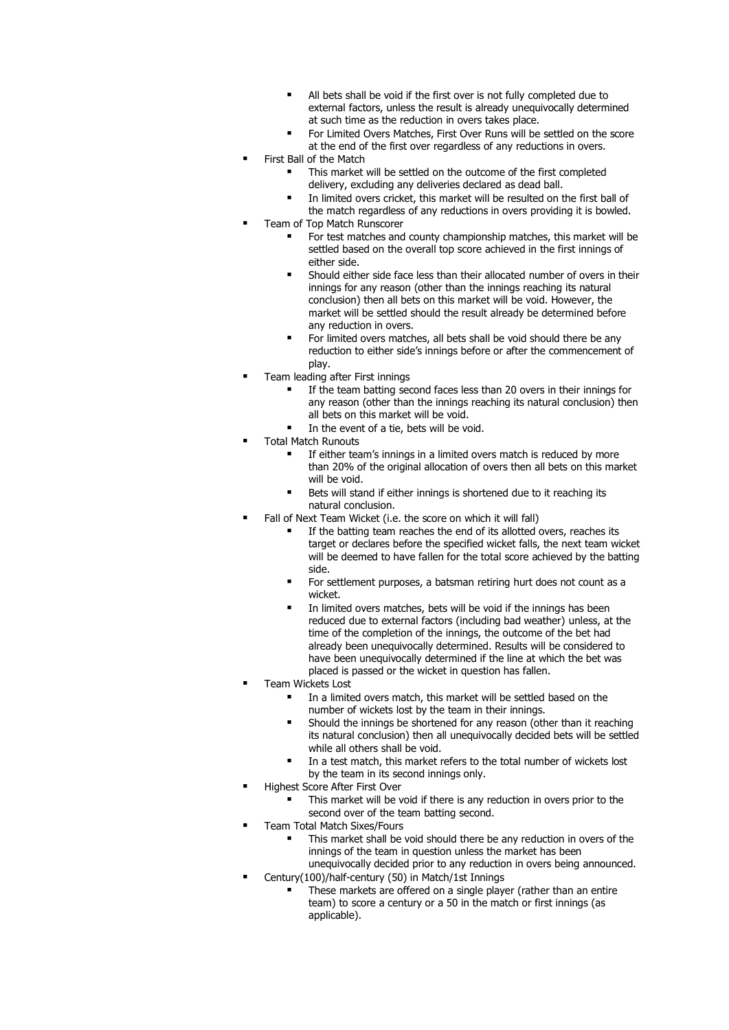- All bets shall be void if the first over is not fully completed due to external factors, unless the result is already unequivocally determined at such time as the reduction in overs takes place.
    - For Limited Overs Matches, First Over Runs will be settled on the score at the end of the first over regardless of any reductions in overs.
- First Ball of the Match
    - This market will be settled on the outcome of the first completed delivery, excluding any deliveries declared as dead ball.
    - In limited overs cricket, this market will be resulted on the first ball of the match regardless of any reductions in overs providing it is bowled.
- Team of Top Match Runscorer
    - For test matches and county championship matches, this market will be settled based on the overall top score achieved in the first innings of either side.
    - Should either side face less than their allocated number of overs in their innings for any reason (other than the innings reaching its natural conclusion) then all bets on this market will be void. However, the market will be settled should the result already be determined before any reduction in overs.
    - For limited overs matches, all bets shall be void should there be any reduction to either side's innings before or after the commencement of play.
- Team leading after First innings
    - If the team batting second faces less than 20 overs in their innings for any reason (other than the innings reaching its natural conclusion) then all bets on this market will be void.
    - In the event of a tie, bets will be void.
- Total Match Runouts
    - If either team's innings in a limited overs match is reduced by more than 20% of the original allocation of overs then all bets on this market will be void.
    - Bets will stand if either innings is shortened due to it reaching its natural conclusion.
- Fall of Next Team Wicket (i.e. the score on which it will fall)
    - If the batting team reaches the end of its allotted overs, reaches its target or declares before the specified wicket falls, the next team wicket will be deemed to have fallen for the total score achieved by the batting side.
    - For settlement purposes, a batsman retiring hurt does not count as a wicket.
    - In limited overs matches, bets will be void if the innings has been reduced due to external factors (including bad weather) unless, at the time of the completion of the innings, the outcome of the bet had already been unequivocally determined. Results will be considered to have been unequivocally determined if the line at which the bet was placed is passed or the wicket in question has fallen.
- Team Wickets Lost
    - In a limited overs match, this market will be settled based on the number of wickets lost by the team in their innings.
    - Should the innings be shortened for any reason (other than it reaching its natural conclusion) then all unequivocally decided bets will be settled while all others shall be void.
    - In a test match, this market refers to the total number of wickets lost by the team in its second innings only.
- Highest Score After First Over
    - This market will be void if there is any reduction in overs prior to the second over of the team batting second.
- Team Total Match Sixes/Fours
    - This market shall be void should there be any reduction in overs of the innings of the team in question unless the market has been unequivocally decided prior to any reduction in overs being announced.
- Century(100)/half-century (50) in Match/1st Innings
    - These markets are offered on a single player (rather than an entire team) to score a century or a 50 in the match or first innings (as applicable).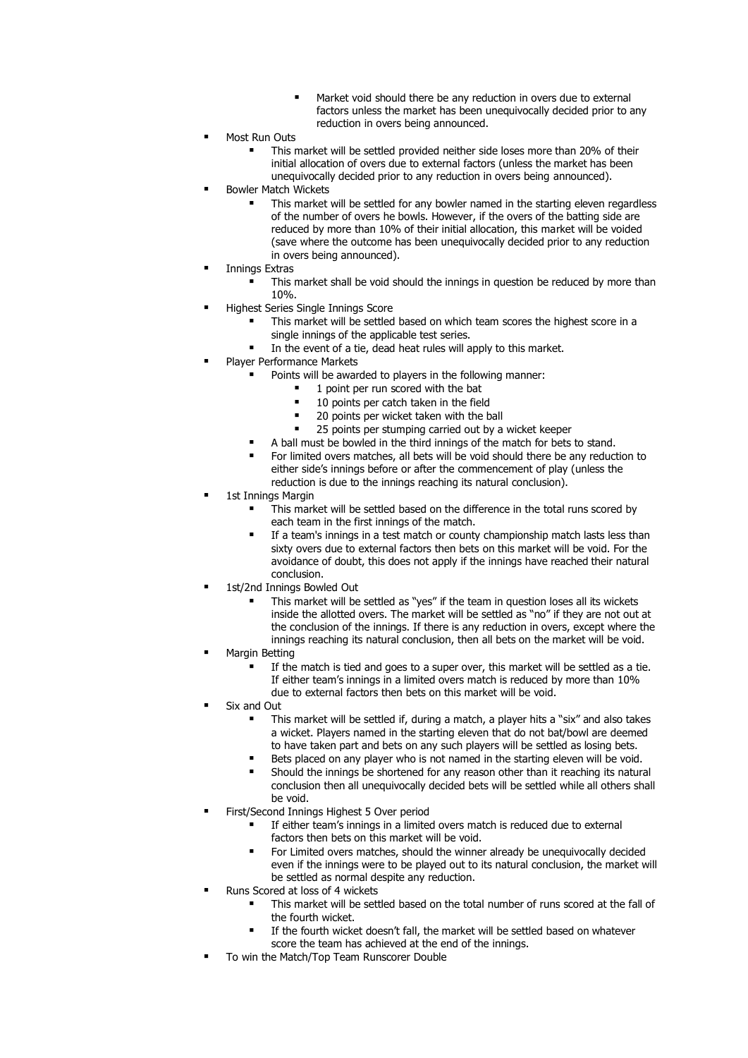- Market void should there be any reduction in overs due to external factors unless the market has been unequivocally decided prior to any reduction in overs being announced.
- Most Run Outs
    - This market will be settled provided neither side loses more than 20% of their initial allocation of overs due to external factors (unless the market has been unequivocally decided prior to any reduction in overs being announced).
- Bowler Match Wickets
    - This market will be settled for any bowler named in the starting eleven regardless of the number of overs he bowls. However, if the overs of the batting side are reduced by more than 10% of their initial allocation, this market will be voided (save where the outcome has been unequivocally decided prior to any reduction in overs being announced).
- Innings Extras
    - This market shall be void should the innings in question be reduced by more than 10%.
- Highest Series Single Innings Score
    - This market will be settled based on which team scores the highest score in a single innings of the applicable test series.
    - In the event of a tie, dead heat rules will apply to this market.
- Player Performance Markets
    - Points will be awarded to players in the following manner:
        - 1 point per run scored with the bat
        - 10 points per catch taken in the field
        - 20 points per wicket taken with the ball
        - 25 points per stumping carried out by a wicket keeper
    - A ball must be bowled in the third innings of the match for bets to stand.
    - For limited overs matches, all bets will be void should there be any reduction to either side's innings before or after the commencement of play (unless the reduction is due to the innings reaching its natural conclusion).
- 1st Innings Margin
    - This market will be settled based on the difference in the total runs scored by each team in the first innings of the match.
    - If a team's innings in a test match or county championship match lasts less than sixty overs due to external factors then bets on this market will be void. For the avoidance of doubt, this does not apply if the innings have reached their natural conclusion.
- 1st/2nd Innings Bowled Out
    - This market will be settled as "yes" if the team in question loses all its wickets inside the allotted overs. The market will be settled as "no" if they are not out at the conclusion of the innings. If there is any reduction in overs, except where the innings reaching its natural conclusion, then all bets on the market will be void.
- Margin Betting
    - If the match is tied and goes to a super over, this market will be settled as a tie. If either team's innings in a limited overs match is reduced by more than 10% due to external factors then bets on this market will be void.
- Six and Out
    - This market will be settled if, during a match, a player hits a "six" and also takes a wicket. Players named in the starting eleven that do not bat/bowl are deemed to have taken part and bets on any such players will be settled as losing bets.
    - Bets placed on any player who is not named in the starting eleven will be void.
    - Should the innings be shortened for any reason other than it reaching its natural conclusion then all unequivocally decided bets will be settled while all others shall be void.
- First/Second Innings Highest 5 Over period
    - If either team's innings in a limited overs match is reduced due to external factors then bets on this market will be void.
    - For Limited overs matches, should the winner already be unequivocally decided even if the innings were to be played out to its natural conclusion, the market will be settled as normal despite any reduction.
- Runs Scored at loss of 4 wickets
    - This market will be settled based on the total number of runs scored at the fall of the fourth wicket.
    - If the fourth wicket doesn't fall, the market will be settled based on whatever score the team has achieved at the end of the innings.
- To win the Match/Top Team Runscorer Double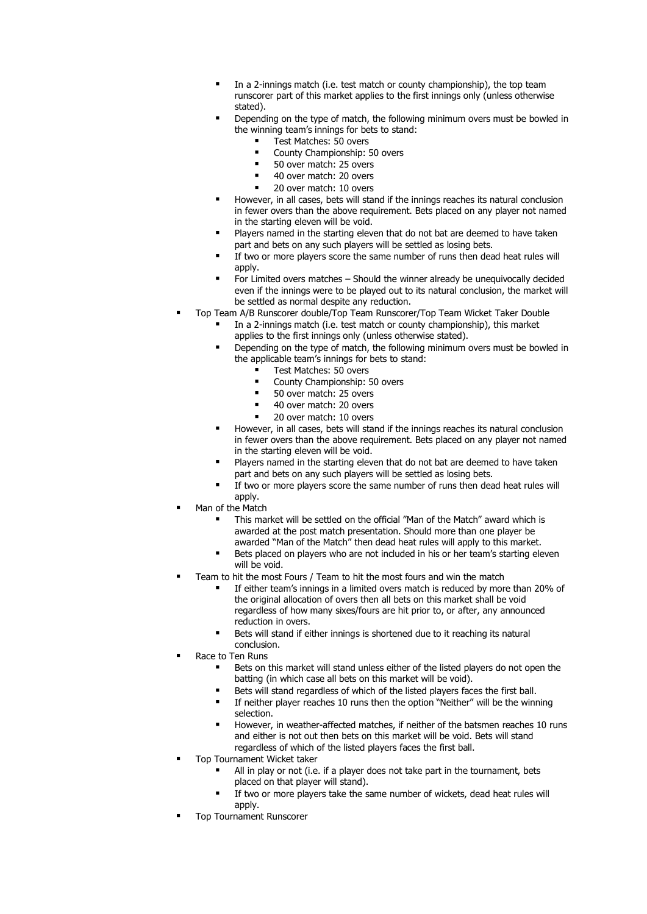- In a 2-innings match (i.e. test match or county championship), the top team runscorer part of this market applies to the first innings only (unless otherwise stated).
  - Depending on the type of match, the following minimum overs must be bowled in the winning team's innings for bets to stand:
    - Test Matches: 50 overs
    - County Championship: 50 overs
    - 50 over match: 25 overs
    - 40 over match: 20 overs
    - 20 over match: 10 overs
  - However, in all cases, bets will stand if the innings reaches its natural conclusion in fewer overs than the above requirement. Bets placed on any player not named in the starting eleven will be void.
  - Players named in the starting eleven that do not bat are deemed to have taken part and bets on any such players will be settled as losing bets.
  - If two or more players score the same number of runs then dead heat rules will apply.
  - For Limited overs matches – Should the winner already be unequivocally decided even if the innings were to be played out to its natural conclusion, the market will be settled as normal despite any reduction.
- Top Team A/B Runscorer double/Top Team Runscorer/Top Team Wicket Taker Double
  - In a 2-innings match (i.e. test match or county championship), this market applies to the first innings only (unless otherwise stated).
  - Depending on the type of match, the following minimum overs must be bowled in the applicable team's innings for bets to stand:
    - Test Matches: 50 overs
    - County Championship: 50 overs
    - 50 over match: 25 overs
    - 40 over match: 20 overs
    - 20 over match: 10 overs
  - However, in all cases, bets will stand if the innings reaches its natural conclusion in fewer overs than the above requirement. Bets placed on any player not named in the starting eleven will be void.
  - Players named in the starting eleven that do not bat are deemed to have taken part and bets on any such players will be settled as losing bets.
  - If two or more players score the same number of runs then dead heat rules will apply.
- Man of the Match
  - This market will be settled on the official "Man of the Match" award which is awarded at the post match presentation. Should more than one player be awarded "Man of the Match" then dead heat rules will apply to this market.
  - Bets placed on players who are not included in his or her team's starting eleven will be void.
- Team to hit the most Fours / Team to hit the most fours and win the match
  - If either team's innings in a limited overs match is reduced by more than 20% of the original allocation of overs then all bets on this market shall be void regardless of how many sixes/fours are hit prior to, or after, any announced reduction in overs.
  - Bets will stand if either innings is shortened due to it reaching its natural conclusion.
- Race to Ten Runs
  - Bets on this market will stand unless either of the listed players do not open the batting (in which case all bets on this market will be void).
  - Bets will stand regardless of which of the listed players faces the first ball.
  - If neither player reaches 10 runs then the option "Neither" will be the winning selection.
  - However, in weather-affected matches, if neither of the batsmen reaches 10 runs and either is not out then bets on this market will be void. Bets will stand regardless of which of the listed players faces the first ball.
- Top Tournament Wicket taker
  - All in play or not (i.e. if a player does not take part in the tournament, bets placed on that player will stand).
  - If two or more players take the same number of wickets, dead heat rules will apply.
- Top Tournament Runscorer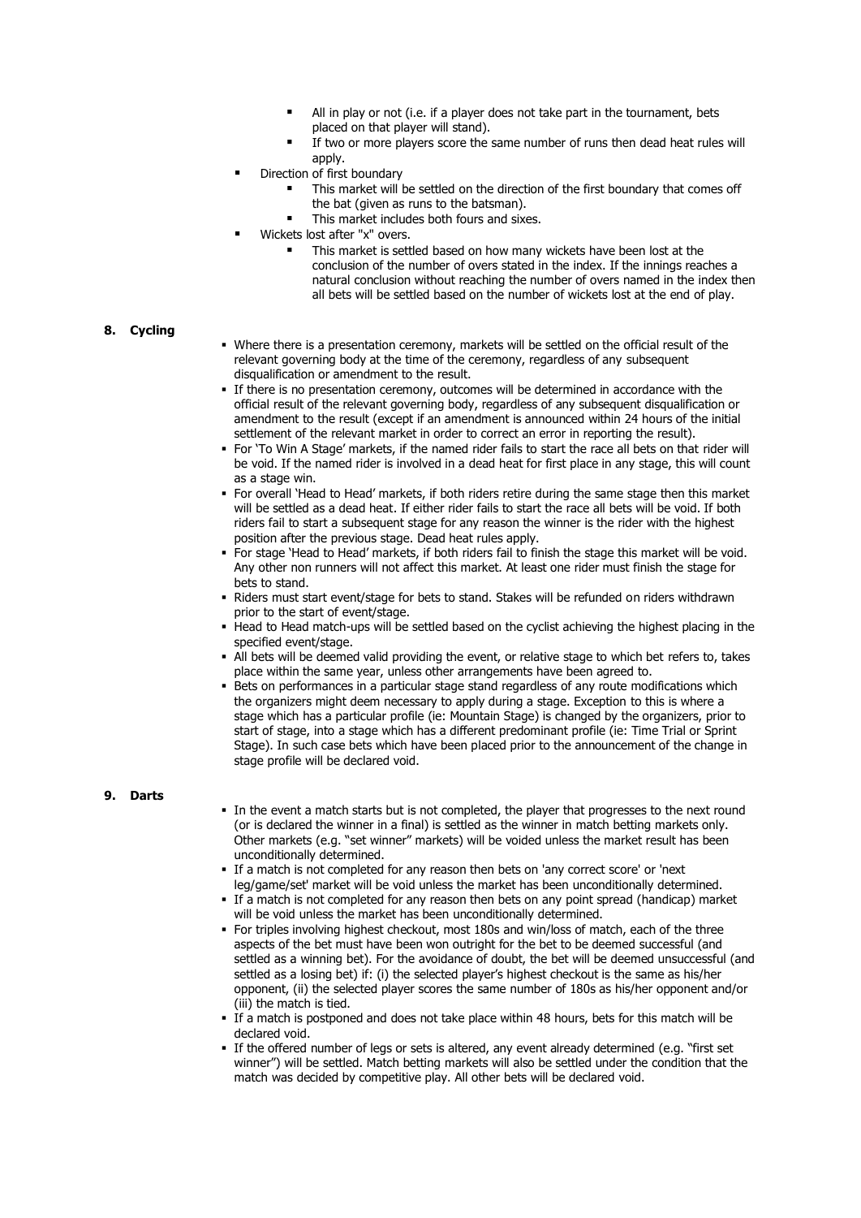- All in play or not (i.e. if a player does not take part in the tournament, bets placed on that player will stand).
  - If two or more players score the same number of runs then dead heat rules will apply.
- Direction of first boundary
  - This market will be settled on the direction of the first boundary that comes off the bat (given as runs to the batsman).
  - This market includes both fours and sixes.
- Wickets lost after "x" overs.
  - This market is settled based on how many wickets have been lost at the conclusion of the number of overs stated in the index. If the innings reaches a natural conclusion without reaching the number of overs named in the index then all bets will be settled based on the number of wickets lost at the end of play.

## 8. Cycling

- Where there is a presentation ceremony, markets will be settled on the official result of the relevant governing body at the time of the ceremony, regardless of any subsequent disqualification or amendment to the result.
- If there is no presentation ceremony, outcomes will be determined in accordance with the official result of the relevant governing body, regardless of any subsequent disqualification or amendment to the result (except if an amendment is announced within 24 hours of the initial settlement of the relevant market in order to correct an error in reporting the result).
- For 'To Win A Stage' markets, if the named rider fails to start the race all bets on that rider will be void. If the named rider is involved in a dead heat for first place in any stage, this will count as a stage win.
- For overall 'Head to Head' markets, if both riders retire during the same stage then this market will be settled as a dead heat. If either rider fails to start the race all bets will be void. If both riders fail to start a subsequent stage for any reason the winner is the rider with the highest position after the previous stage. Dead heat rules apply.
- For stage 'Head to Head' markets, if both riders fail to finish the stage this market will be void. Any other non runners will not affect this market. At least one rider must finish the stage for bets to stand.
- Riders must start event/stage for bets to stand. Stakes will be refunded on riders withdrawn prior to the start of event/stage.
- Head to Head match-ups will be settled based on the cyclist achieving the highest placing in the specified event/stage.
- All bets will be deemed valid providing the event, or relative stage to which bet refers to, takes place within the same year, unless other arrangements have been agreed to.
- Bets on performances in a particular stage stand regardless of any route modifications which the organizers might deem necessary to apply during a stage. Exception to this is where a stage which has a particular profile (ie: Mountain Stage) is changed by the organizers, prior to start of stage, into a stage which has a different predominant profile (ie: Time Trial or Sprint Stage). In such case bets which have been placed prior to the announcement of the change in stage profile will be declared void.

## 9. Darts

- In the event a match starts but is not completed, the player that progresses to the next round (or is declared the winner in a final) is settled as the winner in match betting markets only. Other markets (e.g. "set winner" markets) will be voided unless the market result has been unconditionally determined.
- If a match is not completed for any reason then bets on 'any correct score' or 'next leg/game/set' market will be void unless the market has been unconditionally determined.
- If a match is not completed for any reason then bets on any point spread (handicap) market will be void unless the market has been unconditionally determined.
- For triples involving highest checkout, most 180s and win/loss of match, each of the three aspects of the bet must have been won outright for the bet to be deemed successful (and settled as a winning bet). For the avoidance of doubt, the bet will be deemed unsuccessful (and settled as a losing bet) if: (i) the selected player's highest checkout is the same as his/her opponent, (ii) the selected player scores the same number of 180s as his/her opponent and/or (iii) the match is tied.
- If a match is postponed and does not take place within 48 hours, bets for this match will be declared void.
- If the offered number of legs or sets is altered, any event already determined (e.g. "first set winner") will be settled. Match betting markets will also be settled under the condition that the match was decided by competitive play. All other bets will be declared void.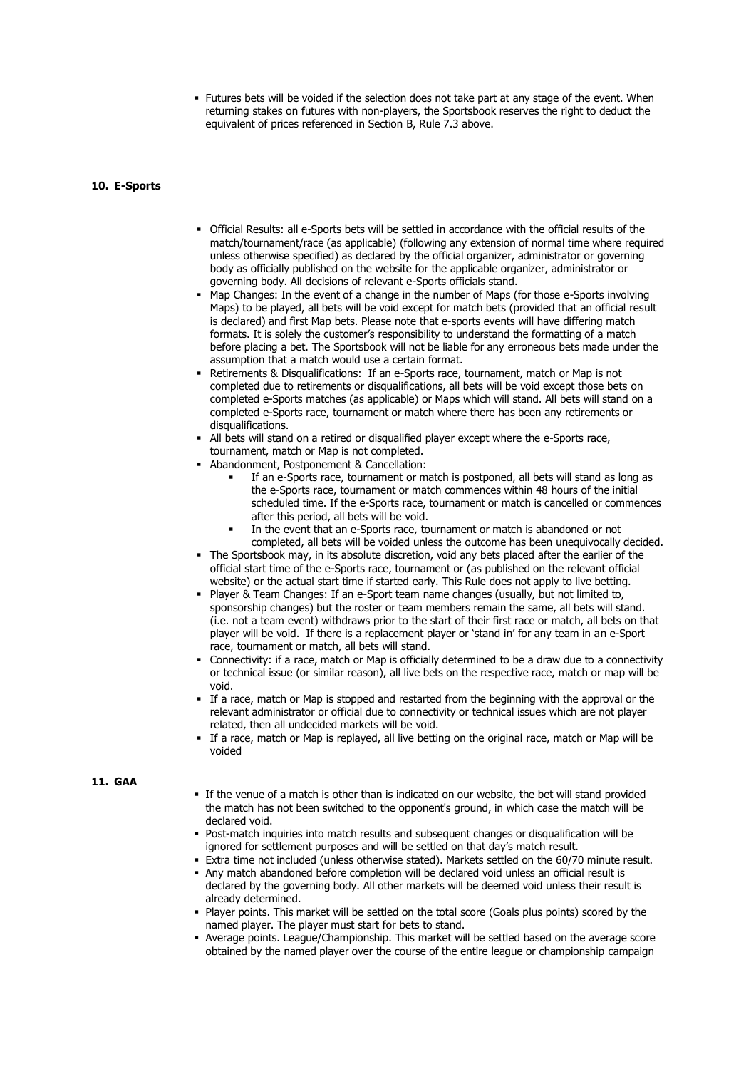- Futures bets will be voided if the selection does not take part at any stage of the event. When returning stakes on futures with non-players, the Sportsbook reserves the right to deduct the equivalent of prices referenced in Section B, Rule 7.3 above.

## 10. E-Sports

- Official Results: all e-Sports bets will be settled in accordance with the official results of the match/tournament/race (as applicable) (following any extension of normal time where required unless otherwise specified) as declared by the official organizer, administrator or governing body as officially published on the website for the applicable organizer, administrator or governing body. All decisions of relevant e-Sports officials stand.
- Map Changes: In the event of a change in the number of Maps (for those e-Sports involving Maps) to be played, all bets will be void except for match bets (provided that an official result is declared) and first Map bets. Please note that e-sports events will have differing match formats. It is solely the customer's responsibility to understand the formatting of a match before placing a bet. The Sportsbook will not be liable for any erroneous bets made under the assumption that a match would use a certain format.
- Retirements & Disqualifications: If an e-Sports race, tournament, match or Map is not completed due to retirements or disqualifications, all bets will be void except those bets on completed e-Sports matches (as applicable) or Maps which will stand. All bets will stand on a completed e-Sports race, tournament or match where there has been any retirements or disqualifications.
- All bets will stand on a retired or disqualified player except where the e-Sports race, tournament, match or Map is not completed.
- Abandonment, Postponement & Cancellation:
  - If an e-Sports race, tournament or match is postponed, all bets will stand as long as the e-Sports race, tournament or match commences within 48 hours of the initial scheduled time. If the e-Sports race, tournament or match is cancelled or commences after this period, all bets will be void.
  - In the event that an e-Sports race, tournament or match is abandoned or not completed, all bets will be voided unless the outcome has been unequivocally decided.
- The Sportsbook may, in its absolute discretion, void any bets placed after the earlier of the official start time of the e-Sports race, tournament or (as published on the relevant official website) or the actual start time if started early. This Rule does not apply to live betting.
- Player & Team Changes: If an e-Sport team name changes (usually, but not limited to, sponsorship changes) but the roster or team members remain the same, all bets will stand. (i.e. not a team event) withdraws prior to the start of their first race or match, all bets on that player will be void. If there is a replacement player or 'stand in' for any team in an e-Sport race, tournament or match, all bets will stand.
- Connectivity: if a race, match or Map is officially determined to be a draw due to a connectivity or technical issue (or similar reason), all live bets on the respective race, match or map will be void.
- If a race, match or Map is stopped and restarted from the beginning with the approval or the relevant administrator or official due to connectivity or technical issues which are not player related, then all undecided markets will be void.
- If a race, match or Map is replayed, all live betting on the original race, match or Map will be voided

## 11. GAA

- If the venue of a match is other than is indicated on our website, the bet will stand provided the match has not been switched to the opponent's ground, in which case the match will be declared void.
- Post-match inquiries into match results and subsequent changes or disqualification will be ignored for settlement purposes and will be settled on that day's match result.
- Extra time not included (unless otherwise stated). Markets settled on the 60/70 minute result.
- Any match abandoned before completion will be declared void unless an official result is declared by the governing body. All other markets will be deemed void unless their result is already determined.
- Player points. This market will be settled on the total score (Goals plus points) scored by the named player. The player must start for bets to stand.
- Average points. League/Championship. This market will be settled based on the average score obtained by the named player over the course of the entire league or championship campaign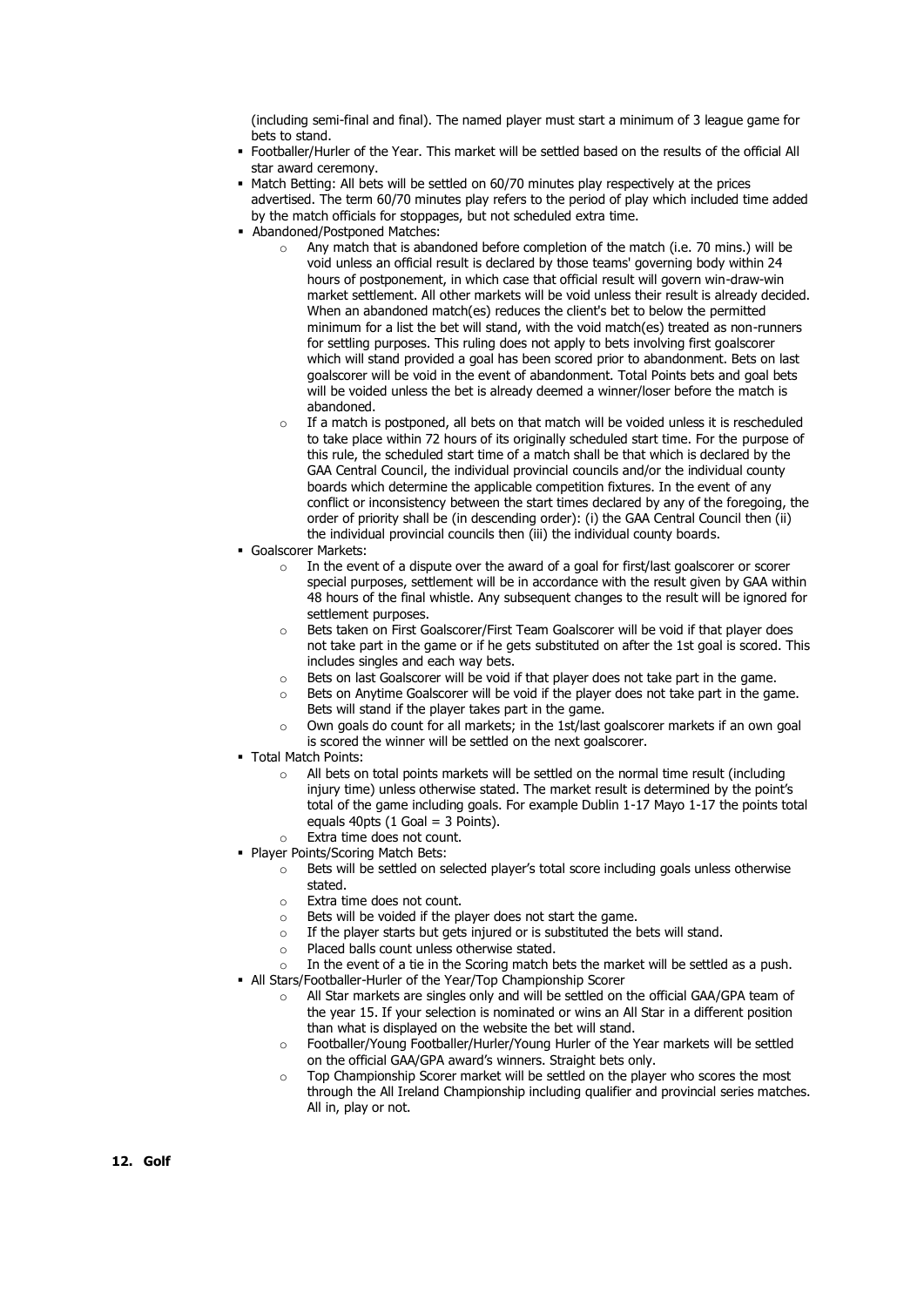(including semi-final and final). The named player must start a minimum of 3 league game for bets to stand.

- Footballer/Hurler of the Year. This market will be settled based on the results of the official All star award ceremony.
- Match Betting: All bets will be settled on 60/70 minutes play respectively at the prices advertised. The term 60/70 minutes play refers to the period of play which included time added by the match officials for stoppages, but not scheduled extra time.
- Abandoned/Postponed Matches:
  - Any match that is abandoned before completion of the match (i.e. 70 mins.) will be void unless an official result is declared by those teams' governing body within 24 hours of postponement, in which case that official result will govern win-draw-win market settlement. All other markets will be void unless their result is already decided. When an abandoned match(es) reduces the client's bet to below the permitted minimum for a list the bet will stand, with the void match(es) treated as non-runners for settling purposes. This ruling does not apply to bets involving first goalscorer which will stand provided a goal has been scored prior to abandonment. Bets on last goalscorer will be void in the event of abandonment. Total Points bets and goal bets will be voided unless the bet is already deemed a winner/loser before the match is abandoned.
  - If a match is postponed, all bets on that match will be voided unless it is rescheduled to take place within 72 hours of its originally scheduled start time. For the purpose of this rule, the scheduled start time of a match shall be that which is declared by the GAA Central Council, the individual provincial councils and/or the individual county boards which determine the applicable competition fixtures. In the event of any conflict or inconsistency between the start times declared by any of the foregoing, the order of priority shall be (in descending order): (i) the GAA Central Council then (ii) the individual provincial councils then (iii) the individual county boards.
- Goalscorer Markets:
  - In the event of a dispute over the award of a goal for first/last goalscorer or scorer special purposes, settlement will be in accordance with the result given by GAA within 48 hours of the final whistle. Any subsequent changes to the result will be ignored for settlement purposes.
  - Bets taken on First Goalscorer/First Team Goalscorer will be void if that player does not take part in the game or if he gets substituted on after the 1st goal is scored. This includes singles and each way bets.
  - Bets on last Goalscorer will be void if that player does not take part in the game.
  - Bets on Anytime Goalscorer will be void if the player does not take part in the game. Bets will stand if the player takes part in the game.
  - Own goals do count for all markets; in the 1st/last goalscorer markets if an own goal is scored the winner will be settled on the next goalscorer.
- Total Match Points:
  - All bets on total points markets will be settled on the normal time result (including injury time) unless otherwise stated. The market result is determined by the point's total of the game including goals. For example Dublin 1-17 Mayo 1-17 the points total equals 40pts (1 Goal = 3 Points).
  - Extra time does not count.
- Player Points/Scoring Match Bets:
  - Bets will be settled on selected player's total score including goals unless otherwise stated.
  - Extra time does not count.
  - Bets will be voided if the player does not start the game.
  - If the player starts but gets injured or is substituted the bets will stand.
  - Placed balls count unless otherwise stated.
  - In the event of a tie in the Scoring match bets the market will be settled as a push.
- All Stars/Footballer-Hurler of the Year/Top Championship Scorer
  - All Star markets are singles only and will be settled on the official GAA/GPA team of the year 15. If your selection is nominated or wins an All Star in a different position than what is displayed on the website the bet will stand.
  - Footballer/Young Footballer/Hurler/Young Hurler of the Year markets will be settled on the official GAA/GPA award's winners. Straight bets only.
  - Top Championship Scorer market will be settled on the player who scores the most through the All Ireland Championship including qualifier and provincial series matches. All in, play or not.

## 12. Golf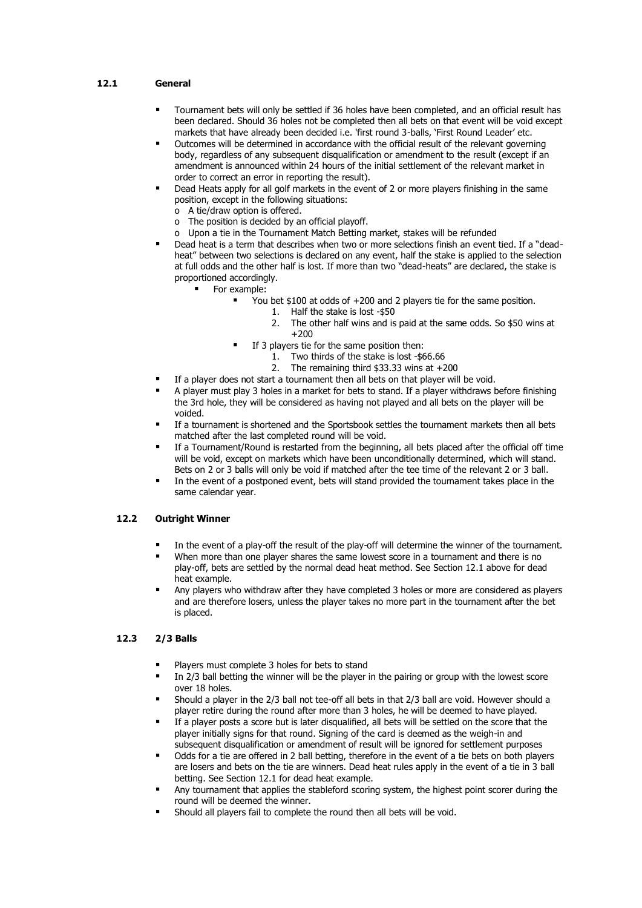## 12.1 General

- Tournament bets will only be settled if 36 holes have been completed, and an official result has been declared. Should 36 holes not be completed then all bets on that event will be void except markets that have already been decided i.e. 'first round 3-balls, 'First Round Leader' etc.
- Outcomes will be determined in accordance with the official result of the relevant governing body, regardless of any subsequent disqualification or amendment to the result (except if an amendment is announced within 24 hours of the initial settlement of the relevant market in order to correct an error in reporting the result).
- Dead Heats apply for all golf markets in the event of 2 or more players finishing in the same position, except in the following situations:
  - A tie/draw option is offered.
  - The position is decided by an official playoff.
  - Upon a tie in the Tournament Match Betting market, stakes will be refunded
- Dead heat is a term that describes when two or more selections finish an event tied. If a "dead-heat" between two selections is declared on any event, half the stake is applied to the selection at full odds and the other half is lost. If more than two "dead-heats" are declared, the stake is proportioned accordingly.
  - For example:
    - You bet \$100 at odds of +200 and 2 players tie for the same position.
      1. Half the stake is lost -\$50
      2. The other half wins and is paid at the same odds. So \$50 wins at +200
    - If 3 players tie for the same position then:
      1. Two thirds of the stake is lost -\$66.66
      2. The remaining third \$33.33 wins at +200
- If a player does not start a tournament then all bets on that player will be void.
- A player must play 3 holes in a market for bets to stand. If a player withdraws before finishing the 3rd hole, they will be considered as having not played and all bets on the player will be voided.
- If a tournament is shortened and the Sportsbook settles the tournament markets then all bets matched after the last completed round will be void.
- If a Tournament/Round is restarted from the beginning, all bets placed after the official off time will be void, except on markets which have been unconditionally determined, which will stand. Bets on 2 or 3 balls will only be void if matched after the tee time of the relevant 2 or 3 ball.
- In the event of a postponed event, bets will stand provided the tournament takes place in the same calendar year.

## 12.2 Outright Winner

- In the event of a play-off the result of the play-off will determine the winner of the tournament.
- When more than one player shares the same lowest score in a tournament and there is no play-off, bets are settled by the normal dead heat method. See Section 12.1 above for dead heat example.
- Any players who withdraw after they have completed 3 holes or more are considered as players and are therefore losers, unless the player takes no more part in the tournament after the bet is placed.

## 12.3 2/3 Balls

- Players must complete 3 holes for bets to stand
- In 2/3 ball betting the winner will be the player in the pairing or group with the lowest score over 18 holes.
- Should a player in the 2/3 ball not tee-off all bets in that 2/3 ball are void. However should a player retire during the round after more than 3 holes, he will be deemed to have played.
- If a player posts a score but is later disqualified, all bets will be settled on the score that the player initially signs for that round. Signing of the card is deemed as the weigh-in and subsequent disqualification or amendment of result will be ignored for settlement purposes
- Odds for a tie are offered in 2 ball betting, therefore in the event of a tie bets on both players are losers and bets on the tie are winners. Dead heat rules apply in the event of a tie in 3 ball betting. See Section 12.1 for dead heat example.
- Any tournament that applies the stableford scoring system, the highest point scorer during the round will be deemed the winner.
- Should all players fail to complete the round then all bets will be void.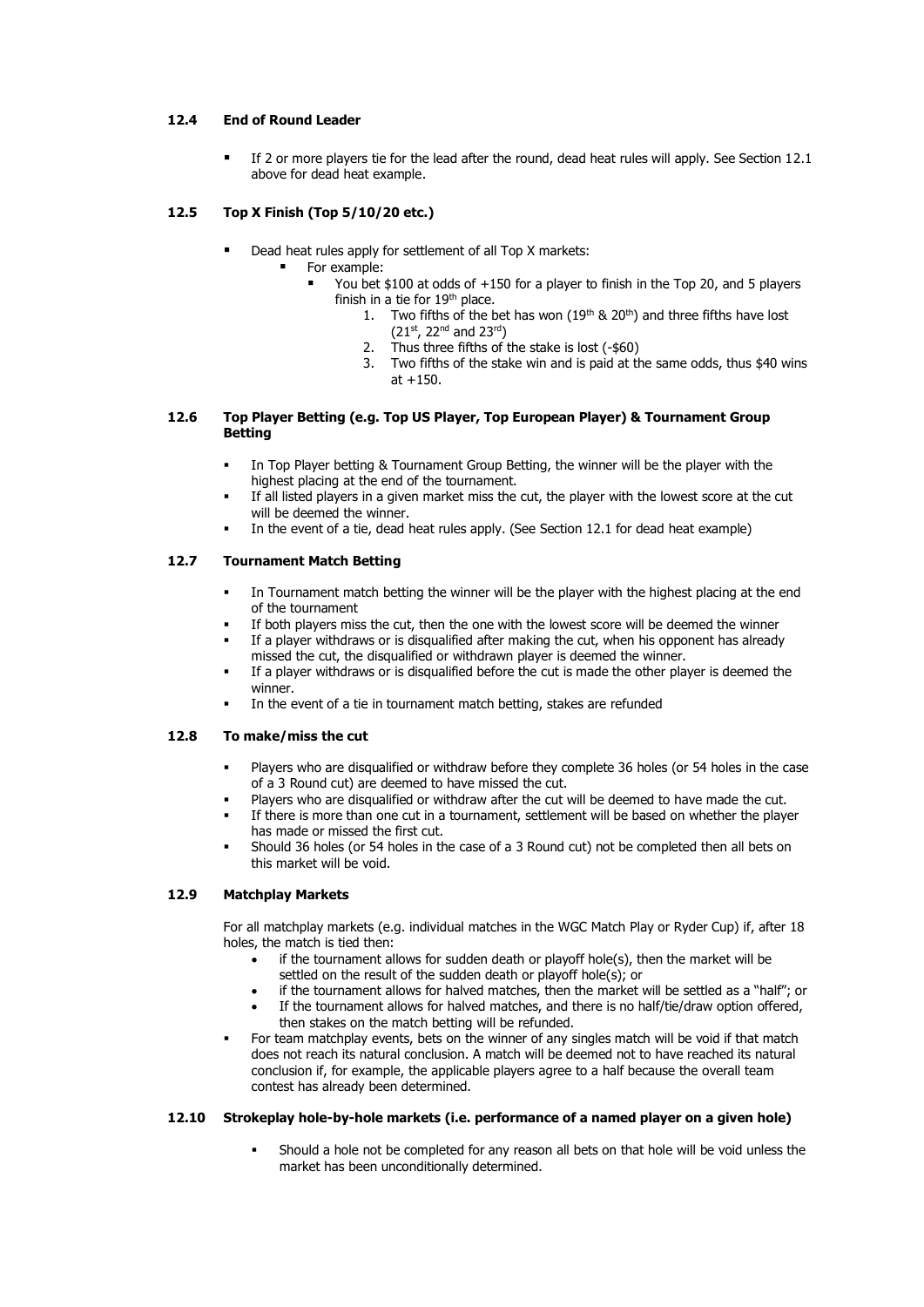### 12.4 End of Round Leader

- If 2 or more players tie for the lead after the round, dead heat rules will apply. See Section 12.1 above for dead heat example.

### 12.5 Top X Finish (Top 5/10/20 etc.)

- Dead heat rules apply for settlement of all Top X markets:
  - For example:
    - You bet $100 at odds of +150 for a player to finish in the Top 20, and 5 players finish in a tie for 19th place.
      1. Two fifths of the bet has won (19th & 20th) and three fifths have lost (21st, 22nd and 23rd)
      2. Thus three fifths of the stake is lost (-$60)
      3. Two fifths of the stake win and is paid at the same odds, thus $40 wins at +150.

### 12.6 Top Player Betting (e.g. Top US Player, Top European Player) & Tournament Group Betting

- In Top Player betting & Tournament Group Betting, the winner will be the player with the highest placing at the end of the tournament.
- If all listed players in a given market miss the cut, the player with the lowest score at the cut will be deemed the winner.
- In the event of a tie, dead heat rules apply. (See Section 12.1 for dead heat example)

### 12.7 Tournament Match Betting

- In Tournament match betting the winner will be the player with the highest placing at the end of the tournament
- If both players miss the cut, then the one with the lowest score will be deemed the winner
- If a player withdraws or is disqualified after making the cut, when his opponent has already missed the cut, the disqualified or withdrawn player is deemed the winner.
- If a player withdraws or is disqualified before the cut is made the other player is deemed the winner.
- In the event of a tie in tournament match betting, stakes are refunded

### 12.8 To make/miss the cut

- Players who are disqualified or withdraw before they complete 36 holes (or 54 holes in the case of a 3 Round cut) are deemed to have missed the cut.
- Players who are disqualified or withdraw after the cut will be deemed to have made the cut.
- If there is more than one cut in a tournament, settlement will be based on whether the player has made or missed the first cut.
- Should 36 holes (or 54 holes in the case of a 3 Round cut) not be completed then all bets on this market will be void.

### 12.9 Matchplay Markets

For all matchplay markets (e.g. individual matches in the WGC Match Play or Ryder Cup) if, after 18 holes, the match is tied then:

- if the tournament allows for sudden death or playoff hole(s), then the market will be settled on the result of the sudden death or playoff hole(s); or
- if the tournament allows for halved matches, then the market will be settled as a "half"; or
- If the tournament allows for halved matches, and there is no half/tie/draw option offered, then stakes on the match betting will be refunded.

- For team matchplay events, bets on the winner of any singles match will be void if that match does not reach its natural conclusion. A match will be deemed not to have reached its natural conclusion if, for example, the applicable players agree to a half because the overall team contest has already been determined.

### 12.10 Strokeplay hole-by-hole markets (i.e. performance of a named player on a given hole)

- Should a hole not be completed for any reason all bets on that hole will be void unless the market has been unconditionally determined.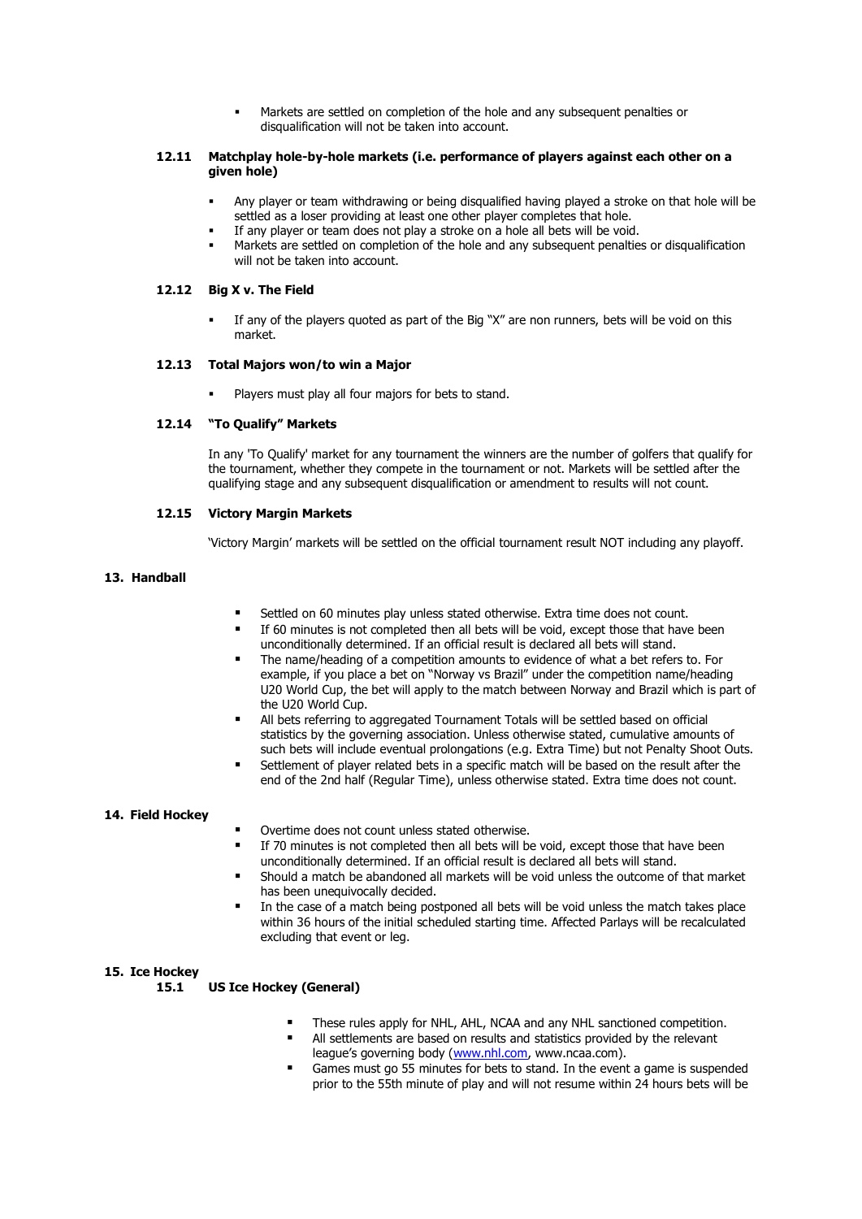- Markets are settled on completion of the hole and any subsequent penalties or disqualification will not be taken into account.

### 12.11 Matchplay hole-by-hole markets (i.e. performance of players against each other on a given hole)

- Any player or team withdrawing or being disqualified having played a stroke on that hole will be settled as a loser providing at least one other player completes that hole.
- If any player or team does not play a stroke on a hole all bets will be void.
- Markets are settled on completion of the hole and any subsequent penalties or disqualification will not be taken into account.

### 12.12 Big X v. The Field

- If any of the players quoted as part of the Big "X" are non runners, bets will be void on this market.

### 12.13 Total Majors won/to win a Major

- Players must play all four majors for bets to stand.

### 12.14 "To Qualify" Markets

In any 'To Qualify' market for any tournament the winners are the number of golfers that qualify for the tournament, whether they compete in the tournament or not. Markets will be settled after the qualifying stage and any subsequent disqualification or amendment to results will not count.

### 12.15 Victory Margin Markets

'Victory Margin' markets will be settled on the official tournament result NOT including any playoff.

## 13. Handball

- Settled on 60 minutes play unless stated otherwise. Extra time does not count.
- If 60 minutes is not completed then all bets will be void, except those that have been unconditionally determined. If an official result is declared all bets will stand.
- The name/heading of a competition amounts to evidence of what a bet refers to. For example, if you place a bet on "Norway vs Brazil" under the competition name/heading U20 World Cup, the bet will apply to the match between Norway and Brazil which is part of the U20 World Cup.
- All bets referring to aggregated Tournament Totals will be settled based on official statistics by the governing association. Unless otherwise stated, cumulative amounts of such bets will include eventual prolongations (e.g. Extra Time) but not Penalty Shoot Outs.
- Settlement of player related bets in a specific match will be based on the result after the end of the 2nd half (Regular Time), unless otherwise stated. Extra time does not count.

## 14. Field Hockey

- Overtime does not count unless stated otherwise.
- If 70 minutes is not completed then all bets will be void, except those that have been unconditionally determined. If an official result is declared all bets will stand.
- Should a match be abandoned all markets will be void unless the outcome of that market has been unequivocally decided.
- In the case of a match being postponed all bets will be void unless the match takes place within 36 hours of the initial scheduled starting time. Affected Parlays will be recalculated excluding that event or leg.

## 15. Ice Hockey

### 15.1 US Ice Hockey (General)

- These rules apply for NHL, AHL, NCAA and any NHL sanctioned competition.
- All settlements are based on results and statistics provided by the relevant league's governing body (www.nhl.com, www.ncaa.com).
- Games must go 55 minutes for bets to stand. In the event a game is suspended prior to the 55th minute of play and will not resume within 24 hours bets will be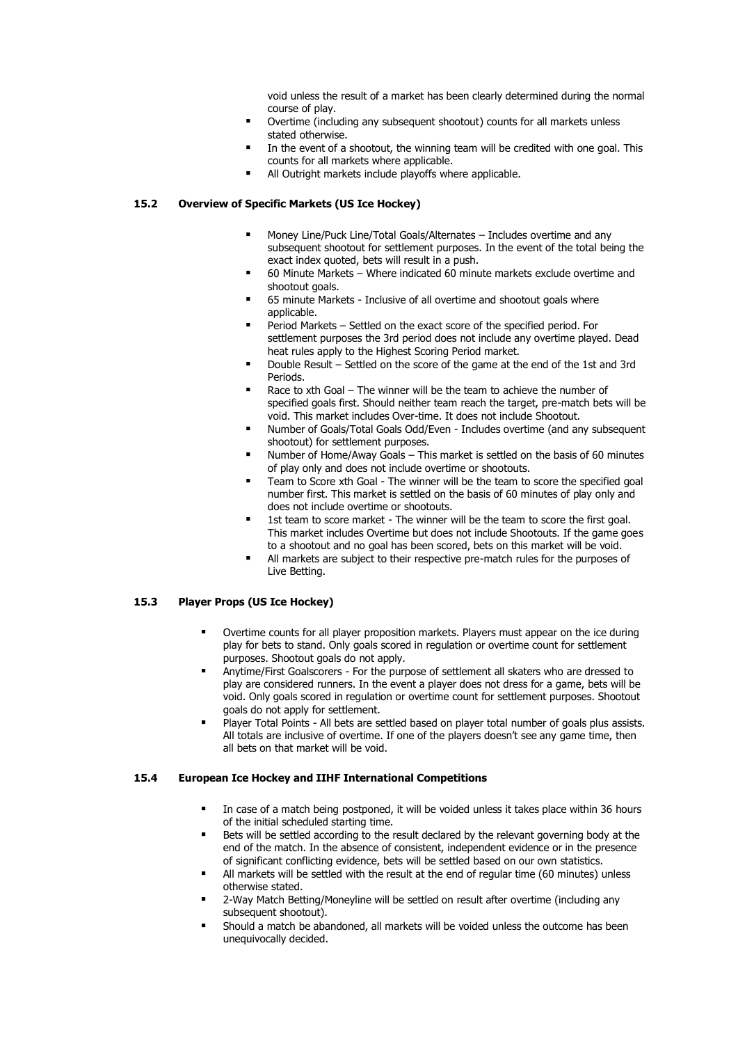void unless the result of a market has been clearly determined during the normal course of play.

- Overtime (including any subsequent shootout) counts for all markets unless stated otherwise.
- In the event of a shootout, the winning team will be credited with one goal. This counts for all markets where applicable.
- All Outright markets include playoffs where applicable.

### 15.2 Overview of Specific Markets (US Ice Hockey)

- Money Line/Puck Line/Total Goals/Alternates – Includes overtime and any subsequent shootout for settlement purposes. In the event of the total being the exact index quoted, bets will result in a push.
- 60 Minute Markets – Where indicated 60 minute markets exclude overtime and shootout goals.
- 65 minute Markets - Inclusive of all overtime and shootout goals where applicable.
- Period Markets – Settled on the exact score of the specified period. For settlement purposes the 3rd period does not include any overtime played. Dead heat rules apply to the Highest Scoring Period market.
- Double Result – Settled on the score of the game at the end of the 1st and 3rd Periods.
- Race to xth Goal – The winner will be the team to achieve the number of specified goals first. Should neither team reach the target, pre-match bets will be void. This market includes Over-time. It does not include Shootout.
- Number of Goals/Total Goals Odd/Even - Includes overtime (and any subsequent shootout) for settlement purposes.
- Number of Home/Away Goals – This market is settled on the basis of 60 minutes of play only and does not include overtime or shootouts.
- Team to Score xth Goal - The winner will be the team to score the specified goal number first. This market is settled on the basis of 60 minutes of play only and does not include overtime or shootouts.
- 1st team to score market - The winner will be the team to score the first goal. This market includes Overtime but does not include Shootouts. If the game goes to a shootout and no goal has been scored, bets on this market will be void.
- All markets are subject to their respective pre-match rules for the purposes of Live Betting.

### 15.3 Player Props (US Ice Hockey)

- Overtime counts for all player proposition markets. Players must appear on the ice during play for bets to stand. Only goals scored in regulation or overtime count for settlement purposes. Shootout goals do not apply.
- Anytime/First Goalscorers - For the purpose of settlement all skaters who are dressed to play are considered runners. In the event a player does not dress for a game, bets will be void. Only goals scored in regulation or overtime count for settlement purposes. Shootout goals do not apply for settlement.
- Player Total Points - All bets are settled based on player total number of goals plus assists. All totals are inclusive of overtime. If one of the players doesn't see any game time, then all bets on that market will be void.

### 15.4 European Ice Hockey and IIHF International Competitions

- In case of a match being postponed, it will be voided unless it takes place within 36 hours of the initial scheduled starting time.
- Bets will be settled according to the result declared by the relevant governing body at the end of the match. In the absence of consistent, independent evidence or in the presence of significant conflicting evidence, bets will be settled based on our own statistics.
- All markets will be settled with the result at the end of regular time (60 minutes) unless otherwise stated.
- 2-Way Match Betting/Moneyline will be settled on result after overtime (including any subsequent shootout).
- Should a match be abandoned, all markets will be voided unless the outcome has been unequivocally decided.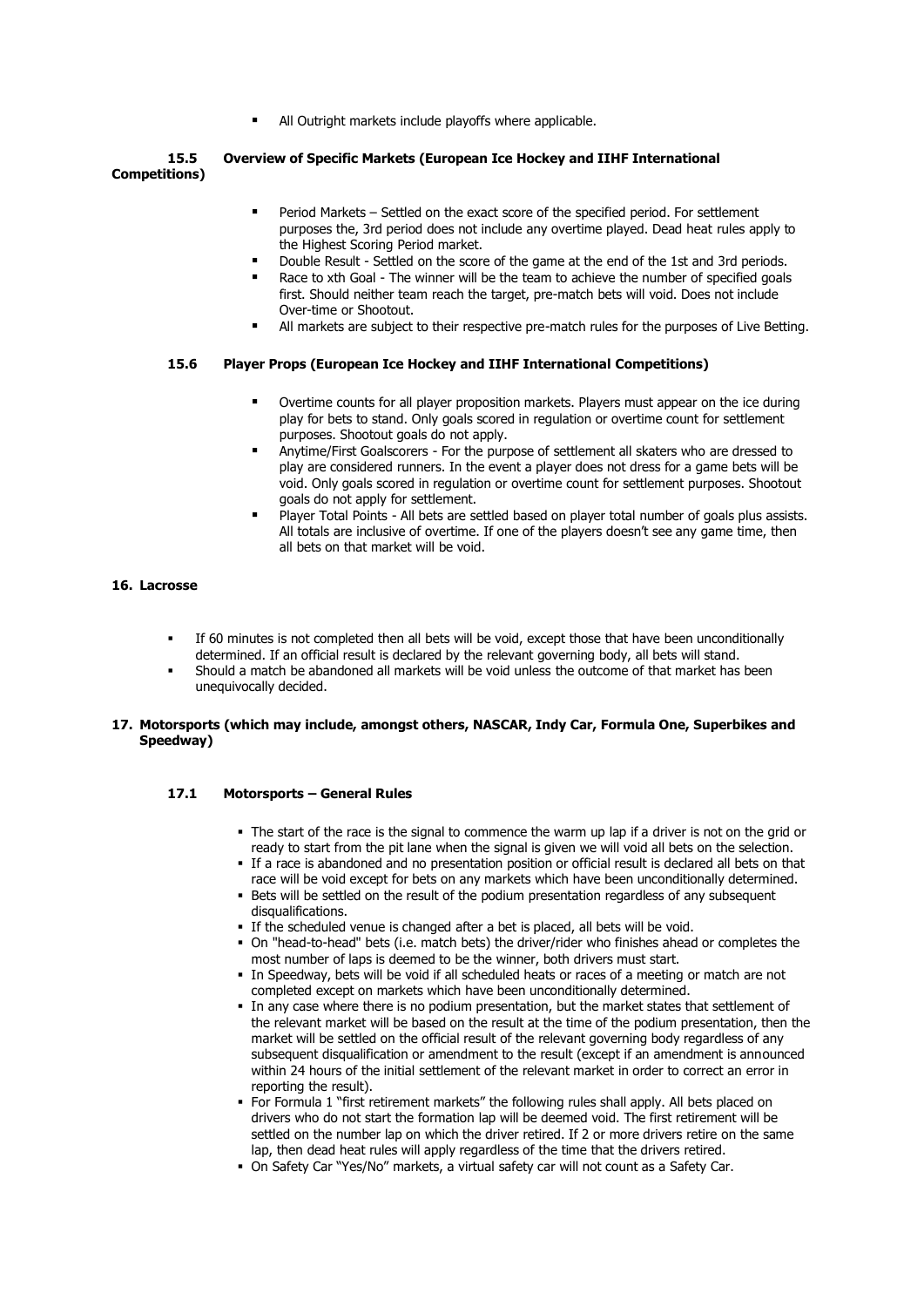- All Outright markets include playoffs where applicable.

### 15.5 Overview of Specific Markets (European Ice Hockey and IIHF International Competitions)

- Period Markets – Settled on the exact score of the specified period. For settlement purposes the, 3rd period does not include any overtime played. Dead heat rules apply to the Highest Scoring Period market.
- Double Result - Settled on the score of the game at the end of the 1st and 3rd periods.
- Race to xth Goal - The winner will be the team to achieve the number of specified goals first. Should neither team reach the target, pre-match bets will void. Does not include Over-time or Shootout.
- All markets are subject to their respective pre-match rules for the purposes of Live Betting.

### 15.6 Player Props (European Ice Hockey and IIHF International Competitions)

- Overtime counts for all player proposition markets. Players must appear on the ice during play for bets to stand. Only goals scored in regulation or overtime count for settlement purposes. Shootout goals do not apply.
- Anytime/First Goalscorers - For the purpose of settlement all skaters who are dressed to play are considered runners. In the event a player does not dress for a game bets will be void. Only goals scored in regulation or overtime count for settlement purposes. Shootout goals do not apply for settlement.
- Player Total Points - All bets are settled based on player total number of goals plus assists. All totals are inclusive of overtime. If one of the players doesn't see any game time, then all bets on that market will be void.

## 16. Lacrosse

- If 60 minutes is not completed then all bets will be void, except those that have been unconditionally determined. If an official result is declared by the relevant governing body, all bets will stand.
- Should a match be abandoned all markets will be void unless the outcome of that market has been unequivocally decided.

## 17. Motorsports (which may include, amongst others, NASCAR, Indy Car, Formula One, Superbikes and Speedway)

### 17.1 Motorsports – General Rules

- The start of the race is the signal to commence the warm up lap if a driver is not on the grid or ready to start from the pit lane when the signal is given we will void all bets on the selection.
- If a race is abandoned and no presentation position or official result is declared all bets on that race will be void except for bets on any markets which have been unconditionally determined.
- Bets will be settled on the result of the podium presentation regardless of any subsequent disqualifications.
- If the scheduled venue is changed after a bet is placed, all bets will be void.
- On "head-to-head" bets (i.e. match bets) the driver/rider who finishes ahead or completes the most number of laps is deemed to be the winner, both drivers must start.
- In Speedway, bets will be void if all scheduled heats or races of a meeting or match are not completed except on markets which have been unconditionally determined.
- In any case where there is no podium presentation, but the market states that settlement of the relevant market will be based on the result at the time of the podium presentation, then the market will be settled on the official result of the relevant governing body regardless of any subsequent disqualification or amendment to the result (except if an amendment is announced within 24 hours of the initial settlement of the relevant market in order to correct an error in reporting the result).
- For Formula 1 "first retirement markets" the following rules shall apply. All bets placed on drivers who do not start the formation lap will be deemed void. The first retirement will be settled on the number lap on which the driver retired. If 2 or more drivers retire on the same lap, then dead heat rules will apply regardless of the time that the drivers retired.
- On Safety Car "Yes/No" markets, a virtual safety car will not count as a Safety Car.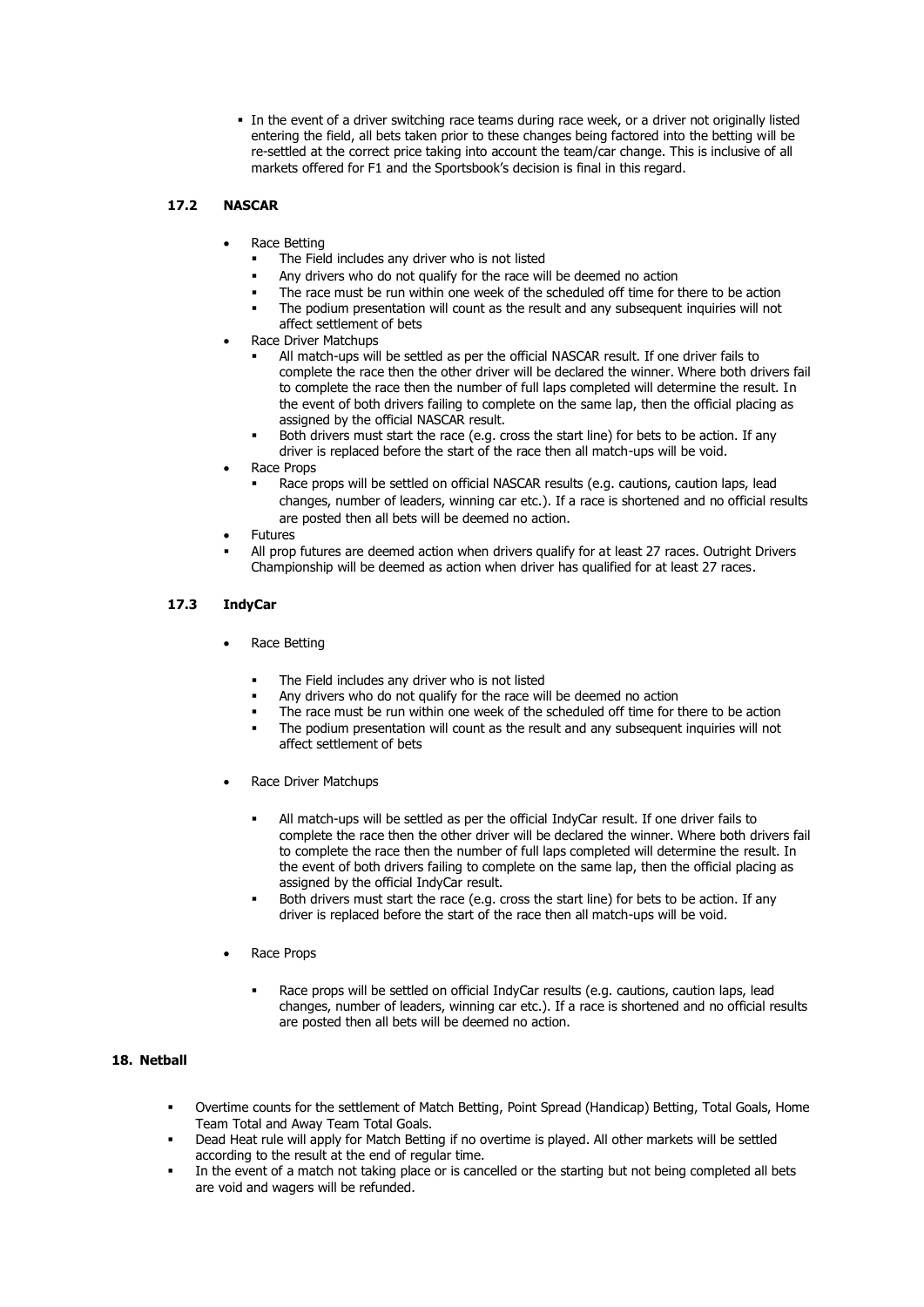- In the event of a driver switching race teams during race week, or a driver not originally listed entering the field, all bets taken prior to these changes being factored into the betting will be re-settled at the correct price taking into account the team/car change. This is inclusive of all markets offered for F1 and the Sportsbook's decision is final in this regard.

### 17.2 NASCAR

- Race Betting
  - The Field includes any driver who is not listed
  - Any drivers who do not qualify for the race will be deemed no action
  - The race must be run within one week of the scheduled off time for there to be action
  - The podium presentation will count as the result and any subsequent inquiries will not affect settlement of bets
- Race Driver Matchups
  - All match-ups will be settled as per the official NASCAR result. If one driver fails to complete the race then the other driver will be declared the winner. Where both drivers fail to complete the race then the number of full laps completed will determine the result. In the event of both drivers failing to complete on the same lap, then the official placing as assigned by the official NASCAR result.
  - Both drivers must start the race (e.g. cross the start line) for bets to be action. If any driver is replaced before the start of the race then all match-ups will be void.
- Race Props
  - Race props will be settled on official NASCAR results (e.g. cautions, caution laps, lead changes, number of leaders, winning car etc.). If a race is shortened and no official results are posted then all bets will be deemed no action.
- Futures
- All prop futures are deemed action when drivers qualify for at least 27 races. Outright Drivers Championship will be deemed as action when driver has qualified for at least 27 races.

### 17.3 IndyCar

- Race Betting
  - The Field includes any driver who is not listed
  - Any drivers who do not qualify for the race will be deemed no action
  - The race must be run within one week of the scheduled off time for there to be action
  - The podium presentation will count as the result and any subsequent inquiries will not affect settlement of bets
- Race Driver Matchups
  - All match-ups will be settled as per the official IndyCar result. If one driver fails to complete the race then the other driver will be declared the winner. Where both drivers fail to complete the race then the number of full laps completed will determine the result. In the event of both drivers failing to complete on the same lap, then the official placing as assigned by the official IndyCar result.
  - Both drivers must start the race (e.g. cross the start line) for bets to be action. If any driver is replaced before the start of the race then all match-ups will be void.
- Race Props
  - Race props will be settled on official IndyCar results (e.g. cautions, caution laps, lead changes, number of leaders, winning car etc.). If a race is shortened and no official results are posted then all bets will be deemed no action.

## 18. Netball

- Overtime counts for the settlement of Match Betting, Point Spread (Handicap) Betting, Total Goals, Home Team Total and Away Team Total Goals.
- Dead Heat rule will apply for Match Betting if no overtime is played. All other markets will be settled according to the result at the end of regular time.
- In the event of a match not taking place or is cancelled or the starting but not being completed all bets are void and wagers will be refunded.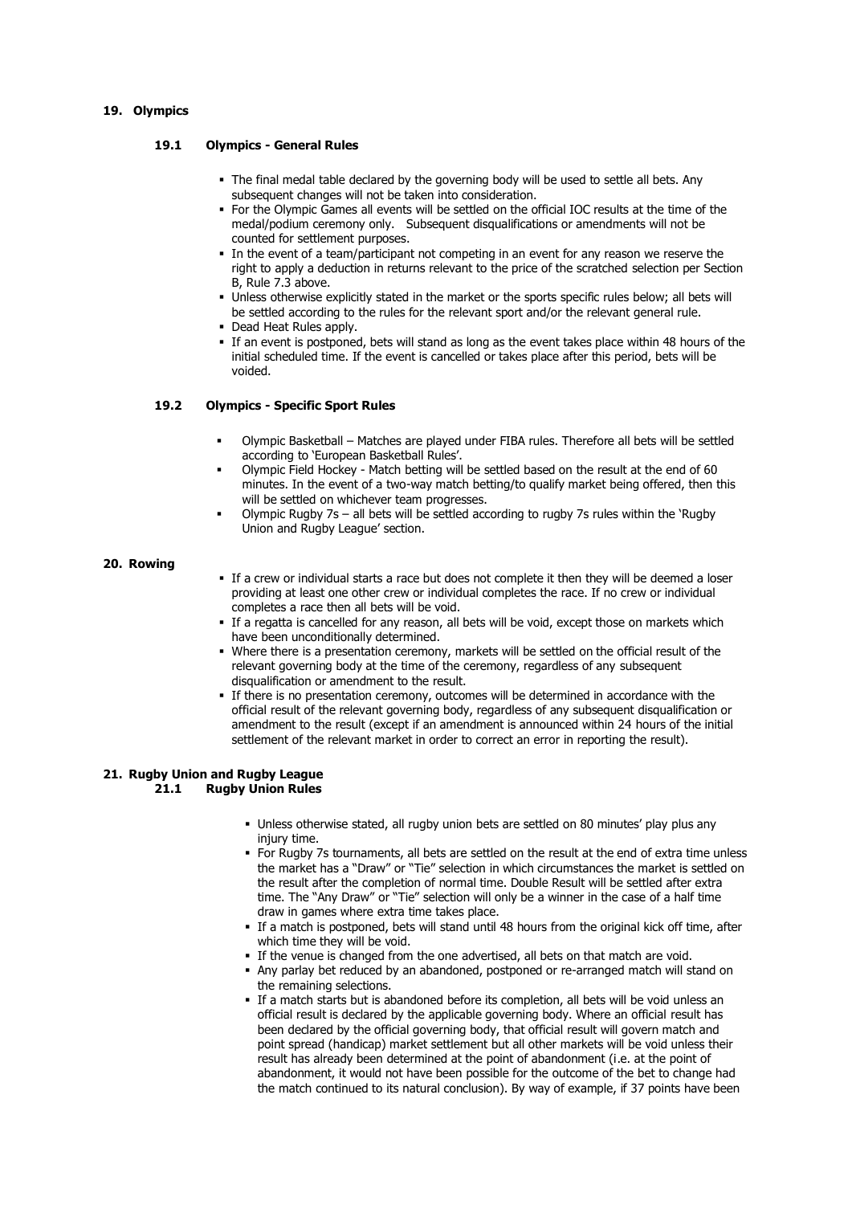## 19. Olympics

### 19.1 Olympics - General Rules

- The final medal table declared by the governing body will be used to settle all bets. Any subsequent changes will not be taken into consideration.
- For the Olympic Games all events will be settled on the official IOC results at the time of the medal/podium ceremony only. Subsequent disqualifications or amendments will not be counted for settlement purposes.
- In the event of a team/participant not competing in an event for any reason we reserve the right to apply a deduction in returns relevant to the price of the scratched selection per Section B, Rule 7.3 above.
- Unless otherwise explicitly stated in the market or the sports specific rules below; all bets will be settled according to the rules for the relevant sport and/or the relevant general rule.
- Dead Heat Rules apply.
- If an event is postponed, bets will stand as long as the event takes place within 48 hours of the initial scheduled time. If the event is cancelled or takes place after this period, bets will be voided.

### 19.2 Olympics - Specific Sport Rules

- Olympic Basketball – Matches are played under FIBA rules. Therefore all bets will be settled according to 'European Basketball Rules'.
- Olympic Field Hockey - Match betting will be settled based on the result at the end of 60 minutes. In the event of a two-way match betting/to qualify market being offered, then this will be settled on whichever team progresses.
- Olympic Rugby 7s – all bets will be settled according to rugby 7s rules within the 'Rugby Union and Rugby League' section.

## 20. Rowing

- If a crew or individual starts a race but does not complete it then they will be deemed a loser providing at least one other crew or individual completes the race. If no crew or individual completes a race then all bets will be void.
- If a regatta is cancelled for any reason, all bets will be void, except those on markets which have been unconditionally determined.
- Where there is a presentation ceremony, markets will be settled on the official result of the relevant governing body at the time of the ceremony, regardless of any subsequent disqualification or amendment to the result.
- If there is no presentation ceremony, outcomes will be determined in accordance with the official result of the relevant governing body, regardless of any subsequent disqualification or amendment to the result (except if an amendment is announced within 24 hours of the initial settlement of the relevant market in order to correct an error in reporting the result).

## 21. Rugby Union and Rugby League

### 21.1 Rugby Union Rules

- Unless otherwise stated, all rugby union bets are settled on 80 minutes' play plus any injury time.
- For Rugby 7s tournaments, all bets are settled on the result at the end of extra time unless the market has a "Draw" or "Tie" selection in which circumstances the market is settled on the result after the completion of normal time. Double Result will be settled after extra time. The "Any Draw" or "Tie" selection will only be a winner in the case of a half time draw in games where extra time takes place.
- If a match is postponed, bets will stand until 48 hours from the original kick off time, after which time they will be void.
- If the venue is changed from the one advertised, all bets on that match are void.
- Any parlay bet reduced by an abandoned, postponed or re-arranged match will stand on the remaining selections.
- If a match starts but is abandoned before its completion, all bets will be void unless an official result is declared by the applicable governing body. Where an official result has been declared by the official governing body, that official result will govern match and point spread (handicap) market settlement but all other markets will be void unless their result has already been determined at the point of abandonment (i.e. at the point of abandonment, it would not have been possible for the outcome of the bet to change had the match continued to its natural conclusion). By way of example, if 37 points have been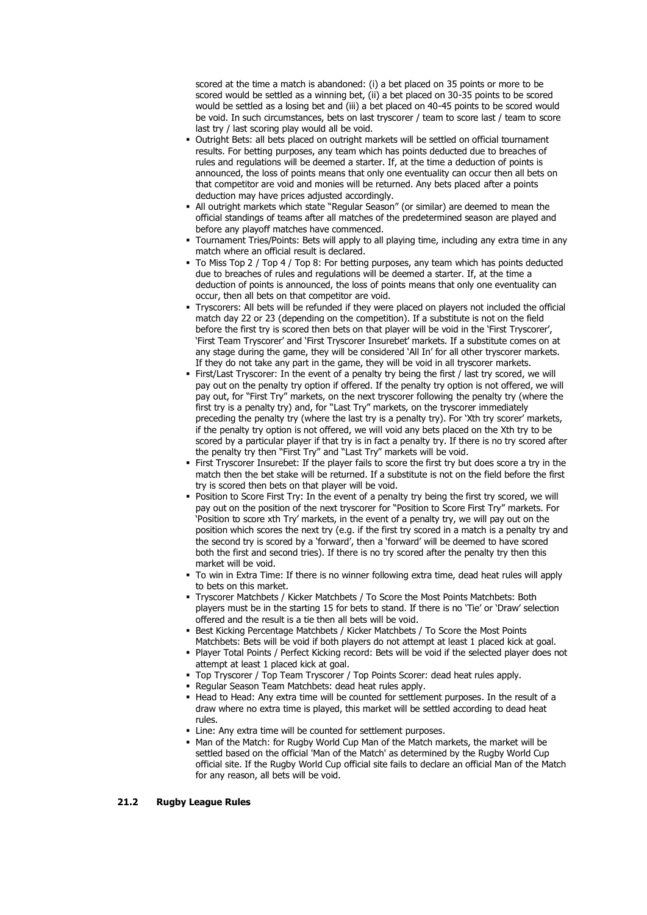scored at the time a match is abandoned: (i) a bet placed on 35 points or more to be scored would be settled as a winning bet, (ii) a bet placed on 30-35 points to be scored would be settled as a losing bet and (iii) a bet placed on 40-45 points to be scored would be void. In such circumstances, bets on last tryscorer / team to score last / team to score last try / last scoring play would all be void.

- Outright Bets: all bets placed on outright markets will be settled on official tournament results. For betting purposes, any team which has points deducted due to breaches of rules and regulations will be deemed a starter. If, at the time a deduction of points is announced, the loss of points means that only one eventuality can occur then all bets on that competitor are void and monies will be returned. Any bets placed after a points deduction may have prices adjusted accordingly.
- All outright markets which state "Regular Season" (or similar) are deemed to mean the official standings of teams after all matches of the predetermined season are played and before any playoff matches have commenced.
- Tournament Tries/Points: Bets will apply to all playing time, including any extra time in any match where an official result is declared.
- To Miss Top 2 / Top 4 / Top 8: For betting purposes, any team which has points deducted due to breaches of rules and regulations will be deemed a starter. If, at the time a deduction of points is announced, the loss of points means that only one eventuality can occur, then all bets on that competitor are void.
- Tryscorers: All bets will be refunded if they were placed on players not included the official match day 22 or 23 (depending on the competition). If a substitute is not on the field before the first try is scored then bets on that player will be void in the 'First Tryscorer', 'First Team Tryscorer' and 'First Tryscorer Insurebet' markets. If a substitute comes on at any stage during the game, they will be considered 'All In' for all other tryscorer markets. If they do not take any part in the game, they will be void in all tryscorer markets.
- First/Last Tryscorer: In the event of a penalty try being the first / last try scored, we will pay out on the penalty try option if offered. If the penalty try option is not offered, we will pay out, for "First Try" markets, on the next tryscorer following the penalty try (where the first try is a penalty try) and, for "Last Try" markets, on the tryscorer immediately preceding the penalty try (where the last try is a penalty try). For 'Xth try scorer' markets, if the penalty try option is not offered, we will void any bets placed on the Xth try to be scored by a particular player if that try is in fact a penalty try. If there is no try scored after the penalty try then "First Try" and "Last Try" markets will be void.
- First Tryscorer Insurebet: If the player fails to score the first try but does score a try in the match then the bet stake will be returned. If a substitute is not on the field before the first try is scored then bets on that player will be void.
- Position to Score First Try: In the event of a penalty try being the first try scored, we will pay out on the position of the next tryscorer for "Position to Score First Try" markets. For 'Position to score xth Try' markets, in the event of a penalty try, we will pay out on the position which scores the next try (e.g. if the first try scored in a match is a penalty try and the second try is scored by a 'forward', then a 'forward' will be deemed to have scored both the first and second tries). If there is no try scored after the penalty try then this market will be void.
- To win in Extra Time: If there is no winner following extra time, dead heat rules will apply to bets on this market.
- Tryscorer Matchbets / Kicker Matchbets / To Score the Most Points Matchbets: Both players must be in the starting 15 for bets to stand. If there is no 'Tie' or 'Draw' selection offered and the result is a tie then all bets will be void.
- Best Kicking Percentage Matchbets / Kicker Matchbets / To Score the Most Points Matchbets: Bets will be void if both players do not attempt at least 1 placed kick at goal.
- Player Total Points / Perfect Kicking record: Bets will be void if the selected player does not attempt at least 1 placed kick at goal.
- Top Tryscorer / Top Team Tryscorer / Top Points Scorer: dead heat rules apply.
- Regular Season Team Matchbets: dead heat rules apply.
- Head to Head: Any extra time will be counted for settlement purposes. In the result of a draw where no extra time is played, this market will be settled according to dead heat rules.
- Line: Any extra time will be counted for settlement purposes.
- Man of the Match: for Rugby World Cup Man of the Match markets, the market will be settled based on the official 'Man of the Match' as determined by the Rugby World Cup official site. If the Rugby World Cup official site fails to declare an official Man of the Match for any reason, all bets will be void.

### 21.2 Rugby League Rules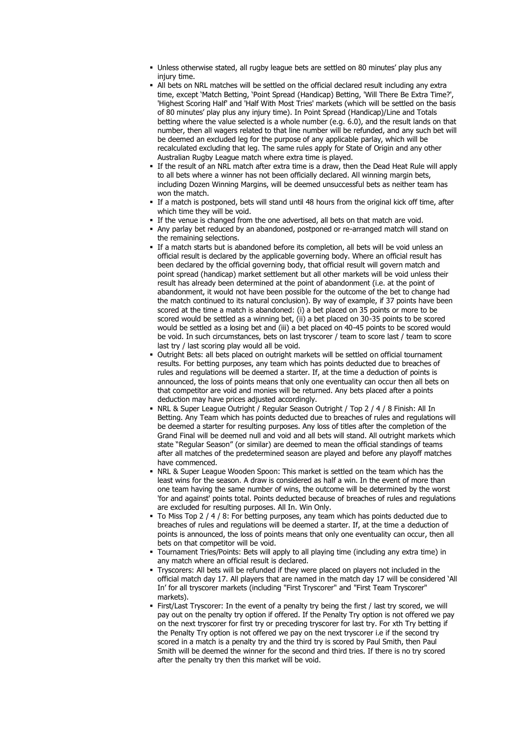- Unless otherwise stated, all rugby league bets are settled on 80 minutes' play plus any injury time.
- All bets on NRL matches will be settled on the official declared result including any extra time, except 'Match Betting, 'Point Spread (Handicap) Betting, 'Will There Be Extra Time?', 'Highest Scoring Half' and 'Half With Most Tries' markets (which will be settled on the basis of 80 minutes' play plus any injury time). In Point Spread (Handicap)/Line and Totals betting where the value selected is a whole number (e.g. 6.0), and the result lands on that number, then all wagers related to that line number will be refunded, and any such bet will be deemed an excluded leg for the purpose of any applicable parlay, which will be recalculated excluding that leg. The same rules apply for State of Origin and any other Australian Rugby League match where extra time is played.
- If the result of an NRL match after extra time is a draw, then the Dead Heat Rule will apply to all bets where a winner has not been officially declared. All winning margin bets, including Dozen Winning Margins, will be deemed unsuccessful bets as neither team has won the match.
- If a match is postponed, bets will stand until 48 hours from the original kick off time, after which time they will be void.
- If the venue is changed from the one advertised, all bets on that match are void.
- Any parlay bet reduced by an abandoned, postponed or re-arranged match will stand on the remaining selections.
- If a match starts but is abandoned before its completion, all bets will be void unless an official result is declared by the applicable governing body. Where an official result has been declared by the official governing body, that official result will govern match and point spread (handicap) market settlement but all other markets will be void unless their result has already been determined at the point of abandonment (i.e. at the point of abandonment, it would not have been possible for the outcome of the bet to change had the match continued to its natural conclusion). By way of example, if 37 points have been scored at the time a match is abandoned: (i) a bet placed on 35 points or more to be scored would be settled as a winning bet, (ii) a bet placed on 30-35 points to be scored would be settled as a losing bet and (iii) a bet placed on 40-45 points to be scored would be void. In such circumstances, bets on last tryscorer / team to score last / team to score last try / last scoring play would all be void.
- Outright Bets: all bets placed on outright markets will be settled on official tournament results. For betting purposes, any team which has points deducted due to breaches of rules and regulations will be deemed a starter. If, at the time a deduction of points is announced, the loss of points means that only one eventuality can occur then all bets on that competitor are void and monies will be returned. Any bets placed after a points deduction may have prices adjusted accordingly.
- NRL & Super League Outright / Regular Season Outright / Top 2 / 4 / 8 Finish: All In Betting. Any Team which has points deducted due to breaches of rules and regulations will be deemed a starter for resulting purposes. Any loss of titles after the completion of the Grand Final will be deemed null and void and all bets will stand. All outright markets which state "Regular Season" (or similar) are deemed to mean the official standings of teams after all matches of the predetermined season are played and before any playoff matches have commenced.
- NRL & Super League Wooden Spoon: This market is settled on the team which has the least wins for the season. A draw is considered as half a win. In the event of more than one team having the same number of wins, the outcome will be determined by the worst 'for and against' points total. Points deducted because of breaches of rules and regulations are excluded for resulting purposes. All In. Win Only.
- To Miss Top 2 / 4 / 8: For betting purposes, any team which has points deducted due to breaches of rules and regulations will be deemed a starter. If, at the time a deduction of points is announced, the loss of points means that only one eventuality can occur, then all bets on that competitor will be void.
- Tournament Tries/Points: Bets will apply to all playing time (including any extra time) in any match where an official result is declared.
- Tryscorers: All bets will be refunded if they were placed on players not included in the official match day 17. All players that are named in the match day 17 will be considered 'All In' for all tryscorer markets (including "First Tryscorer" and "First Team Tryscorer" markets).
- First/Last Tryscorer: In the event of a penalty try being the first / last try scored, we will pay out on the penalty try option if offered. If the Penalty Try option is not offered we pay on the next tryscorer for first try or preceding tryscorer for last try. For xth Try betting if the Penalty Try option is not offered we pay on the next tryscorer i.e if the second try scored in a match is a penalty try and the third try is scored by Paul Smith, then Paul Smith will be deemed the winner for the second and third tries. If there is no try scored after the penalty try then this market will be void.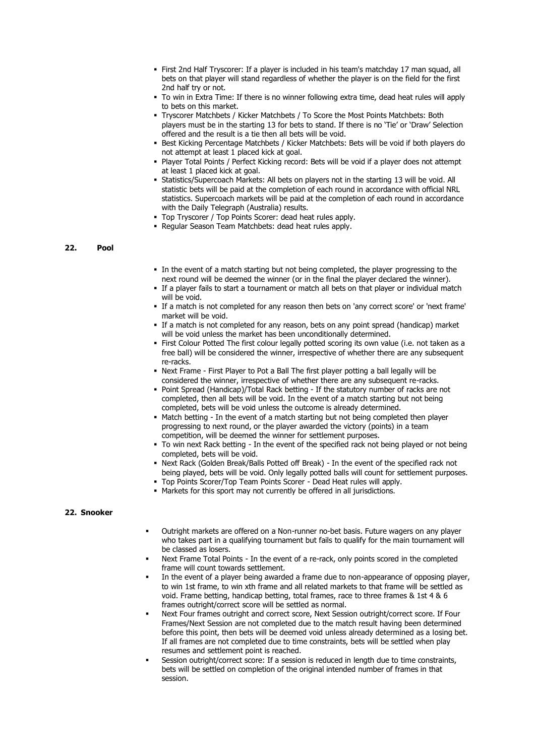- First 2nd Half Tryscorer: If a player is included in his team's matchday 17 man squad, all bets on that player will stand regardless of whether the player is on the field for the first 2nd half try or not.
- To win in Extra Time: If there is no winner following extra time, dead heat rules will apply to bets on this market.
- Tryscorer Matchbets / Kicker Matchbets / To Score the Most Points Matchbets: Both players must be in the starting 13 for bets to stand. If there is no 'Tie' or 'Draw' Selection offered and the result is a tie then all bets will be void.
- Best Kicking Percentage Matchbets / Kicker Matchbets: Bets will be void if both players do not attempt at least 1 placed kick at goal.
- Player Total Points / Perfect Kicking record: Bets will be void if a player does not attempt at least 1 placed kick at goal.
- Statistics/Supercoach Markets: All bets on players not in the starting 13 will be void. All statistic bets will be paid at the completion of each round in accordance with official NRL statistics. Supercoach markets will be paid at the completion of each round in accordance with the Daily Telegraph (Australia) results.
- Top Tryscorer / Top Points Scorer: dead heat rules apply.
- Regular Season Team Matchbets: dead heat rules apply.

## 22. Pool

- In the event of a match starting but not being completed, the player progressing to the next round will be deemed the winner (or in the final the player declared the winner).
- If a player fails to start a tournament or match all bets on that player or individual match will be void.
- If a match is not completed for any reason then bets on 'any correct score' or 'next frame' market will be void.
- If a match is not completed for any reason, bets on any point spread (handicap) market will be void unless the market has been unconditionally determined.
- First Colour Potted The first colour legally potted scoring its own value (i.e. not taken as a free ball) will be considered the winner, irrespective of whether there are any subsequent re-racks.
- Next Frame - First Player to Pot a Ball The first player potting a ball legally will be considered the winner, irrespective of whether there are any subsequent re-racks.
- Point Spread (Handicap)/Total Rack betting - If the statutory number of racks are not completed, then all bets will be void. In the event of a match starting but not being completed, bets will be void unless the outcome is already determined.
- Match betting - In the event of a match starting but not being completed then player progressing to next round, or the player awarded the victory (points) in a team competition, will be deemed the winner for settlement purposes.
- To win next Rack betting - In the event of the specified rack not being played or not being completed, bets will be void.
- Next Rack (Golden Break/Balls Potted off Break) - In the event of the specified rack not being played, bets will be void. Only legally potted balls will count for settlement purposes.
- Top Points Scorer/Top Team Points Scorer - Dead Heat rules will apply.
- Markets for this sport may not currently be offered in all jurisdictions.

## 22. Snooker

- Outright markets are offered on a Non-runner no-bet basis. Future wagers on any player who takes part in a qualifying tournament but fails to qualify for the main tournament will be classed as losers.
- Next Frame Total Points - In the event of a re-rack, only points scored in the completed frame will count towards settlement.
- In the event of a player being awarded a frame due to non-appearance of opposing player, to win 1st frame, to win xth frame and all related markets to that frame will be settled as void. Frame betting, handicap betting, total frames, race to three frames & 1st 4 & 6 frames outright/correct score will be settled as normal.
- Next Four frames outright and correct score, Next Session outright/correct score. If Four Frames/Next Session are not completed due to the match result having been determined before this point, then bets will be deemed void unless already determined as a losing bet. If all frames are not completed due to time constraints, bets will be settled when play resumes and settlement point is reached.
- Session outright/correct score: If a session is reduced in length due to time constraints, bets will be settled on completion of the original intended number of frames in that session.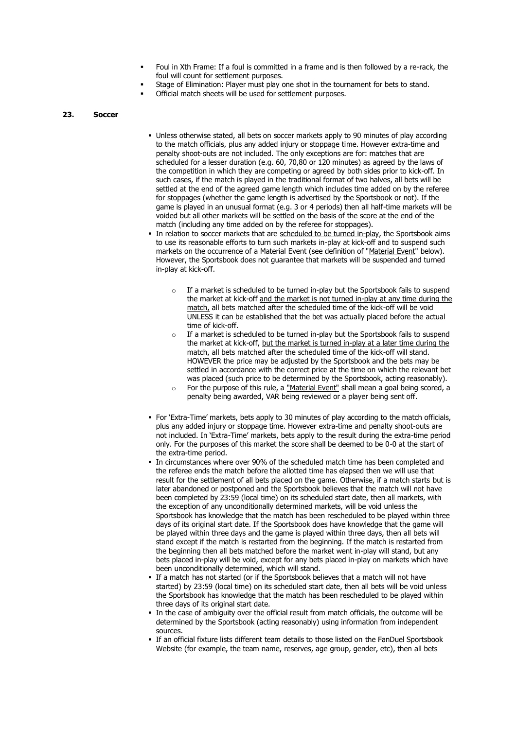- Foul in Xth Frame: If a foul is committed in a frame and is then followed by a re-rack, the foul will count for settlement purposes.
- Stage of Elimination: Player must play one shot in the tournament for bets to stand.
- Official match sheets will be used for settlement purposes.

## 23. Soccer

- Unless otherwise stated, all bets on soccer markets apply to 90 minutes of play according to the match officials, plus any added injury or stoppage time. However extra-time and penalty shoot-outs are not included. The only exceptions are for: matches that are scheduled for a lesser duration (e.g. 60, 70,80 or 120 minutes) as agreed by the laws of the competition in which they are competing or agreed by both sides prior to kick-off. In such cases, if the match is played in the traditional format of two halves, all bets will be settled at the end of the agreed game length which includes time added on by the referee for stoppages (whether the game length is advertised by the Sportsbook or not). If the game is played in an unusual format (e.g. 3 or 4 periods) then all half-time markets will be voided but all other markets will be settled on the basis of the score at the end of the match (including any time added on by the referee for stoppages).
- In relation to soccer markets that are scheduled to be turned in-play, the Sportsbook aims to use its reasonable efforts to turn such markets in-play at kick-off and to suspend such markets on the occurrence of a Material Event (see definition of "Material Event" below). However, the Sportsbook does not guarantee that markets will be suspended and turned in-play at kick-off.
    - If a market is scheduled to be turned in-play but the Sportsbook fails to suspend the market at kick-off and the market is not turned in-play at any time during the match, all bets matched after the scheduled time of the kick-off will be void UNLESS it can be established that the bet was actually placed before the actual time of kick-off.
    - If a market is scheduled to be turned in-play but the Sportsbook fails to suspend the market at kick-off, but the market is turned in-play at a later time during the match, all bets matched after the scheduled time of the kick-off will stand. HOWEVER the price may be adjusted by the Sportsbook and the bets may be settled in accordance with the correct price at the time on which the relevant bet was placed (such price to be determined by the Sportsbook, acting reasonably).
    - For the purpose of this rule, a "Material Event" shall mean a goal being scored, a penalty being awarded, VAR being reviewed or a player being sent off.
- For 'Extra-Time' markets, bets apply to 30 minutes of play according to the match officials, plus any added injury or stoppage time. However extra-time and penalty shoot-outs are not included. In 'Extra-Time' markets, bets apply to the result during the extra-time period only. For the purposes of this market the score shall be deemed to be 0-0 at the start of the extra-time period.
- In circumstances where over 90% of the scheduled match time has been completed and the referee ends the match before the allotted time has elapsed then we will use that result for the settlement of all bets placed on the game. Otherwise, if a match starts but is later abandoned or postponed and the Sportsbook believes that the match will not have been completed by 23:59 (local time) on its scheduled start date, then all markets, with the exception of any unconditionally determined markets, will be void unless the Sportsbook has knowledge that the match has been rescheduled to be played within three days of its original start date. If the Sportsbook does have knowledge that the game will be played within three days and the game is played within three days, then all bets will stand except if the match is restarted from the beginning. If the match is restarted from the beginning then all bets matched before the market went in-play will stand, but any bets placed in-play will be void, except for any bets placed in-play on markets which have been unconditionally determined, which will stand.
- If a match has not started (or if the Sportsbook believes that a match will not have started) by 23:59 (local time) on its scheduled start date, then all bets will be void unless the Sportsbook has knowledge that the match has been rescheduled to be played within three days of its original start date.
- In the case of ambiguity over the official result from match officials, the outcome will be determined by the Sportsbook (acting reasonably) using information from independent sources.
- If an official fixture lists different team details to those listed on the FanDuel Sportsbook Website (for example, the team name, reserves, age group, gender, etc), then all bets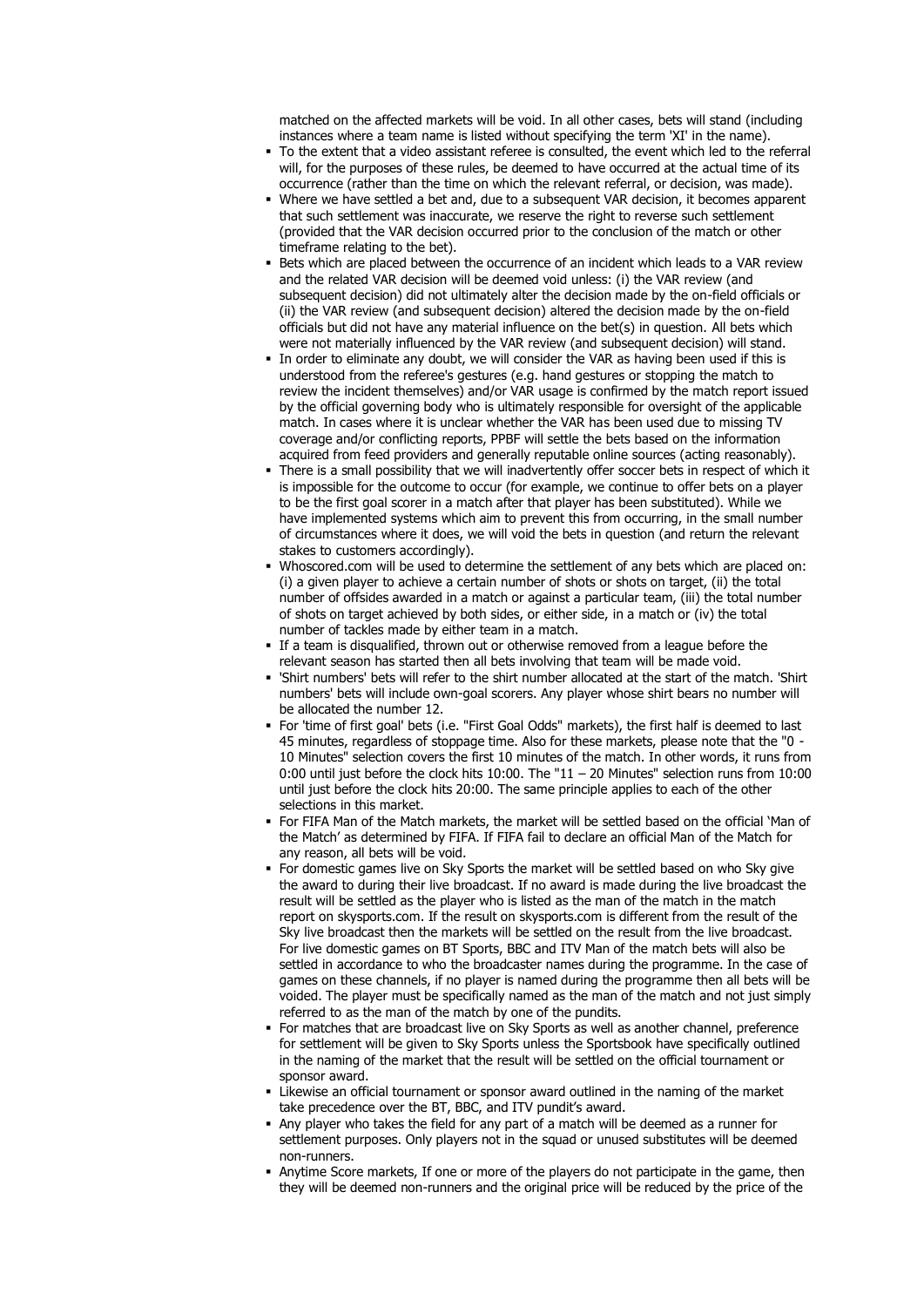matched on the affected markets will be void. In all other cases, bets will stand (including instances where a team name is listed without specifying the term 'XI' in the name).

- To the extent that a video assistant referee is consulted, the event which led to the referral will, for the purposes of these rules, be deemed to have occurred at the actual time of its occurrence (rather than the time on which the relevant referral, or decision, was made).
- Where we have settled a bet and, due to a subsequent VAR decision, it becomes apparent that such settlement was inaccurate, we reserve the right to reverse such settlement (provided that the VAR decision occurred prior to the conclusion of the match or other timeframe relating to the bet).
- Bets which are placed between the occurrence of an incident which leads to a VAR review and the related VAR decision will be deemed void unless: (i) the VAR review (and subsequent decision) did not ultimately alter the decision made by the on-field officials or (ii) the VAR review (and subsequent decision) altered the decision made by the on-field officials but did not have any material influence on the bet(s) in question. All bets which were not materially influenced by the VAR review (and subsequent decision) will stand.
- In order to eliminate any doubt, we will consider the VAR as having been used if this is understood from the referee's gestures (e.g. hand gestures or stopping the match to review the incident themselves) and/or VAR usage is confirmed by the match report issued by the official governing body who is ultimately responsible for oversight of the applicable match. In cases where it is unclear whether the VAR has been used due to missing TV coverage and/or conflicting reports, PPBF will settle the bets based on the information acquired from feed providers and generally reputable online sources (acting reasonably).
- There is a small possibility that we will inadvertently offer soccer bets in respect of which it is impossible for the outcome to occur (for example, we continue to offer bets on a player to be the first goal scorer in a match after that player has been substituted). While we have implemented systems which aim to prevent this from occurring, in the small number of circumstances where it does, we will void the bets in question (and return the relevant stakes to customers accordingly).
- Whoscored.com will be used to determine the settlement of any bets which are placed on: (i) a given player to achieve a certain number of shots or shots on target, (ii) the total number of offsides awarded in a match or against a particular team, (iii) the total number of shots on target achieved by both sides, or either side, in a match or (iv) the total number of tackles made by either team in a match.
- If a team is disqualified, thrown out or otherwise removed from a league before the relevant season has started then all bets involving that team will be made void.
- 'Shirt numbers' bets will refer to the shirt number allocated at the start of the match. 'Shirt numbers' bets will include own-goal scorers. Any player whose shirt bears no number will be allocated the number 12.
- For 'time of first goal' bets (i.e. "First Goal Odds" markets), the first half is deemed to last 45 minutes, regardless of stoppage time. Also for these markets, please note that the "0 - 10 Minutes" selection covers the first 10 minutes of the match. In other words, it runs from 0:00 until just before the clock hits 10:00. The "11 – 20 Minutes" selection runs from 10:00 until just before the clock hits 20:00. The same principle applies to each of the other selections in this market.
- For FIFA Man of the Match markets, the market will be settled based on the official 'Man of the Match' as determined by FIFA. If FIFA fail to declare an official Man of the Match for any reason, all bets will be void.
- For domestic games live on Sky Sports the market will be settled based on who Sky give the award to during their live broadcast. If no award is made during the live broadcast the result will be settled as the player who is listed as the man of the match in the match report on skysports.com. If the result on skysports.com is different from the result of the Sky live broadcast then the markets will be settled on the result from the live broadcast. For live domestic games on BT Sports, BBC and ITV Man of the match bets will also be settled in accordance to who the broadcaster names during the programme. In the case of games on these channels, if no player is named during the programme then all bets will be voided. The player must be specifically named as the man of the match and not just simply referred to as the man of the match by one of the pundits.
- For matches that are broadcast live on Sky Sports as well as another channel, preference for settlement will be given to Sky Sports unless the Sportsbook have specifically outlined in the naming of the market that the result will be settled on the official tournament or sponsor award.
- Likewise an official tournament or sponsor award outlined in the naming of the market take precedence over the BT, BBC, and ITV pundit's award.
- Any player who takes the field for any part of a match will be deemed as a runner for settlement purposes. Only players not in the squad or unused substitutes will be deemed non-runners.
- Anytime Score markets, If one or more of the players do not participate in the game, then they will be deemed non-runners and the original price will be reduced by the price of the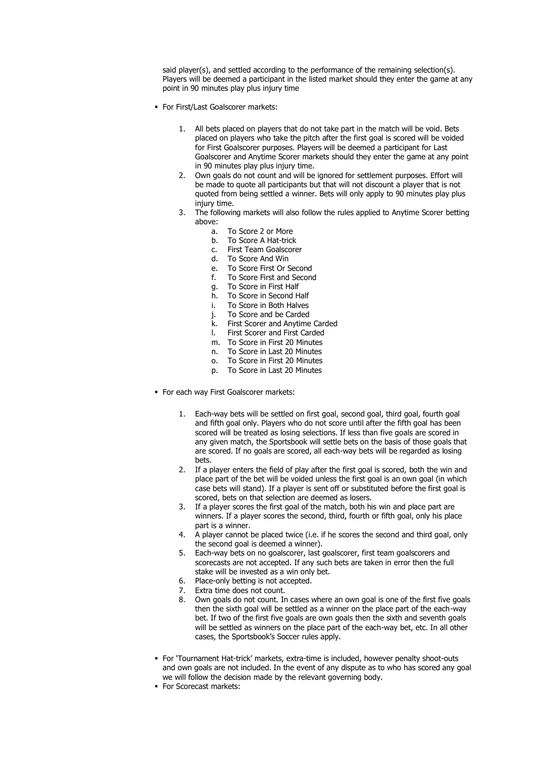said player(s), and settled according to the performance of the remaining selection(s). Players will be deemed a participant in the listed market should they enter the game at any point in 90 minutes play plus injury time

- For First/Last Goalscorer markets:

  1. All bets placed on players that do not take part in the match will be void. Bets placed on players who take the pitch after the first goal is scored will be voided for First Goalscorer purposes. Players will be deemed a participant for Last Goalscorer and Anytime Scorer markets should they enter the game at any point in 90 minutes play plus injury time.
  2. Own goals do not count and will be ignored for settlement purposes. Effort will be made to quote all participants but that will not discount a player that is not quoted from being settled a winner. Bets will only apply to 90 minutes play plus injury time.
  3. The following markets will also follow the rules applied to Anytime Scorer betting above:
     a. To Score 2 or More
     b. To Score A Hat-trick
     c. First Team Goalscorer
     d. To Score And Win
     e. To Score First Or Second
     f. To Score First and Second
     g. To Score in First Half
     h. To Score in Second Half
     i. To Score in Both Halves
     j. To Score and be Carded
     k. First Scorer and Anytime Carded
     l. First Scorer and First Carded
     m. To Score in First 20 Minutes
     n. To Score in Last 20 Minutes
     o. To Score in First 20 Minutes
     p. To Score in Last 20 Minutes

- For each way First Goalscorer markets:

  1. Each-way bets will be settled on first goal, second goal, third goal, fourth goal and fifth goal only. Players who do not score until after the fifth goal has been scored will be treated as losing selections. If less than five goals are scored in any given match, the Sportsbook will settle bets on the basis of those goals that are scored. If no goals are scored, all each-way bets will be regarded as losing bets.
  2. If a player enters the field of play after the first goal is scored, both the win and place part of the bet will be voided unless the first goal is an own goal (in which case bets will stand). If a player is sent off or substituted before the first goal is scored, bets on that selection are deemed as losers.
  3. If a player scores the first goal of the match, both his win and place part are winners. If a player scores the second, third, fourth or fifth goal, only his place part is a winner.
  4. A player cannot be placed twice (i.e. if he scores the second and third goal, only the second goal is deemed a winner).
  5. Each-way bets on no goalscorer, last goalscorer, first team goalscorers and scorecasts are not accepted. If any such bets are taken in error then the full stake will be invested as a win only bet.
  6. Place-only betting is not accepted.
  7. Extra time does not count.
  8. Own goals do not count. In cases where an own goal is one of the first five goals then the sixth goal will be settled as a winner on the place part of the each-way bet. If two of the first five goals are own goals then the sixth and seventh goals will be settled as winners on the place part of the each-way bet, etc. In all other cases, the Sportsbook's Soccer rules apply.

- For 'Tournament Hat-trick' markets, extra-time is included, however penalty shoot-outs and own goals are not included. In the event of any dispute as to who has scored any goal we will follow the decision made by the relevant governing body.
- For Scorecast markets: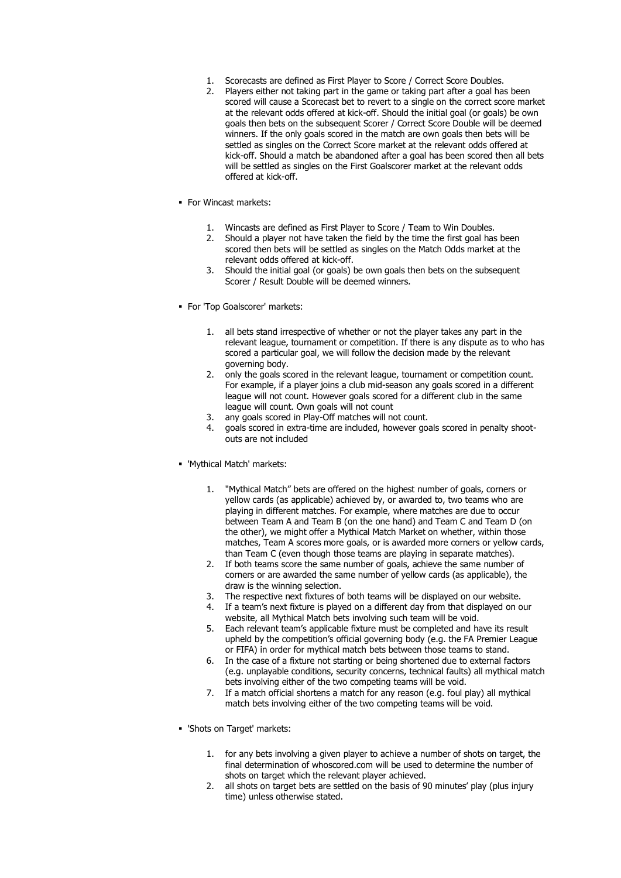1. Scorecasts are defined as First Player to Score / Correct Score Doubles.
2. Players either not taking part in the game or taking part after a goal has been scored will cause a Scorecast bet to revert to a single on the correct score market at the relevant odds offered at kick-off. Should the initial goal (or goals) be own goals then bets on the subsequent Scorer / Correct Score Double will be deemed winners. If the only goals scored in the match are own goals then bets will be settled as singles on the Correct Score market at the relevant odds offered at kick-off. Should a match be abandoned after a goal has been scored then all bets will be settled as singles on the First Goalscorer market at the relevant odds offered at kick-off.

- For Wincast markets:

    1. Wincasts are defined as First Player to Score / Team to Win Doubles.
    2. Should a player not have taken the field by the time the first goal has been scored then bets will be settled as singles on the Match Odds market at the relevant odds offered at kick-off.
    3. Should the initial goal (or goals) be own goals then bets on the subsequent Scorer / Result Double will be deemed winners.

- For 'Top Goalscorer' markets:

    1. all bets stand irrespective of whether or not the player takes any part in the relevant league, tournament or competition. If there is any dispute as to who has scored a particular goal, we will follow the decision made by the relevant governing body.
    2. only the goals scored in the relevant league, tournament or competition count. For example, if a player joins a club mid-season any goals scored in a different league will not count. However goals scored for a different club in the same league will count. Own goals will not count
    3. any goals scored in Play-Off matches will not count.
    4. goals scored in extra-time are included, however goals scored in penalty shoot-outs are not included

- 'Mythical Match' markets:

    1. "Mythical Match" bets are offered on the highest number of goals, corners or yellow cards (as applicable) achieved by, or awarded to, two teams who are playing in different matches. For example, where matches are due to occur between Team A and Team B (on the one hand) and Team C and Team D (on the other), we might offer a Mythical Match Market on whether, within those matches, Team A scores more goals, or is awarded more corners or yellow cards, than Team C (even though those teams are playing in separate matches).
    2. If both teams score the same number of goals, achieve the same number of corners or are awarded the same number of yellow cards (as applicable), the draw is the winning selection.
    3. The respective next fixtures of both teams will be displayed on our website.
    4. If a team's next fixture is played on a different day from that displayed on our website, all Mythical Match bets involving such team will be void.
    5. Each relevant team's applicable fixture must be completed and have its result upheld by the competition's official governing body (e.g. the FA Premier League or FIFA) in order for mythical match bets between those teams to stand.
    6. In the case of a fixture not starting or being shortened due to external factors (e.g. unplayable conditions, security concerns, technical faults) all mythical match bets involving either of the two competing teams will be void.
    7. If a match official shortens a match for any reason (e.g. foul play) all mythical match bets involving either of the two competing teams will be void.

- 'Shots on Target' markets:

    1. for any bets involving a given player to achieve a number of shots on target, the final determination of whoscored.com will be used to determine the number of shots on target which the relevant player achieved.
    2. all shots on target bets are settled on the basis of 90 minutes' play (plus injury time) unless otherwise stated.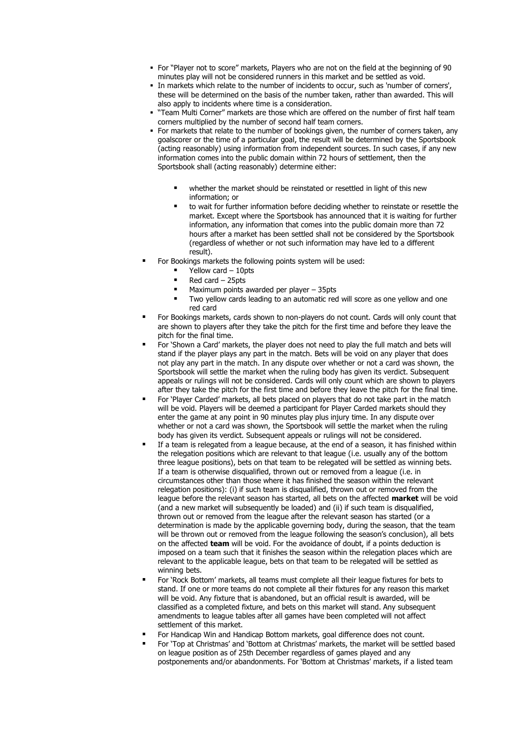- For "Player not to score" markets, Players who are not on the field at the beginning of 90 minutes play will not be considered runners in this market and be settled as void.
- In markets which relate to the number of incidents to occur, such as 'number of corners', these will be determined on the basis of the number taken, rather than awarded. This will also apply to incidents where time is a consideration.
- "Team Multi Corner" markets are those which are offered on the number of first half team corners multiplied by the number of second half team corners.
- For markets that relate to the number of bookings given, the number of corners taken, any goalscorer or the time of a particular goal, the result will be determined by the Sportsbook (acting reasonably) using information from independent sources. In such cases, if any new information comes into the public domain within 72 hours of settlement, then the Sportsbook shall (acting reasonably) determine either:
    - whether the market should be reinstated or resettled in light of this new information; or
    - to wait for further information before deciding whether to reinstate or resettle the market. Except where the Sportsbook has announced that it is waiting for further information, any information that comes into the public domain more than 72 hours after a market has been settled shall not be considered by the Sportsbook (regardless of whether or not such information may have led to a different result).
- For Bookings markets the following points system will be used:
    - Yellow card – 10pts
    - Red card – 25pts
    - Maximum points awarded per player – 35pts
    - Two yellow cards leading to an automatic red will score as one yellow and one red card
- For Bookings markets, cards shown to non-players do not count. Cards will only count that are shown to players after they take the pitch for the first time and before they leave the pitch for the final time.
- For 'Shown a Card' markets, the player does not need to play the full match and bets will stand if the player plays any part in the match. Bets will be void on any player that does not play any part in the match. In any dispute over whether or not a card was shown, the Sportsbook will settle the market when the ruling body has given its verdict. Subsequent appeals or rulings will not be considered. Cards will only count which are shown to players after they take the pitch for the first time and before they leave the pitch for the final time.
- For 'Player Carded' markets, all bets placed on players that do not take part in the match will be void. Players will be deemed a participant for Player Carded markets should they enter the game at any point in 90 minutes play plus injury time. In any dispute over whether or not a card was shown, the Sportsbook will settle the market when the ruling body has given its verdict. Subsequent appeals or rulings will not be considered.
- If a team is relegated from a league because, at the end of a season, it has finished within the relegation positions which are relevant to that league (i.e. usually any of the bottom three league positions), bets on that team to be relegated will be settled as winning bets. If a team is otherwise disqualified, thrown out or removed from a league (i.e. in circumstances other than those where it has finished the season within the relevant relegation positions): (i) if such team is disqualified, thrown out or removed from the league before the relevant season has started, all bets on the affected **market** will be void (and a new market will subsequently be loaded) and (ii) if such team is disqualified, thrown out or removed from the league after the relevant season has started (or a determination is made by the applicable governing body, during the season, that the team will be thrown out or removed from the league following the season's conclusion), all bets on the affected **team** will be void. For the avoidance of doubt, if a points deduction is imposed on a team such that it finishes the season within the relegation places which are relevant to the applicable league, bets on that team to be relegated will be settled as winning bets.
- For 'Rock Bottom' markets, all teams must complete all their league fixtures for bets to stand. If one or more teams do not complete all their fixtures for any reason this market will be void. Any fixture that is abandoned, but an official result is awarded, will be classified as a completed fixture, and bets on this market will stand. Any subsequent amendments to league tables after all games have been completed will not affect settlement of this market.
- For Handicap Win and Handicap Bottom markets, goal difference does not count.
- For 'Top at Christmas' and 'Bottom at Christmas' markets, the market will be settled based on league position as of 25th December regardless of games played and any postponements and/or abandonments. For 'Bottom at Christmas' markets, if a listed team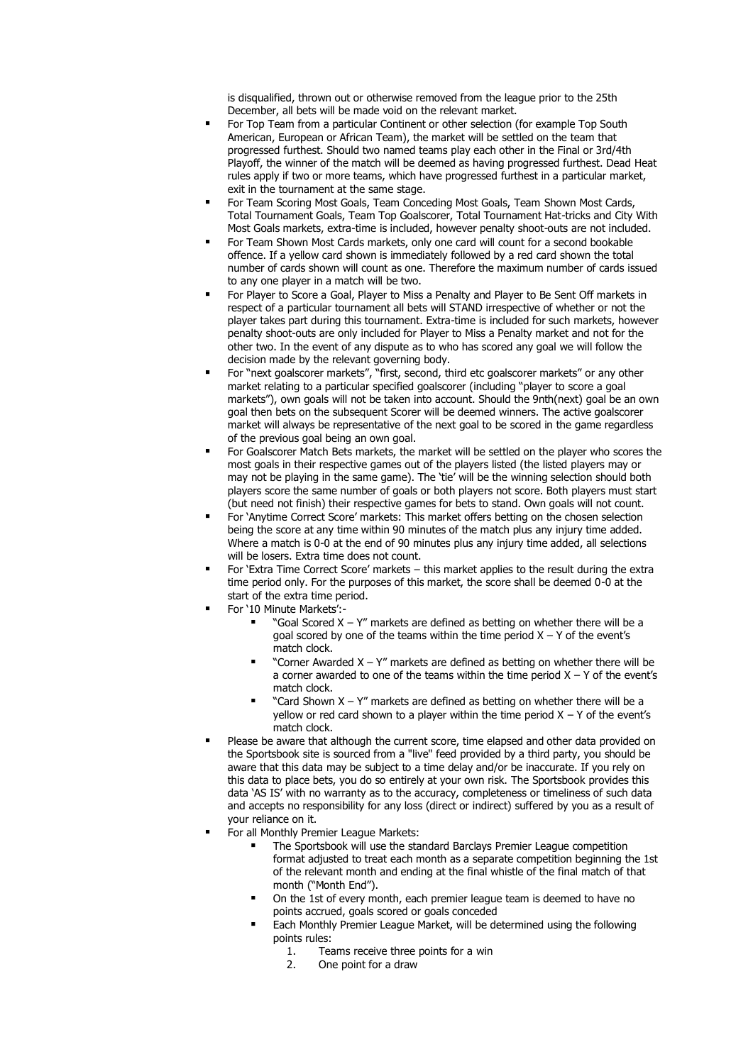is disqualified, thrown out or otherwise removed from the league prior to the 25th December, all bets will be made void on the relevant market.

- For Top Team from a particular Continent or other selection (for example Top South American, European or African Team), the market will be settled on the team that progressed furthest. Should two named teams play each other in the Final or 3rd/4th Playoff, the winner of the match will be deemed as having progressed furthest. Dead Heat rules apply if two or more teams, which have progressed furthest in a particular market, exit in the tournament at the same stage.
- For Team Scoring Most Goals, Team Conceding Most Goals, Team Shown Most Cards, Total Tournament Goals, Team Top Goalscorer, Total Tournament Hat-tricks and City With Most Goals markets, extra-time is included, however penalty shoot-outs are not included.
- For Team Shown Most Cards markets, only one card will count for a second bookable offence. If a yellow card shown is immediately followed by a red card shown the total number of cards shown will count as one. Therefore the maximum number of cards issued to any one player in a match will be two.
- For Player to Score a Goal, Player to Miss a Penalty and Player to Be Sent Off markets in respect of a particular tournament all bets will STAND irrespective of whether or not the player takes part during this tournament. Extra-time is included for such markets, however penalty shoot-outs are only included for Player to Miss a Penalty market and not for the other two. In the event of any dispute as to who has scored any goal we will follow the decision made by the relevant governing body.
- For "next goalscorer markets", "first, second, third etc goalscorer markets" or any other market relating to a particular specified goalscorer (including "player to score a goal markets"), own goals will not be taken into account. Should the 9nth(next) goal be an own goal then bets on the subsequent Scorer will be deemed winners. The active goalscorer market will always be representative of the next goal to be scored in the game regardless of the previous goal being an own goal.
- For Goalscorer Match Bets markets, the market will be settled on the player who scores the most goals in their respective games out of the players listed (the listed players may or may not be playing in the same game). The 'tie' will be the winning selection should both players score the same number of goals or both players not score. Both players must start (but need not finish) their respective games for bets to stand. Own goals will not count.
- For 'Anytime Correct Score' markets: This market offers betting on the chosen selection being the score at any time within 90 minutes of the match plus any injury time added. Where a match is 0-0 at the end of 90 minutes plus any injury time added, all selections will be losers. Extra time does not count.
- For 'Extra Time Correct Score' markets – this market applies to the result during the extra time period only. For the purposes of this market, the score shall be deemed 0-0 at the start of the extra time period.
- For '10 Minute Markets':-
  - "Goal Scored X – Y" markets are defined as betting on whether there will be a goal scored by one of the teams within the time period X – Y of the event's match clock.
  - "Corner Awarded X – Y" markets are defined as betting on whether there will be a corner awarded to one of the teams within the time period X – Y of the event's match clock.
  - "Card Shown X – Y" markets are defined as betting on whether there will be a yellow or red card shown to a player within the time period X – Y of the event's match clock.
- Please be aware that although the current score, time elapsed and other data provided on the Sportsbook site is sourced from a "live" feed provided by a third party, you should be aware that this data may be subject to a time delay and/or be inaccurate. If you rely on this data to place bets, you do so entirely at your own risk. The Sportsbook provides this data 'AS IS' with no warranty as to the accuracy, completeness or timeliness of such data and accepts no responsibility for any loss (direct or indirect) suffered by you as a result of your reliance on it.
- For all Monthly Premier League Markets:
  - The Sportsbook will use the standard Barclays Premier League competition format adjusted to treat each month as a separate competition beginning the 1st of the relevant month and ending at the final whistle of the final match of that month ("Month End").
  - On the 1st of every month, each premier league team is deemed to have no points accrued, goals scored or goals conceded
  - Each Monthly Premier League Market, will be determined using the following points rules:
    1. Teams receive three points for a win
    2. One point for a draw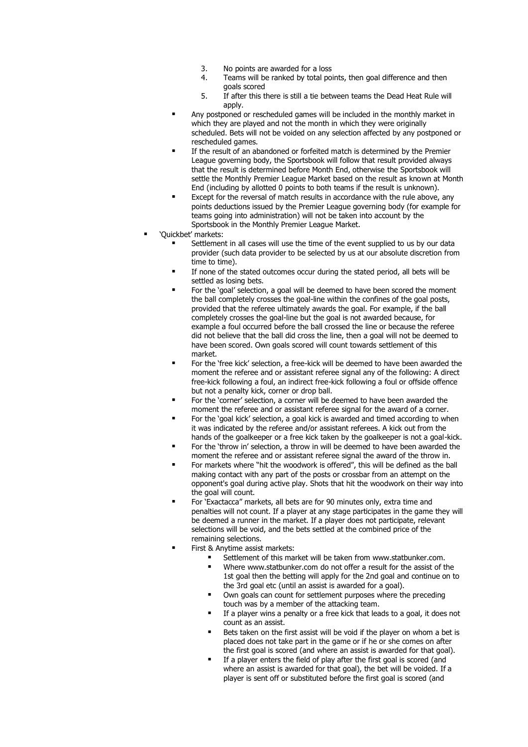3. No points are awarded for a loss
4. Teams will be ranked by total points, then goal difference and then goals scored
5. If after this there is still a tie between teams the Dead Heat Rule will apply.

- Any postponed or rescheduled games will be included in the monthly market in which they are played and not the month in which they were originally scheduled. Bets will not be voided on any selection affected by any postponed or rescheduled games.
- If the result of an abandoned or forfeited match is determined by the Premier League governing body, the Sportsbook will follow that result provided always that the result is determined before Month End, otherwise the Sportsbook will settle the Monthly Premier League Market based on the result as known at Month End (including by allotted 0 points to both teams if the result is unknown).
- Except for the reversal of match results in accordance with the rule above, any points deductions issued by the Premier League governing body (for example for teams going into administration) will not be taken into account by the Sportsbook in the Monthly Premier League Market.

- 'Quickbet' markets:
  - Settlement in all cases will use the time of the event supplied to us by our data provider (such data provider to be selected by us at our absolute discretion from time to time).
  - If none of the stated outcomes occur during the stated period, all bets will be settled as losing bets.
  - For the 'goal' selection, a goal will be deemed to have been scored the moment the ball completely crosses the goal-line within the confines of the goal posts, provided that the referee ultimately awards the goal. For example, if the ball completely crosses the goal-line but the goal is not awarded because, for example a foul occurred before the ball crossed the line or because the referee did not believe that the ball did cross the line, then a goal will not be deemed to have been scored. Own goals scored will count towards settlement of this market.
  - For the 'free kick' selection, a free-kick will be deemed to have been awarded the moment the referee and or assistant referee signal any of the following: A direct free-kick following a foul, an indirect free-kick following a foul or offside offence but not a penalty kick, corner or drop ball.
  - For the 'corner' selection, a corner will be deemed to have been awarded the moment the referee and or assistant referee signal for the award of a corner.
  - For the 'goal kick' selection, a goal kick is awarded and timed according to when it was indicated by the referee and/or assistant referees. A kick out from the hands of the goalkeeper or a free kick taken by the goalkeeper is not a goal-kick.
  - For the 'throw in' selection, a throw in will be deemed to have been awarded the moment the referee and or assistant referee signal the award of the throw in.
  - For markets where "hit the woodwork is offered", this will be defined as the ball making contact with any part of the posts or crossbar from an attempt on the opponent's goal during active play. Shots that hit the woodwork on their way into the goal will count.
  - For 'Exactacca" markets, all bets are for 90 minutes only, extra time and penalties will not count. If a player at any stage participates in the game they will be deemed a runner in the market. If a player does not participate, relevant selections will be void, and the bets settled at the combined price of the remaining selections.
  - First & Anytime assist markets:
    - Settlement of this market will be taken from www.statbunker.com.
    - Where www.statbunker.com do not offer a result for the assist of the 1st goal then the betting will apply for the 2nd goal and continue on to the 3rd goal etc (until an assist is awarded for a goal).
    - Own goals can count for settlement purposes where the preceding touch was by a member of the attacking team.
    - If a player wins a penalty or a free kick that leads to a goal, it does not count as an assist.
    - Bets taken on the first assist will be void if the player on whom a bet is placed does not take part in the game or if he or she comes on after the first goal is scored (and where an assist is awarded for that goal).
    - If a player enters the field of play after the first goal is scored (and where an assist is awarded for that goal), the bet will be voided. If a player is sent off or substituted before the first goal is scored (and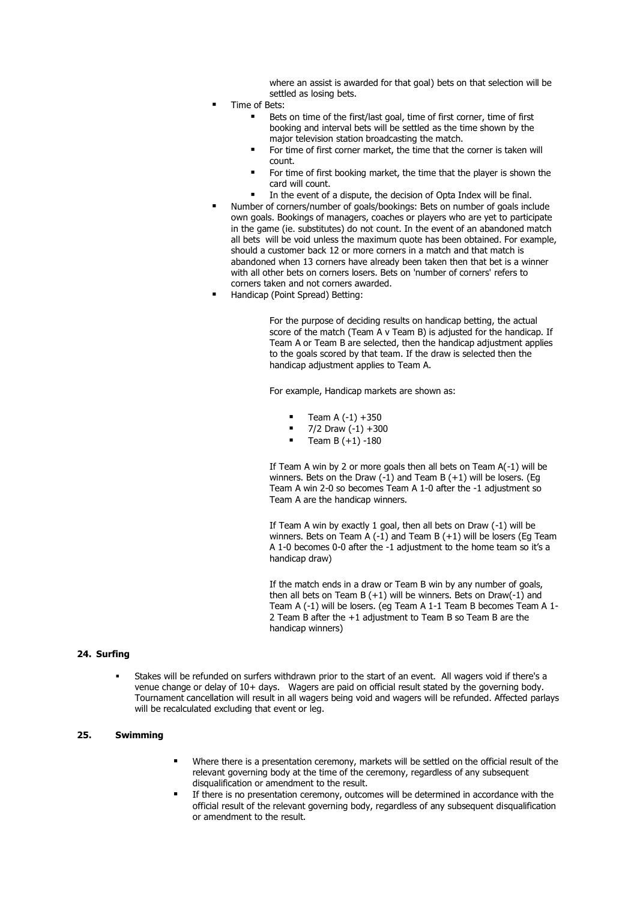where an assist is awarded for that goal) bets on that selection will be settled as losing bets.

- Time of Bets:
  - Bets on time of the first/last goal, time of first corner, time of first booking and interval bets will be settled as the time shown by the major television station broadcasting the match.
  - For time of first corner market, the time that the corner is taken will count.
  - For time of first booking market, the time that the player is shown the card will count.
  - In the event of a dispute, the decision of Opta Index will be final.
- Number of corners/number of goals/bookings: Bets on number of goals include own goals. Bookings of managers, coaches or players who are yet to participate in the game (ie. substitutes) do not count. In the event of an abandoned match all bets will be void unless the maximum quote has been obtained. For example, should a customer back 12 or more corners in a match and that match is abandoned when 13 corners have already been taken then that bet is a winner with all other bets on corners losers. Bets on 'number of corners' refers to corners taken and not corners awarded.
- Handicap (Point Spread) Betting:

  For the purpose of deciding results on handicap betting, the actual score of the match (Team A v Team B) is adjusted for the handicap. If Team A or Team B are selected, then the handicap adjustment applies to the goals scored by that team. If the draw is selected then the handicap adjustment applies to Team A.

  For example, Handicap markets are shown as:

  - Team A (-1) +350
  - 7/2 Draw (-1) +300
  - Team B (+1) -180

  If Team A win by 2 or more goals then all bets on Team A(-1) will be winners. Bets on the Draw (-1) and Team B (+1) will be losers. (Eg Team A win 2-0 so becomes Team A 1-0 after the -1 adjustment so Team A are the handicap winners.

  If Team A win by exactly 1 goal, then all bets on Draw (-1) will be winners. Bets on Team A (-1) and Team B (+1) will be losers (Eg Team A 1-0 becomes 0-0 after the -1 adjustment to the home team so it's a handicap draw)

  If the match ends in a draw or Team B win by any number of goals, then all bets on Team B (+1) will be winners. Bets on Draw(-1) and Team A (-1) will be losers. (eg Team A 1-1 Team B becomes Team A 1-2 Team B after the +1 adjustment to Team B so Team B are the handicap winners)

## 24. Surfing

- Stakes will be refunded on surfers withdrawn prior to the start of an event. All wagers void if there's a venue change or delay of 10+ days. Wagers are paid on official result stated by the governing body. Tournament cancellation will result in all wagers being void and wagers will be refunded. Affected parlays will be recalculated excluding that event or leg.

## 25. Swimming

- Where there is a presentation ceremony, markets will be settled on the official result of the relevant governing body at the time of the ceremony, regardless of any subsequent disqualification or amendment to the result.
- If there is no presentation ceremony, outcomes will be determined in accordance with the official result of the relevant governing body, regardless of any subsequent disqualification or amendment to the result.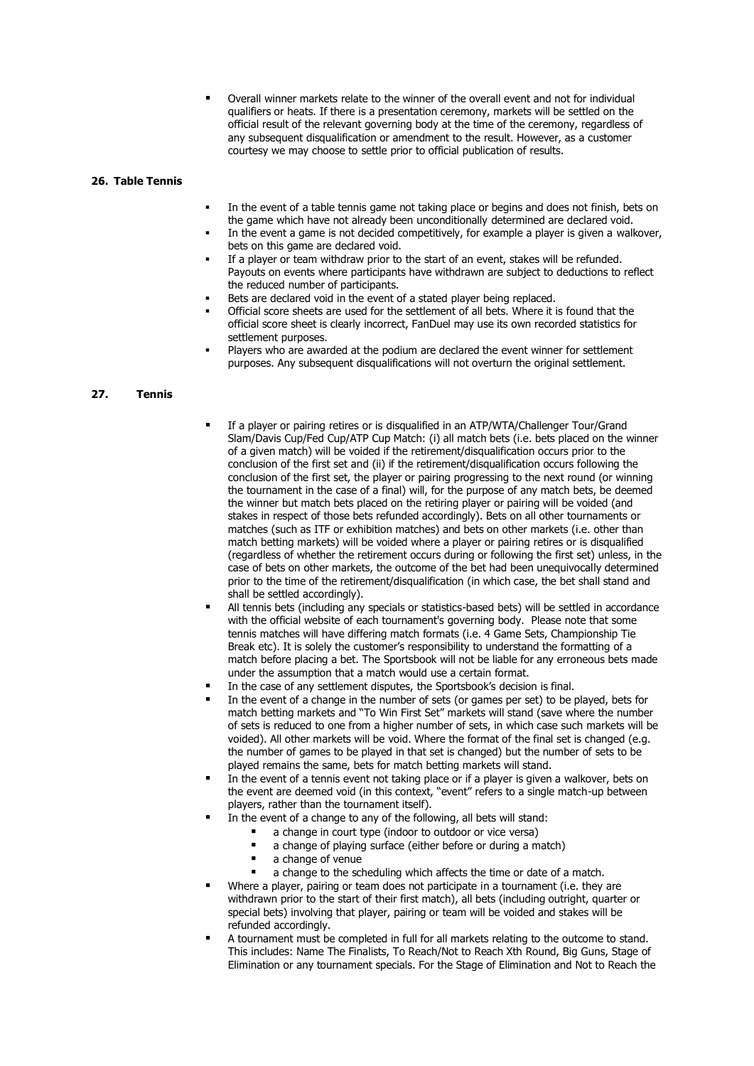- Overall winner markets relate to the winner of the overall event and not for individual qualifiers or heats. If there is a presentation ceremony, markets will be settled on the official result of the relevant governing body at the time of the ceremony, regardless of any subsequent disqualification or amendment to the result. However, as a customer courtesy we may choose to settle prior to official publication of results.

## 26. Table Tennis

- In the event of a table tennis game not taking place or begins and does not finish, bets on the game which have not already been unconditionally determined are declared void.
- In the event a game is not decided competitively, for example a player is given a walkover, bets on this game are declared void.
- If a player or team withdraw prior to the start of an event, stakes will be refunded. Payouts on events where participants have withdrawn are subject to deductions to reflect the reduced number of participants.
- Bets are declared void in the event of a stated player being replaced.
- Official score sheets are used for the settlement of all bets. Where it is found that the official score sheet is clearly incorrect, FanDuel may use its own recorded statistics for settlement purposes.
- Players who are awarded at the podium are declared the event winner for settlement purposes. Any subsequent disqualifications will not overturn the original settlement.

## 27. Tennis

- If a player or pairing retires or is disqualified in an ATP/WTA/Challenger Tour/Grand Slam/Davis Cup/Fed Cup/ATP Cup Match: (i) all match bets (i.e. bets placed on the winner of a given match) will be voided if the retirement/disqualification occurs prior to the conclusion of the first set and (ii) if the retirement/disqualification occurs following the conclusion of the first set, the player or pairing progressing to the next round (or winning the tournament in the case of a final) will, for the purpose of any match bets, be deemed the winner but match bets placed on the retiring player or pairing will be voided (and stakes in respect of those bets refunded accordingly). Bets on all other tournaments or matches (such as ITF or exhibition matches) and bets on other markets (i.e. other than match betting markets) will be voided where a player or pairing retires or is disqualified (regardless of whether the retirement occurs during or following the first set) unless, in the case of bets on other markets, the outcome of the bet had been unequivocally determined prior to the time of the retirement/disqualification (in which case, the bet shall stand and shall be settled accordingly).
- All tennis bets (including any specials or statistics-based bets) will be settled in accordance with the official website of each tournament's governing body. Please note that some tennis matches will have differing match formats (i.e. 4 Game Sets, Championship Tie Break etc). It is solely the customer's responsibility to understand the formatting of a match before placing a bet. The Sportsbook will not be liable for any erroneous bets made under the assumption that a match would use a certain format.
- In the case of any settlement disputes, the Sportsbook's decision is final.
- In the event of a change in the number of sets (or games per set) to be played, bets for match betting markets and "To Win First Set" markets will stand (save where the number of sets is reduced to one from a higher number of sets, in which case such markets will be voided). All other markets will be void. Where the format of the final set is changed (e.g. the number of games to be played in that set is changed) but the number of sets to be played remains the same, bets for match betting markets will stand.
- In the event of a tennis event not taking place or if a player is given a walkover, bets on the event are deemed void (in this context, "event" refers to a single match-up between players, rather than the tournament itself).
- In the event of a change to any of the following, all bets will stand:
  - a change in court type (indoor to outdoor or vice versa)
  - a change of playing surface (either before or during a match)
  - a change of venue
  - a change to the scheduling which affects the time or date of a match.
- Where a player, pairing or team does not participate in a tournament (i.e. they are withdrawn prior to the start of their first match), all bets (including outright, quarter or special bets) involving that player, pairing or team will be voided and stakes will be refunded accordingly.
- A tournament must be completed in full for all markets relating to the outcome to stand. This includes: Name The Finalists, To Reach/Not to Reach Xth Round, Big Guns, Stage of Elimination or any tournament specials. For the Stage of Elimination and Not to Reach the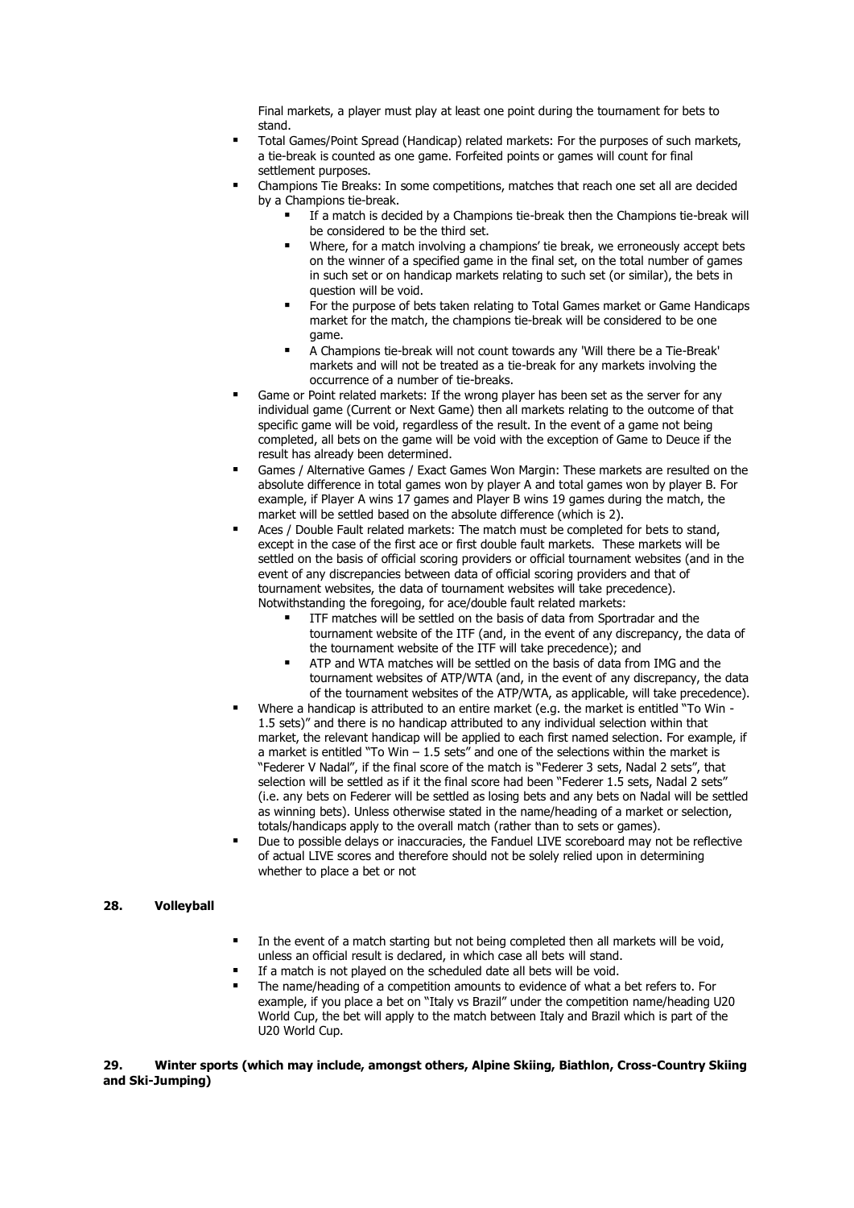Final markets, a player must play at least one point during the tournament for bets to stand.

- Total Games/Point Spread (Handicap) related markets: For the purposes of such markets, a tie-break is counted as one game. Forfeited points or games will count for final settlement purposes.
- Champions Tie Breaks: In some competitions, matches that reach one set all are decided by a Champions tie-break.
    - If a match is decided by a Champions tie-break then the Champions tie-break will be considered to be the third set.
    - Where, for a match involving a champions' tie break, we erroneously accept bets on the winner of a specified game in the final set, on the total number of games in such set or on handicap markets relating to such set (or similar), the bets in question will be void.
    - For the purpose of bets taken relating to Total Games market or Game Handicaps market for the match, the champions tie-break will be considered to be one game.
    - A Champions tie-break will not count towards any 'Will there be a Tie-Break' markets and will not be treated as a tie-break for any markets involving the occurrence of a number of tie-breaks.
- Game or Point related markets: If the wrong player has been set as the server for any individual game (Current or Next Game) then all markets relating to the outcome of that specific game will be void, regardless of the result. In the event of a game not being completed, all bets on the game will be void with the exception of Game to Deuce if the result has already been determined.
- Games / Alternative Games / Exact Games Won Margin: These markets are resulted on the absolute difference in total games won by player A and total games won by player B. For example, if Player A wins 17 games and Player B wins 19 games during the match, the market will be settled based on the absolute difference (which is 2).
- Aces / Double Fault related markets: The match must be completed for bets to stand, except in the case of the first ace or first double fault markets. These markets will be settled on the basis of official scoring providers or official tournament websites (and in the event of any discrepancies between data of official scoring providers and that of tournament websites, the data of tournament websites will take precedence). Notwithstanding the foregoing, for ace/double fault related markets:
    - ITF matches will be settled on the basis of data from Sportradar and the tournament website of the ITF (and, in the event of any discrepancy, the data of the tournament website of the ITF will take precedence); and
    - ATP and WTA matches will be settled on the basis of data from IMG and the tournament websites of ATP/WTA (and, in the event of any discrepancy, the data of the tournament websites of the ATP/WTA, as applicable, will take precedence).
- Where a handicap is attributed to an entire market (e.g. the market is entitled "To Win - 1.5 sets)" and there is no handicap attributed to any individual selection within that market, the relevant handicap will be applied to each first named selection. For example, if a market is entitled "To Win – 1.5 sets" and one of the selections within the market is "Federer V Nadal", if the final score of the match is "Federer 3 sets, Nadal 2 sets", that selection will be settled as if it the final score had been "Federer 1.5 sets, Nadal 2 sets" (i.e. any bets on Federer will be settled as losing bets and any bets on Nadal will be settled as winning bets). Unless otherwise stated in the name/heading of a market or selection, totals/handicaps apply to the overall match (rather than to sets or games).
- Due to possible delays or inaccuracies, the Fanduel LIVE scoreboard may not be reflective of actual LIVE scores and therefore should not be solely relied upon in determining whether to place a bet or not

## 28. Volleyball

- In the event of a match starting but not being completed then all markets will be void, unless an official result is declared, in which case all bets will stand.
- If a match is not played on the scheduled date all bets will be void.
- The name/heading of a competition amounts to evidence of what a bet refers to. For example, if you place a bet on "Italy vs Brazil" under the competition name/heading U20 World Cup, the bet will apply to the match between Italy and Brazil which is part of the U20 World Cup.

## 29. Winter sports (which may include, amongst others, Alpine Skiing, Biathlon, Cross-Country Skiing and Ski-Jumping)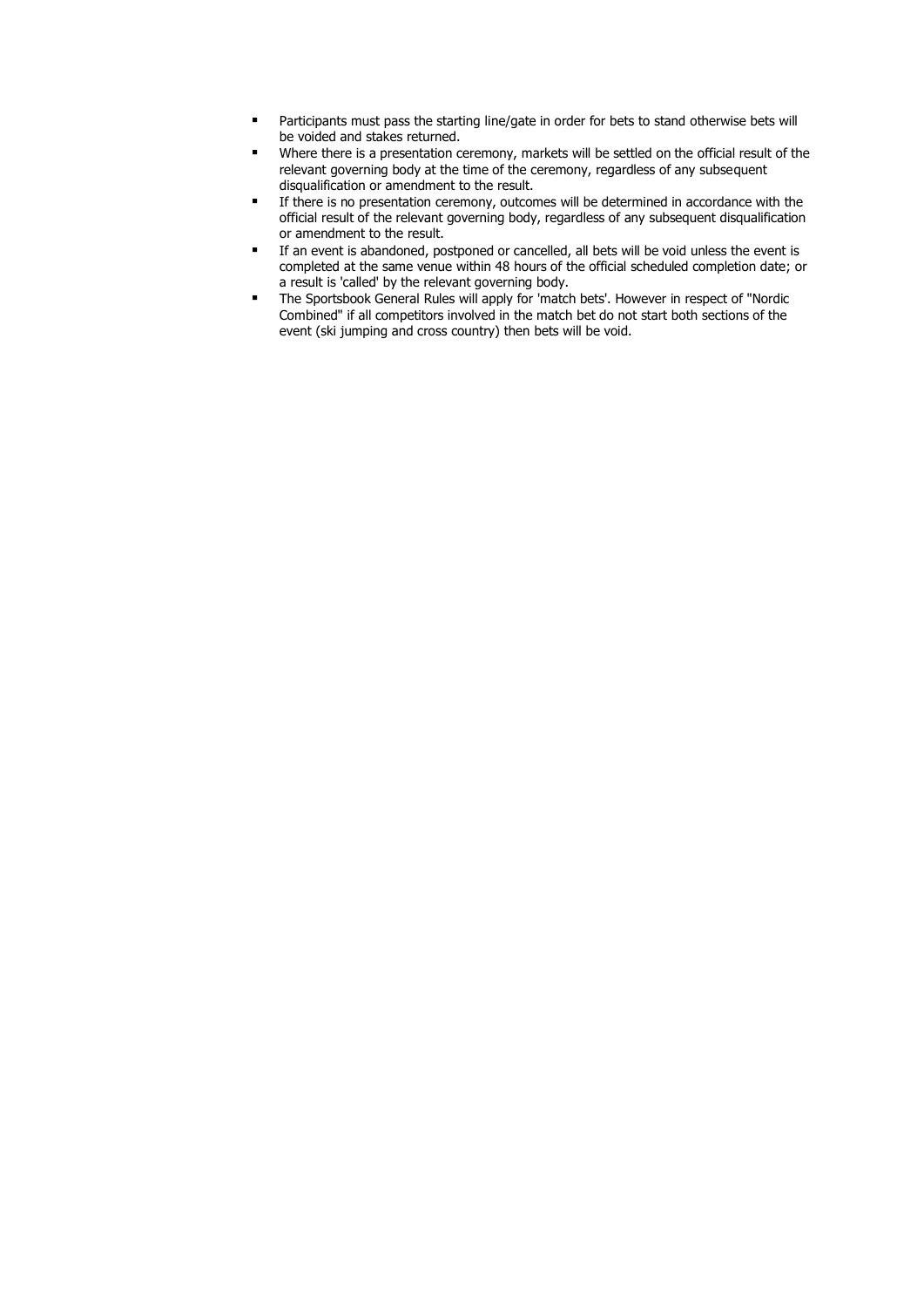- Participants must pass the starting line/gate in order for bets to stand otherwise bets will be voided and stakes returned.
- Where there is a presentation ceremony, markets will be settled on the official result of the relevant governing body at the time of the ceremony, regardless of any subsequent disqualification or amendment to the result.
- If there is no presentation ceremony, outcomes will be determined in accordance with the official result of the relevant governing body, regardless of any subsequent disqualification or amendment to the result.
- If an event is abandoned, postponed or cancelled, all bets will be void unless the event is completed at the same venue within 48 hours of the official scheduled completion date; or a result is 'called' by the relevant governing body.
- The Sportsbook General Rules will apply for 'match bets'. However in respect of "Nordic Combined" if all competitors involved in the match bet do not start both sections of the event (ski jumping and cross country) then bets will be void.